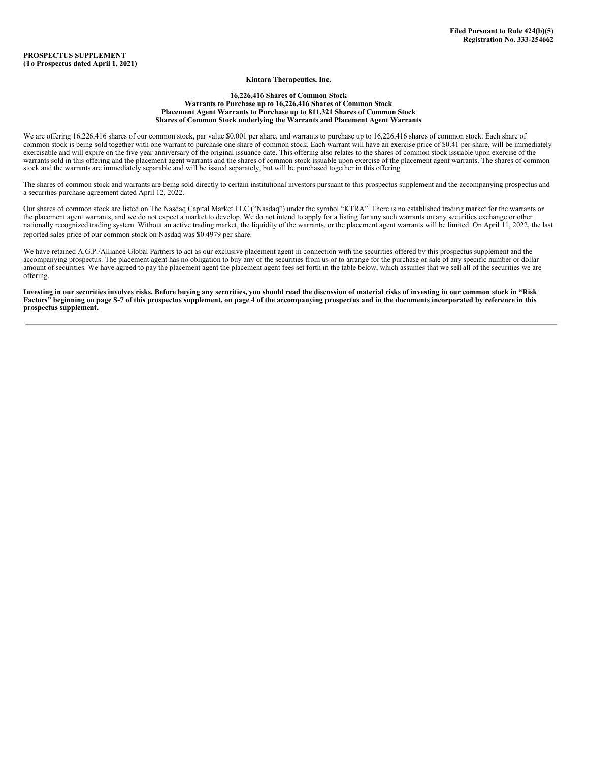**Filed Pursuant to Rule 424(b)(5)**
**Registration No. 333-254662**

**PROSPECTUS SUPPLEMENT**
**(To Prospectus dated April 1, 2021)**

**Kintara Therapeutics, Inc.**

**16,226,416 Shares of Common Stock**
**Warrants to Purchase up to 16,226,416 Shares of Common Stock**
**Placement Agent Warrants to Purchase up to 811,321 Shares of Common Stock**
**Shares of Common Stock underlying the Warrants and Placement Agent Warrants**

We are offering 16,226,416 shares of our common stock, par value $0.001 per share, and warrants to purchase up to 16,226,416 shares of common stock. Each share of common stock is being sold together with one warrant to purchase one share of common stock. Each warrant will have an exercise price of $0.41 per share, will be immediately exercisable and will expire on the five year anniversary of the original issuance date. This offering also relates to the shares of common stock issuable upon exercise of the warrants sold in this offering and the placement agent warrants and the shares of common stock issuable upon exercise of the placement agent warrants. The shares of common stock and the warrants are immediately separable and will be issued separately, but will be purchased together in this offering.

The shares of common stock and warrants are being sold directly to certain institutional investors pursuant to this prospectus supplement and the accompanying prospectus and a securities purchase agreement dated April 12, 2022.

Our shares of common stock are listed on The Nasdaq Capital Market LLC ("Nasdaq") under the symbol "KTRA". There is no established trading market for the warrants or the placement agent warrants, and we do not expect a market to develop. We do not intend to apply for a listing for any such warrants on any securities exchange or other nationally recognized trading system. Without an active trading market, the liquidity of the warrants, or the placement agent warrants will be limited. On April 11, 2022, the last reported sales price of our common stock on Nasdaq was $0.4979 per share.

We have retained A.G.P./Alliance Global Partners to act as our exclusive placement agent in connection with the securities offered by this prospectus supplement and the accompanying prospectus. The placement agent has no obligation to buy any of the securities from us or to arrange for the purchase or sale of any specific number or dollar amount of securities. We have agreed to pay the placement agent the placement agent fees set forth in the table below, which assumes that we sell all of the securities we are offering.

**Investing in our securities involves risks. Before buying any securities, you should read the discussion of material risks of investing in our common stock in "Risk Factors" beginning on page S-7 of this prospectus supplement, on page 4 of the accompanying prospectus and in the documents incorporated by reference in this prospectus supplement.**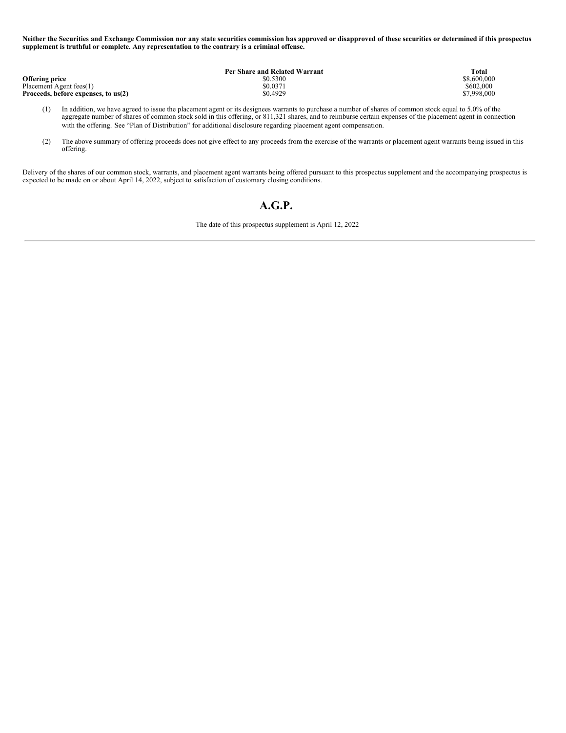**Neither the Securities and Exchange Commission nor any state securities commission has approved or disapproved of these securities or determined if this prospectus supplement is truthful or complete. Any representation to the contrary is a criminal offense.**

| | Per Share and Related Warrant | Total |
|---|---|---|
| **Offering price** | $0.5300 | $8,600,000 |
| Placement Agent fees(1) | $0.0371 | $602,000 |
| **Proceeds, before expenses, to us(2)** | $0.4929 | $7,998,000 |

(1) In addition, we have agreed to issue the placement agent or its designees warrants to purchase a number of shares of common stock equal to 5.0% of the aggregate number of shares of common stock sold in this offering, or 811,321 shares, and to reimburse certain expenses of the placement agent in connection with the offering. See "Plan of Distribution" for additional disclosure regarding placement agent compensation.

(2) The above summary of offering proceeds does not give effect to any proceeds from the exercise of the warrants or placement agent warrants being issued in this offering.

Delivery of the shares of our common stock, warrants, and placement agent warrants being offered pursuant to this prospectus supplement and the accompanying prospectus is expected to be made on or about April 14, 2022, subject to satisfaction of customary closing conditions.

## A.G.P.

The date of this prospectus supplement is April 12, 2022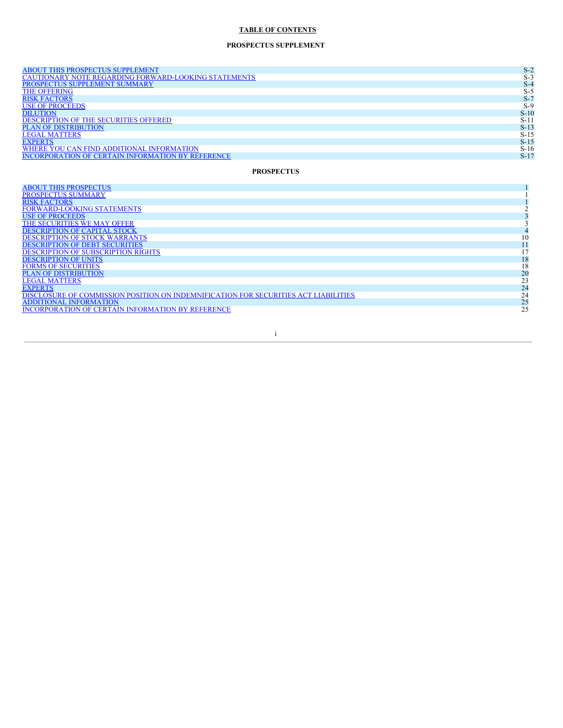**TABLE OF CONTENTS**

**PROSPECTUS SUPPLEMENT**

| | |
|---|---|
| ABOUT THIS PROSPECTUS SUPPLEMENT | S-2 |
| CAUTIONARY NOTE REGARDING FORWARD-LOOKING STATEMENTS | S-3 |
| PROSPECTUS SUPPLEMENT SUMMARY | S-4 |
| THE OFFERING | S-5 |
| RISK FACTORS | S-7 |
| USE OF PROCEEDS | S-9 |
| DILUTION | S-10 |
| DESCRIPTION OF THE SECURITIES OFFERED | S-11 |
| PLAN OF DISTRIBUTION | S-13 |
| LEGAL MATTERS | S-15 |
| EXPERTS | S-15 |
| WHERE YOU CAN FIND ADDITIONAL INFORMATION | S-16 |
| INCORPORATION OF CERTAIN INFORMATION BY REFERENCE | S-17 |

**PROSPECTUS**

| | |
|---|---|
| ABOUT THIS PROSPECTUS | 1 |
| PROSPECTUS SUMMARY | 1 |
| RISK FACTORS | 1 |
| FORWARD-LOOKING STATEMENTS | 2 |
| USE OF PROCEEDS | 3 |
| THE SECURITIES WE MAY OFFER | 3 |
| DESCRIPTION OF CAPITAL STOCK | 4 |
| DESCRIPTION OF STOCK WARRANTS | 10 |
| DESCRIPTION OF DEBT SECURITIES | 11 |
| DESCRIPTION OF SUBSCRIPTION RIGHTS | 17 |
| DESCRIPTION OF UNITS | 18 |
| FORMS OF SECURITIES | 18 |
| PLAN OF DISTRIBUTION | 20 |
| LEGAL MATTERS | 23 |
| EXPERTS | 24 |
| DISCLOSURE OF COMMISSION POSITION ON INDEMNIFICATION FOR SECURITIES ACT LIABILITIES | 24 |
| ADDITIONAL INFORMATION | 25 |
| INCORPORATION OF CERTAIN INFORMATION BY REFERENCE | 25 |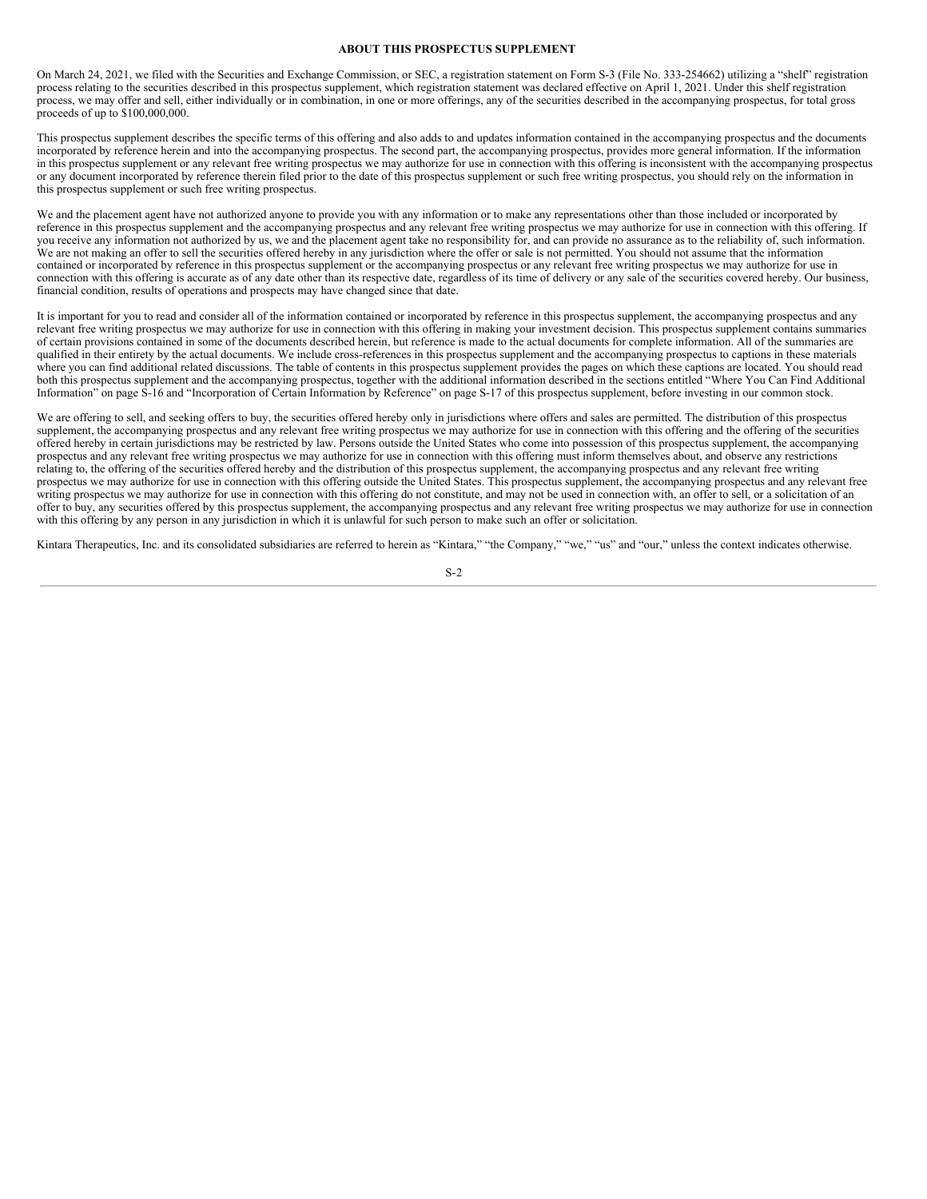## ABOUT THIS PROSPECTUS SUPPLEMENT

On March 24, 2021, we filed with the Securities and Exchange Commission, or SEC, a registration statement on Form S-3 (File No. 333-254662) utilizing a "shelf" registration process relating to the securities described in this prospectus supplement, which registration statement was declared effective on April 1, 2021. Under this shelf registration process, we may offer and sell, either individually or in combination, in one or more offerings, any of the securities described in the accompanying prospectus, for total gross proceeds of up to $100,000,000.

This prospectus supplement describes the specific terms of this offering and also adds to and updates information contained in the accompanying prospectus and the documents incorporated by reference herein and into the accompanying prospectus. The second part, the accompanying prospectus, provides more general information. If the information in this prospectus supplement or any relevant free writing prospectus we may authorize for use in connection with this offering is inconsistent with the accompanying prospectus or any document incorporated by reference therein filed prior to the date of this prospectus supplement or such free writing prospectus, you should rely on the information in this prospectus supplement or such free writing prospectus.

We and the placement agent have not authorized anyone to provide you with any information or to make any representations other than those included or incorporated by reference in this prospectus supplement and the accompanying prospectus and any relevant free writing prospectus we may authorize for use in connection with this offering. If you receive any information not authorized by us, we and the placement agent take no responsibility for, and can provide no assurance as to the reliability of, such information. We are not making an offer to sell the securities offered hereby in any jurisdiction where the offer or sale is not permitted. You should not assume that the information contained or incorporated by reference in this prospectus supplement or the accompanying prospectus or any relevant free writing prospectus we may authorize for use in connection with this offering is accurate as of any date other than its respective date, regardless of its time of delivery or any sale of the securities covered hereby. Our business, financial condition, results of operations and prospects may have changed since that date.

It is important for you to read and consider all of the information contained or incorporated by reference in this prospectus supplement, the accompanying prospectus and any relevant free writing prospectus we may authorize for use in connection with this offering in making your investment decision. This prospectus supplement contains summaries of certain provisions contained in some of the documents described herein, but reference is made to the actual documents for complete information. All of the summaries are qualified in their entirety by the actual documents. We include cross-references in this prospectus supplement and the accompanying prospectus to captions in these materials where you can find additional related discussions. The table of contents in this prospectus supplement provides the pages on which these captions are located. You should read both this prospectus supplement and the accompanying prospectus, together with the additional information described in the sections entitled "Where You Can Find Additional Information" on page S-16 and "Incorporation of Certain Information by Reference" on page S-17 of this prospectus supplement, before investing in our common stock.

We are offering to sell, and seeking offers to buy, the securities offered hereby only in jurisdictions where offers and sales are permitted. The distribution of this prospectus supplement, the accompanying prospectus and any relevant free writing prospectus we may authorize for use in connection with this offering and the offering of the securities offered hereby in certain jurisdictions may be restricted by law. Persons outside the United States who come into possession of this prospectus supplement, the accompanying prospectus and any relevant free writing prospectus we may authorize for use in connection with this offering must inform themselves about, and observe any restrictions relating to, the offering of the securities offered hereby and the distribution of this prospectus supplement, the accompanying prospectus and any relevant free writing prospectus we may authorize for use in connection with this offering outside the United States. This prospectus supplement, the accompanying prospectus and any relevant free writing prospectus we may authorize for use in connection with this offering do not constitute, and may not be used in connection with, an offer to sell, or a solicitation of an offer to buy, any securities offered by this prospectus supplement, the accompanying prospectus and any relevant free writing prospectus we may authorize for use in connection with this offering by any person in any jurisdiction in which it is unlawful for such person to make such an offer or solicitation.

Kintara Therapeutics, Inc. and its consolidated subsidiaries are referred to herein as "Kintara," "the Company," "we," "us" and "our," unless the context indicates otherwise.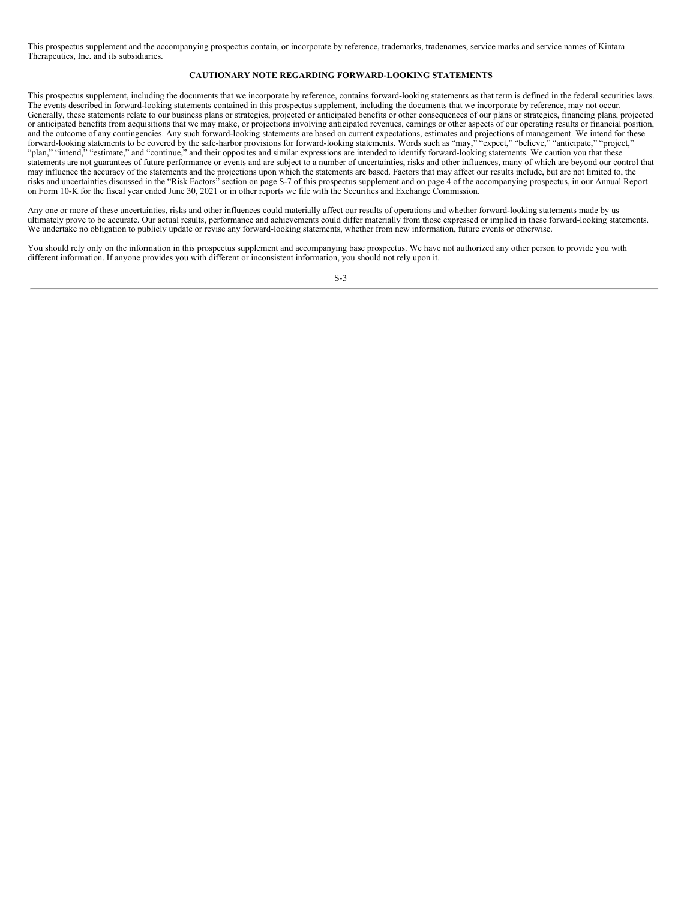This prospectus supplement and the accompanying prospectus contain, or incorporate by reference, trademarks, tradenames, service marks and service names of Kintara Therapeutics, Inc. and its subsidiaries.

## CAUTIONARY NOTE REGARDING FORWARD-LOOKING STATEMENTS

This prospectus supplement, including the documents that we incorporate by reference, contains forward-looking statements as that term is defined in the federal securities laws. The events described in forward-looking statements contained in this prospectus supplement, including the documents that we incorporate by reference, may not occur. Generally, these statements relate to our business plans or strategies, projected or anticipated benefits or other consequences of our plans or strategies, financing plans, projected or anticipated benefits from acquisitions that we may make, or projections involving anticipated revenues, earnings or other aspects of our operating results or financial position, and the outcome of any contingencies. Any such forward-looking statements are based on current expectations, estimates and projections of management. We intend for these forward-looking statements to be covered by the safe-harbor provisions for forward-looking statements. Words such as "may," "expect," "believe," "anticipate," "project," "plan," "intend," "estimate," and "continue," and their opposites and similar expressions are intended to identify forward-looking statements. We caution you that these statements are not guarantees of future performance or events and are subject to a number of uncertainties, risks and other influences, many of which are beyond our control that may influence the accuracy of the statements and the projections upon which the statements are based. Factors that may affect our results include, but are not limited to, the risks and uncertainties discussed in the "Risk Factors" section on page S-7 of this prospectus supplement and on page 4 of the accompanying prospectus, in our Annual Report on Form 10-K for the fiscal year ended June 30, 2021 or in other reports we file with the Securities and Exchange Commission.

Any one or more of these uncertainties, risks and other influences could materially affect our results of operations and whether forward-looking statements made by us ultimately prove to be accurate. Our actual results, performance and achievements could differ materially from those expressed or implied in these forward-looking statements. We undertake no obligation to publicly update or revise any forward-looking statements, whether from new information, future events or otherwise.

You should rely only on the information in this prospectus supplement and accompanying base prospectus. We have not authorized any other person to provide you with different information. If anyone provides you with different or inconsistent information, you should not rely upon it.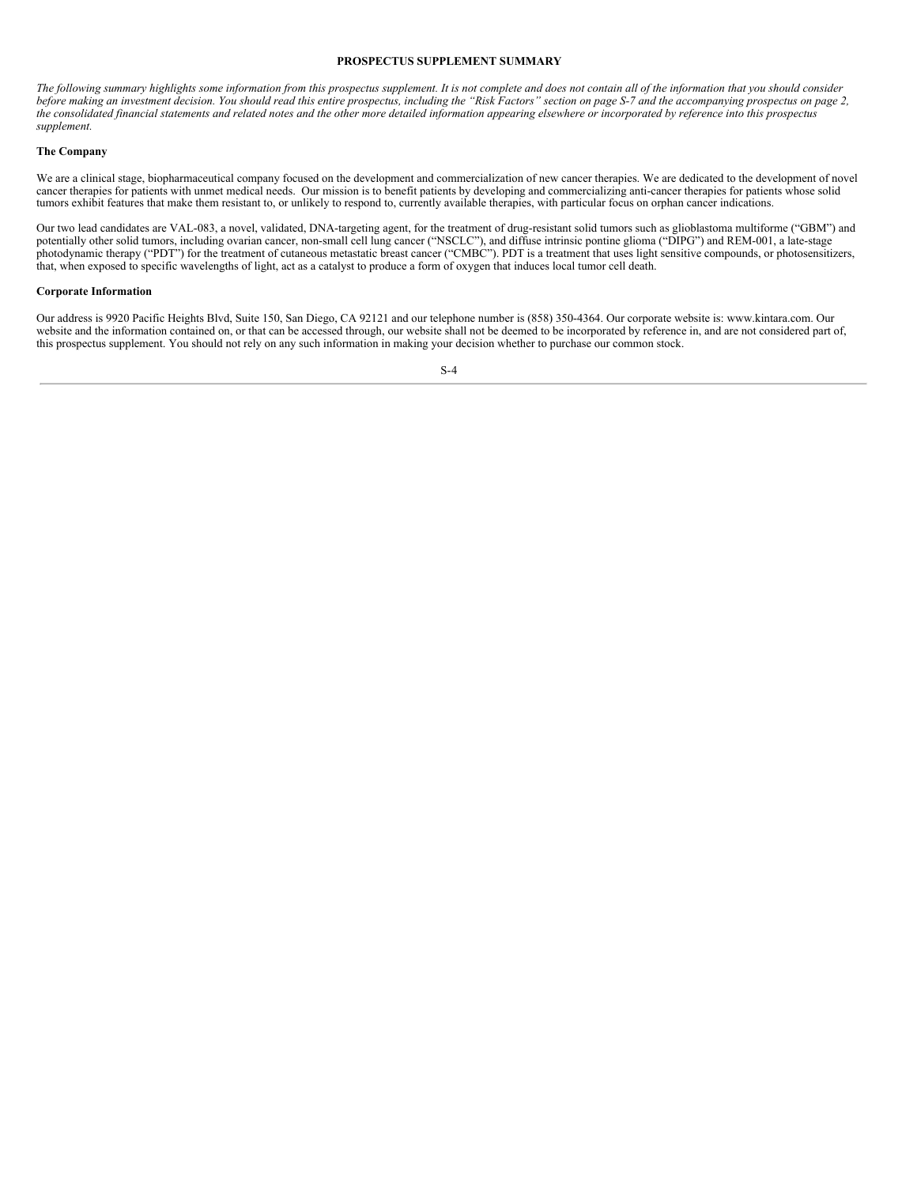## PROSPECTUS SUPPLEMENT SUMMARY

*The following summary highlights some information from this prospectus supplement. It is not complete and does not contain all of the information that you should consider before making an investment decision. You should read this entire prospectus, including the "Risk Factors" section on page S-7 and the accompanying prospectus on page 2, the consolidated financial statements and related notes and the other more detailed information appearing elsewhere or incorporated by reference into this prospectus supplement.*

### The Company

We are a clinical stage, biopharmaceutical company focused on the development and commercialization of new cancer therapies. We are dedicated to the development of novel cancer therapies for patients with unmet medical needs. Our mission is to benefit patients by developing and commercializing anti-cancer therapies for patients whose solid tumors exhibit features that make them resistant to, or unlikely to respond to, currently available therapies, with particular focus on orphan cancer indications.

Our two lead candidates are VAL-083, a novel, validated, DNA-targeting agent, for the treatment of drug-resistant solid tumors such as glioblastoma multiforme ("GBM") and potentially other solid tumors, including ovarian cancer, non-small cell lung cancer ("NSCLC"), and diffuse intrinsic pontine glioma ("DIPG") and REM-001, a late-stage photodynamic therapy ("PDT") for the treatment of cutaneous metastatic breast cancer ("CMBC"). PDT is a treatment that uses light sensitive compounds, or photosensitizers, that, when exposed to specific wavelengths of light, act as a catalyst to produce a form of oxygen that induces local tumor cell death.

### Corporate Information

Our address is 9920 Pacific Heights Blvd, Suite 150, San Diego, CA 92121 and our telephone number is (858) 350-4364. Our corporate website is: www.kintara.com. Our website and the information contained on, or that can be accessed through, our website shall not be deemed to be incorporated by reference in, and are not considered part of, this prospectus supplement. You should not rely on any such information in making your decision whether to purchase our common stock.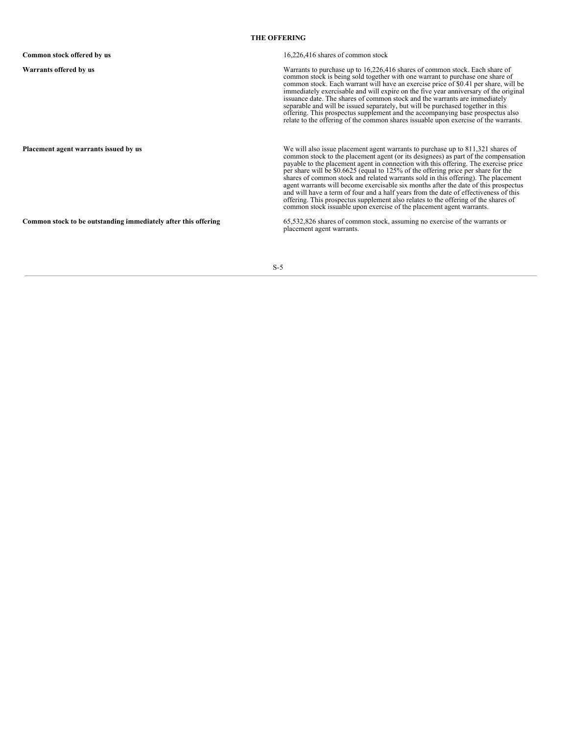## THE OFFERING

| | |
|---|---|
| **Common stock offered by us** | 16,226,416 shares of common stock |
| **Warrants offered by us** | Warrants to purchase up to 16,226,416 shares of common stock. Each share of common stock is being sold together with one warrant to purchase one share of common stock. Each warrant will have an exercise price of $0.41 per share, will be immediately exercisable and will expire on the five year anniversary of the original issuance date. The shares of common stock and the warrants are immediately separable and will be issued separately, but will be purchased together in this offering. This prospectus supplement and the accompanying base prospectus also relate to the offering of the common shares issuable upon exercise of the warrants. |
| **Placement agent warrants issued by us** | We will also issue placement agent warrants to purchase up to 811,321 shares of common stock to the placement agent (or its designees) as part of the compensation payable to the placement agent in connection with this offering. The exercise price per share will be $0.6625 (equal to 125% of the offering price per share for the shares of common stock and related warrants sold in this offering). The placement agent warrants will become exercisable six months after the date of this prospectus and will have a term of four and a half years from the date of effectiveness of this offering. This prospectus supplement also relates to the offering of the shares of common stock issuable upon exercise of the placement agent warrants. |
| **Common stock to be outstanding immediately after this offering** | 65,532,826 shares of common stock, assuming no exercise of the warrants or placement agent warrants. |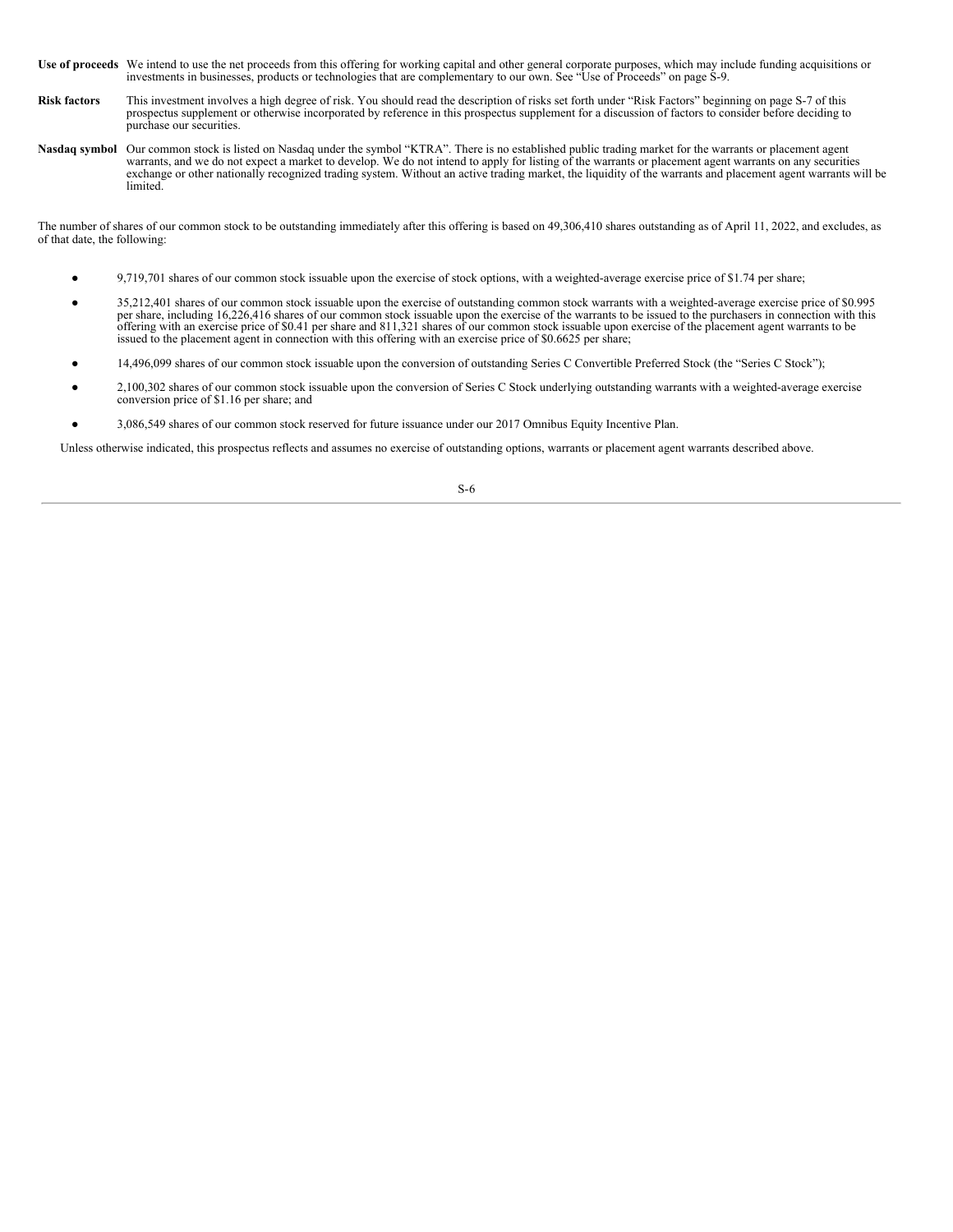| | |
|---|---|
| **Use of proceeds** | We intend to use the net proceeds from this offering for working capital and other general corporate purposes, which may include funding acquisitions or investments in businesses, products or technologies that are complementary to our own. See "Use of Proceeds" on page S-9. |
| **Risk factors** | This investment involves a high degree of risk. You should read the description of risks set forth under "Risk Factors" beginning on page S-7 of this prospectus supplement or otherwise incorporated by reference in this prospectus supplement for a discussion of factors to consider before deciding to purchase our securities. |
| **Nasdaq symbol** | Our common stock is listed on Nasdaq under the symbol "KTRA". There is no established public trading market for the warrants or placement agent warrants, and we do not expect a market to develop. We do not intend to apply for listing of the warrants or placement agent warrants on any securities exchange or other nationally recognized trading system. Without an active trading market, the liquidity of the warrants and placement agent warrants will be limited. |

The number of shares of our common stock to be outstanding immediately after this offering is based on 49,306,410 shares outstanding as of April 11, 2022, and excludes, as of that date, the following:

- 9,719,701 shares of our common stock issuable upon the exercise of stock options, with a weighted-average exercise price of $1.74 per share;
- 35,212,401 shares of our common stock issuable upon the exercise of outstanding common stock warrants with a weighted-average exercise price of $0.995 per share, including 16,226,416 shares of our common stock issuable upon the exercise of the warrants to be issued to the purchasers in connection with this offering with an exercise price of $0.41 per share and 811,321 shares of our common stock issuable upon exercise of the placement agent warrants to be issued to the placement agent in connection with this offering with an exercise price of $0.6625 per share;
- 14,496,099 shares of our common stock issuable upon the conversion of outstanding Series C Convertible Preferred Stock (the "Series C Stock");
- 2,100,302 shares of our common stock issuable upon the conversion of Series C Stock underlying outstanding warrants with a weighted-average exercise conversion price of $1.16 per share; and
- 3,086,549 shares of our common stock reserved for future issuance under our 2017 Omnibus Equity Incentive Plan.

Unless otherwise indicated, this prospectus reflects and assumes no exercise of outstanding options, warrants or placement agent warrants described above.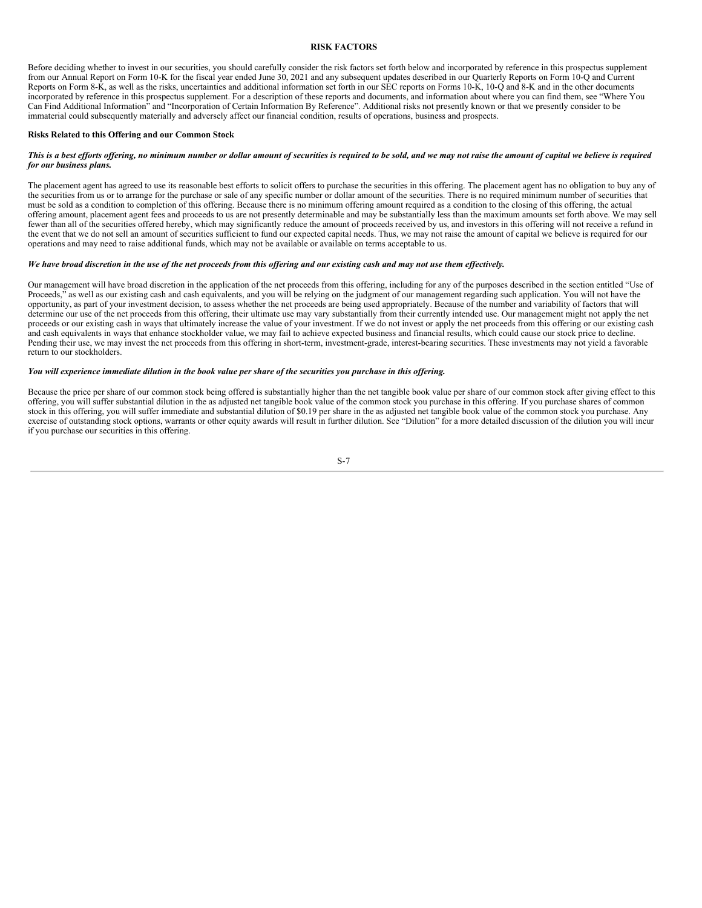# RISK FACTORS

Before deciding whether to invest in our securities, you should carefully consider the risk factors set forth below and incorporated by reference in this prospectus supplement from our Annual Report on Form 10-K for the fiscal year ended June 30, 2021 and any subsequent updates described in our Quarterly Reports on Form 10-Q and Current Reports on Form 8-K, as well as the risks, uncertainties and additional information set forth in our SEC reports on Forms 10-K, 10-Q and 8-K and in the other documents incorporated by reference in this prospectus supplement. For a description of these reports and documents, and information about where you can find them, see "Where You Can Find Additional Information" and "Incorporation of Certain Information By Reference". Additional risks not presently known or that we presently consider to be immaterial could subsequently materially and adversely affect our financial condition, results of operations, business and prospects.

**Risks Related to this Offering and our Common Stock**

***This is a best efforts offering, no minimum number or dollar amount of securities is required to be sold, and we may not raise the amount of capital we believe is required for our business plans.***

The placement agent has agreed to use its reasonable best efforts to solicit offers to purchase the securities in this offering. The placement agent has no obligation to buy any of the securities from us or to arrange for the purchase or sale of any specific number or dollar amount of the securities. There is no required minimum number of securities that must be sold as a condition to completion of this offering. Because there is no minimum offering amount required as a condition to the closing of this offering, the actual offering amount, placement agent fees and proceeds to us are not presently determinable and may be substantially less than the maximum amounts set forth above. We may sell fewer than all of the securities offered hereby, which may significantly reduce the amount of proceeds received by us, and investors in this offering will not receive a refund in the event that we do not sell an amount of securities sufficient to fund our expected capital needs. Thus, we may not raise the amount of capital we believe is required for our operations and may need to raise additional funds, which may not be available or available on terms acceptable to us.

***We have broad discretion in the use of the net proceeds from this offering and our existing cash and may not use them effectively.***

Our management will have broad discretion in the application of the net proceeds from this offering, including for any of the purposes described in the section entitled "Use of Proceeds," as well as our existing cash and cash equivalents, and you will be relying on the judgment of our management regarding such application. You will not have the opportunity, as part of your investment decision, to assess whether the net proceeds are being used appropriately. Because of the number and variability of factors that will determine our use of the net proceeds from this offering, their ultimate use may vary substantially from their currently intended use. Our management might not apply the net proceeds or our existing cash in ways that ultimately increase the value of your investment. If we do not invest or apply the net proceeds from this offering or our existing cash and cash equivalents in ways that enhance stockholder value, we may fail to achieve expected business and financial results, which could cause our stock price to decline. Pending their use, we may invest the net proceeds from this offering in short-term, investment-grade, interest-bearing securities. These investments may not yield a favorable return to our stockholders.

***You will experience immediate dilution in the book value per share of the securities you purchase in this offering.***

Because the price per share of our common stock being offered is substantially higher than the net tangible book value per share of our common stock after giving effect to this offering, you will suffer substantial dilution in the as adjusted net tangible book value of the common stock you purchase in this offering. If you purchase shares of common stock in this offering, you will suffer immediate and substantial dilution of $0.19 per share in the as adjusted net tangible book value of the common stock you purchase. Any exercise of outstanding stock options, warrants or other equity awards will result in further dilution. See "Dilution" for a more detailed discussion of the dilution you will incur if you purchase our securities in this offering.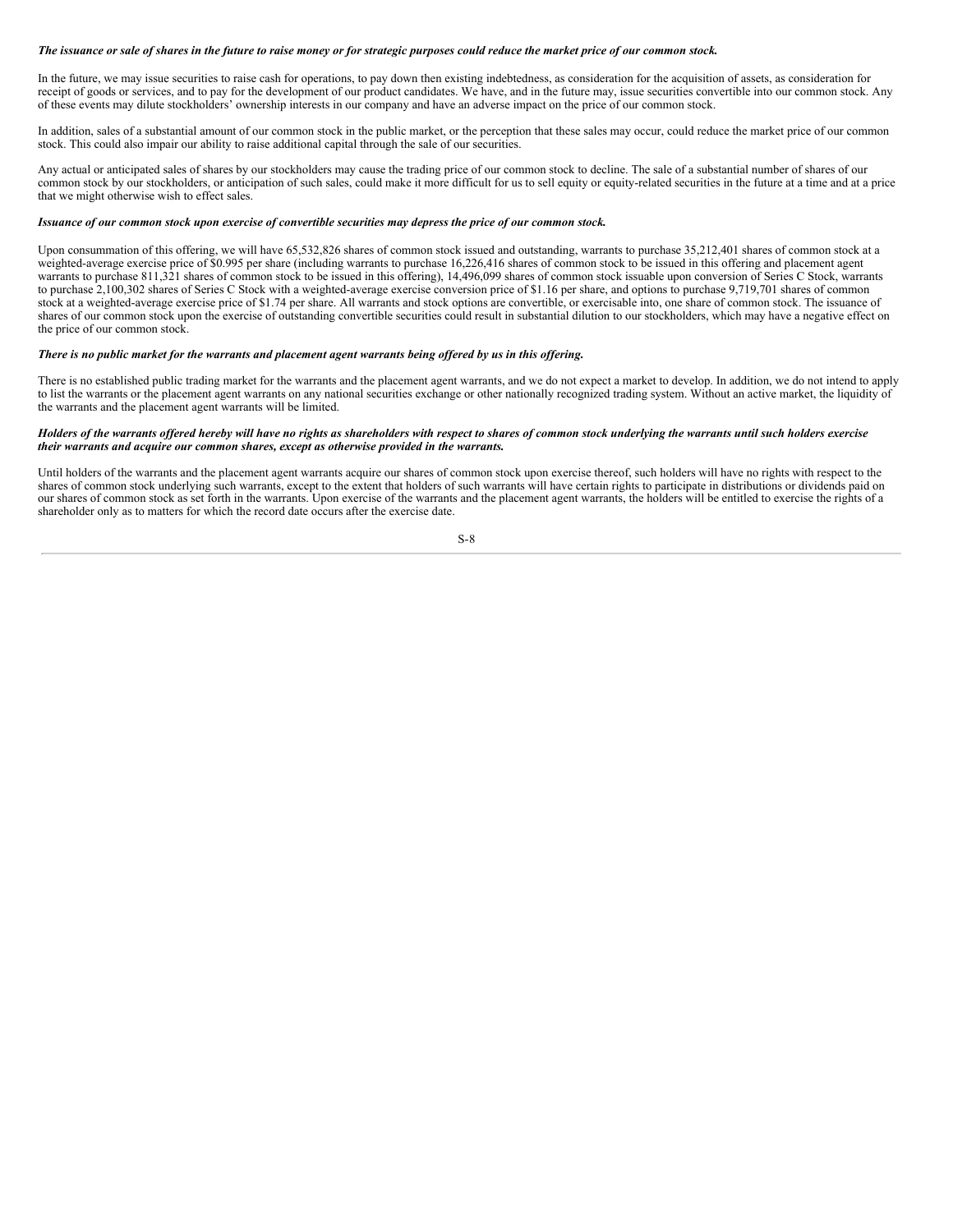***The issuance or sale of shares in the future to raise money or for strategic purposes could reduce the market price of our common stock.***

In the future, we may issue securities to raise cash for operations, to pay down then existing indebtedness, as consideration for the acquisition of assets, as consideration for receipt of goods or services, and to pay for the development of our product candidates. We have, and in the future may, issue securities convertible into our common stock. Any of these events may dilute stockholders' ownership interests in our company and have an adverse impact on the price of our common stock.

In addition, sales of a substantial amount of our common stock in the public market, or the perception that these sales may occur, could reduce the market price of our common stock. This could also impair our ability to raise additional capital through the sale of our securities.

Any actual or anticipated sales of shares by our stockholders may cause the trading price of our common stock to decline. The sale of a substantial number of shares of our common stock by our stockholders, or anticipation of such sales, could make it more difficult for us to sell equity or equity-related securities in the future at a time and at a price that we might otherwise wish to effect sales.

***Issuance of our common stock upon exercise of convertible securities may depress the price of our common stock.***

Upon consummation of this offering, we will have 65,532,826 shares of common stock issued and outstanding, warrants to purchase 35,212,401 shares of common stock at a weighted-average exercise price of $0.995 per share (including warrants to purchase 16,226,416 shares of common stock to be issued in this offering and placement agent warrants to purchase 811,321 shares of common stock to be issued in this offering), 14,496,099 shares of common stock issuable upon conversion of Series C Stock, warrants to purchase 2,100,302 shares of Series C Stock with a weighted-average exercise conversion price of $1.16 per share, and options to purchase 9,719,701 shares of common stock at a weighted-average exercise price of $1.74 per share. All warrants and stock options are convertible, or exercisable into, one share of common stock. The issuance of shares of our common stock upon the exercise of outstanding convertible securities could result in substantial dilution to our stockholders, which may have a negative effect on the price of our common stock.

***There is no public market for the warrants and placement agent warrants being offered by us in this offering.***

There is no established public trading market for the warrants and the placement agent warrants, and we do not expect a market to develop. In addition, we do not intend to apply to list the warrants or the placement agent warrants on any national securities exchange or other nationally recognized trading system. Without an active market, the liquidity of the warrants and the placement agent warrants will be limited.

***Holders of the warrants offered hereby will have no rights as shareholders with respect to shares of common stock underlying the warrants until such holders exercise their warrants and acquire our common shares, except as otherwise provided in the warrants.***

Until holders of the warrants and the placement agent warrants acquire our shares of common stock upon exercise thereof, such holders will have no rights with respect to the shares of common stock underlying such warrants, except to the extent that holders of such warrants will have certain rights to participate in distributions or dividends paid on our shares of common stock as set forth in the warrants. Upon exercise of the warrants and the placement agent warrants, the holders will be entitled to exercise the rights of a shareholder only as to matters for which the record date occurs after the exercise date.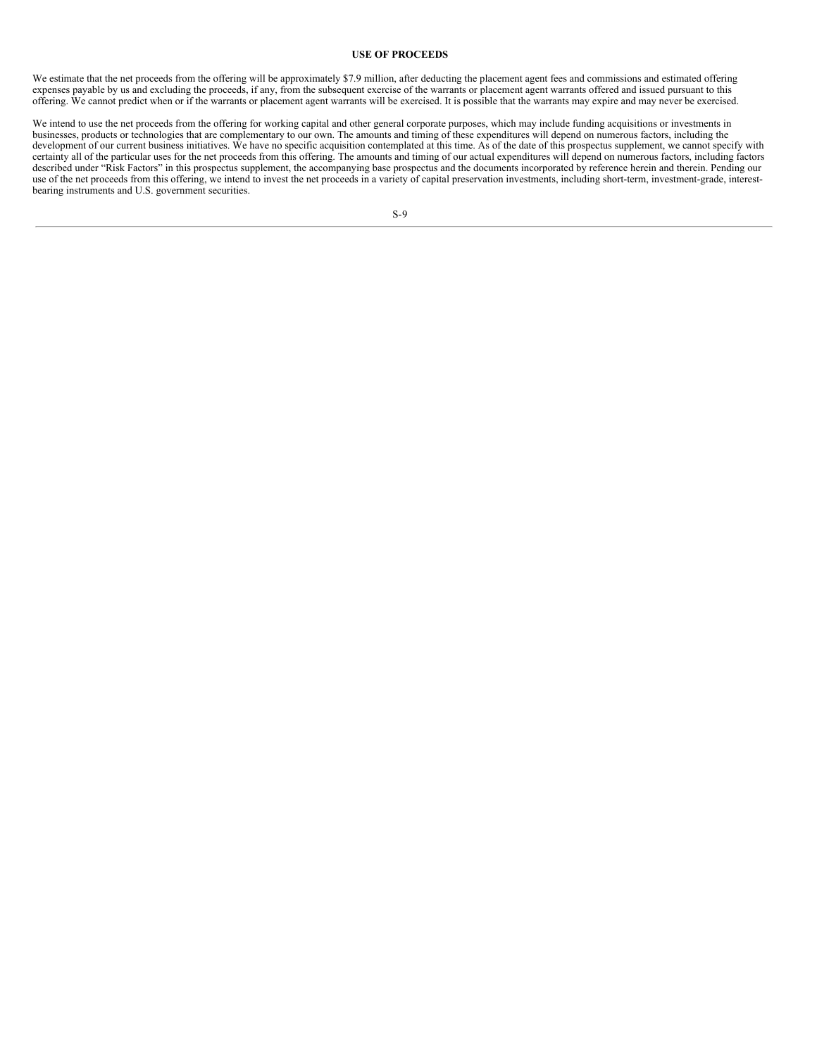## USE OF PROCEEDS

We estimate that the net proceeds from the offering will be approximately $7.9 million, after deducting the placement agent fees and commissions and estimated offering expenses payable by us and excluding the proceeds, if any, from the subsequent exercise of the warrants or placement agent warrants offered and issued pursuant to this offering. We cannot predict when or if the warrants or placement agent warrants will be exercised. It is possible that the warrants may expire and may never be exercised.

We intend to use the net proceeds from the offering for working capital and other general corporate purposes, which may include funding acquisitions or investments in businesses, products or technologies that are complementary to our own. The amounts and timing of these expenditures will depend on numerous factors, including the development of our current business initiatives. We have no specific acquisition contemplated at this time. As of the date of this prospectus supplement, we cannot specify with certainty all of the particular uses for the net proceeds from this offering. The amounts and timing of our actual expenditures will depend on numerous factors, including factors described under "Risk Factors" in this prospectus supplement, the accompanying base prospectus and the documents incorporated by reference herein and therein. Pending our use of the net proceeds from this offering, we intend to invest the net proceeds in a variety of capital preservation investments, including short-term, investment-grade, interest-bearing instruments and U.S. government securities.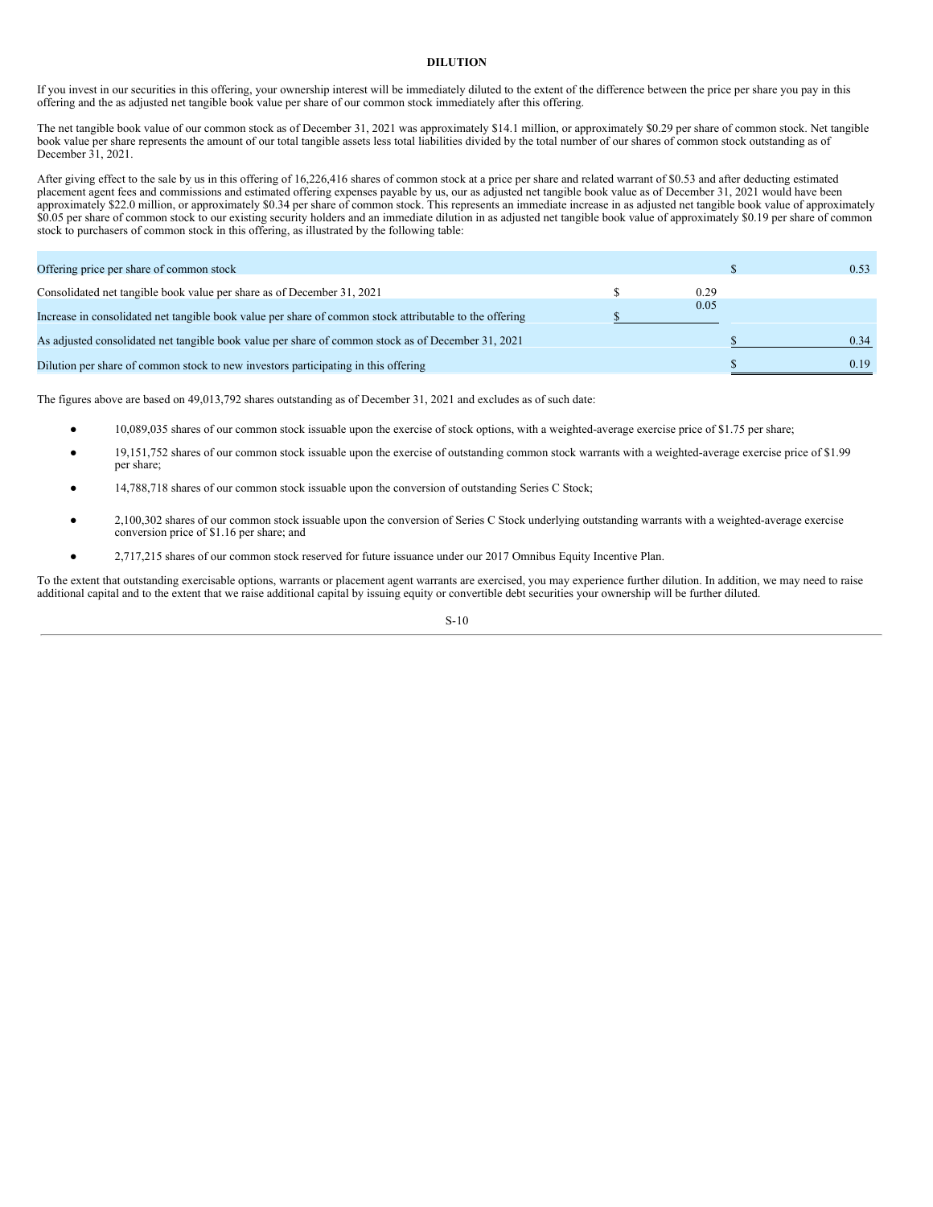**DILUTION**

If you invest in our securities in this offering, your ownership interest will be immediately diluted to the extent of the difference between the price per share you pay in this offering and the as adjusted net tangible book value per share of our common stock immediately after this offering.

The net tangible book value of our common stock as of December 31, 2021 was approximately $14.1 million, or approximately $0.29 per share of common stock. Net tangible book value per share represents the amount of our total tangible assets less total liabilities divided by the total number of our shares of common stock outstanding as of December 31, 2021.

After giving effect to the sale by us in this offering of 16,226,416 shares of common stock at a price per share and related warrant of $0.53 and after deducting estimated placement agent fees and commissions and estimated offering expenses payable by us, our as adjusted net tangible book value as of December 31, 2021 would have been approximately $22.0 million, or approximately $0.34 per share of common stock. This represents an immediate increase in as adjusted net tangible book value of approximately $0.05 per share of common stock to our existing security holders and an immediate dilution in as adjusted net tangible book value of approximately $0.19 per share of common stock to purchasers of common stock in this offering, as illustrated by the following table:

| | | | | |
|---|---|---|---|---|
| Offering price per share of common stock | | | $ | 0.53 |
| Consolidated net tangible book value per share as of December 31, 2021 | $ | 0.29 | | |
| Increase in consolidated net tangible book value per share of common stock attributable to the offering | $ | 0.05 | | |
| As adjusted consolidated net tangible book value per share of common stock as of December 31, 2021 | | | $ | 0.34 |
| Dilution per share of common stock to new investors participating in this offering | | | $ | 0.19 |

The figures above are based on 49,013,792 shares outstanding as of December 31, 2021 and excludes as of such date:

- 10,089,035 shares of our common stock issuable upon the exercise of stock options, with a weighted-average exercise price of $1.75 per share;
- 19,151,752 shares of our common stock issuable upon the exercise of outstanding common stock warrants with a weighted-average exercise price of $1.99 per share;
- 14,788,718 shares of our common stock issuable upon the conversion of outstanding Series C Stock;
- 2,100,302 shares of our common stock issuable upon the conversion of Series C Stock underlying outstanding warrants with a weighted-average exercise conversion price of $1.16 per share; and
- 2,717,215 shares of our common stock reserved for future issuance under our 2017 Omnibus Equity Incentive Plan.

To the extent that outstanding exercisable options, warrants or placement agent warrants are exercised, you may experience further dilution. In addition, we may need to raise additional capital and to the extent that we raise additional capital by issuing equity or convertible debt securities your ownership will be further diluted.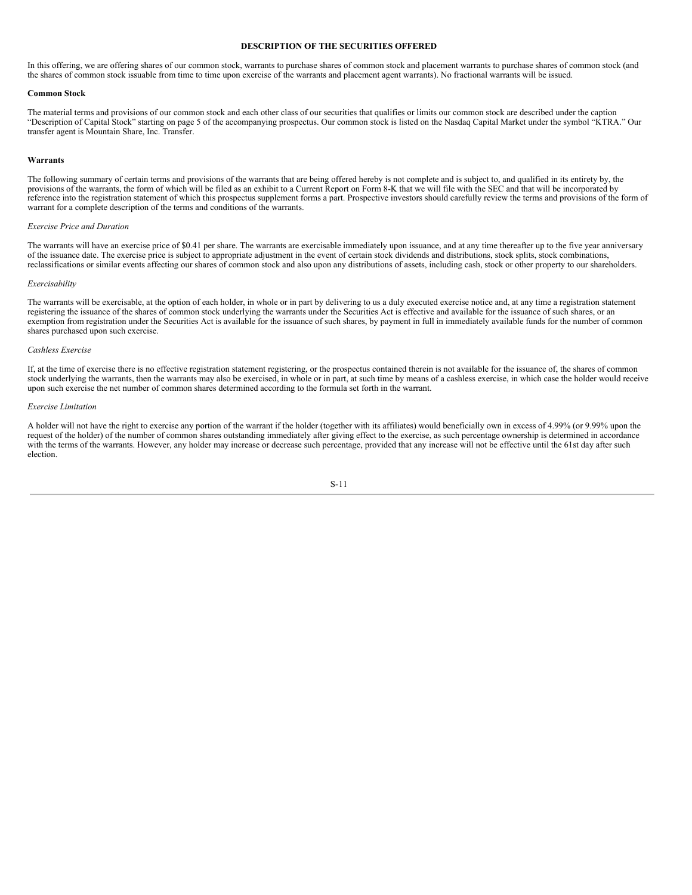## DESCRIPTION OF THE SECURITIES OFFERED

In this offering, we are offering shares of our common stock, warrants to purchase shares of common stock and placement warrants to purchase shares of common stock (and the shares of common stock issuable from time to time upon exercise of the warrants and placement agent warrants). No fractional warrants will be issued.

### Common Stock

The material terms and provisions of our common stock and each other class of our securities that qualifies or limits our common stock are described under the caption "Description of Capital Stock" starting on page 5 of the accompanying prospectus. Our common stock is listed on the Nasdaq Capital Market under the symbol "KTRA." Our transfer agent is Mountain Share, Inc. Transfer.

### Warrants

The following summary of certain terms and provisions of the warrants that are being offered hereby is not complete and is subject to, and qualified in its entirety by, the provisions of the warrants, the form of which will be filed as an exhibit to a Current Report on Form 8-K that we will file with the SEC and that will be incorporated by reference into the registration statement of which this prospectus supplement forms a part. Prospective investors should carefully review the terms and provisions of the form of warrant for a complete description of the terms and conditions of the warrants.

*Exercise Price and Duration*

The warrants will have an exercise price of $0.41 per share. The warrants are exercisable immediately upon issuance, and at any time thereafter up to the five year anniversary of the issuance date. The exercise price is subject to appropriate adjustment in the event of certain stock dividends and distributions, stock splits, stock combinations, reclassifications or similar events affecting our shares of common stock and also upon any distributions of assets, including cash, stock or other property to our shareholders.

*Exercisability*

The warrants will be exercisable, at the option of each holder, in whole or in part by delivering to us a duly executed exercise notice and, at any time a registration statement registering the issuance of the shares of common stock underlying the warrants under the Securities Act is effective and available for the issuance of such shares, or an exemption from registration under the Securities Act is available for the issuance of such shares, by payment in full in immediately available funds for the number of common shares purchased upon such exercise.

*Cashless Exercise*

If, at the time of exercise there is no effective registration statement registering, or the prospectus contained therein is not available for the issuance of, the shares of common stock underlying the warrants, then the warrants may also be exercised, in whole or in part, at such time by means of a cashless exercise, in which case the holder would receive upon such exercise the net number of common shares determined according to the formula set forth in the warrant.

*Exercise Limitation*

A holder will not have the right to exercise any portion of the warrant if the holder (together with its affiliates) would beneficially own in excess of 4.99% (or 9.99% upon the request of the holder) of the number of common shares outstanding immediately after giving effect to the exercise, as such percentage ownership is determined in accordance with the terms of the warrants. However, any holder may increase or decrease such percentage, provided that any increase will not be effective until the 61st day after such election.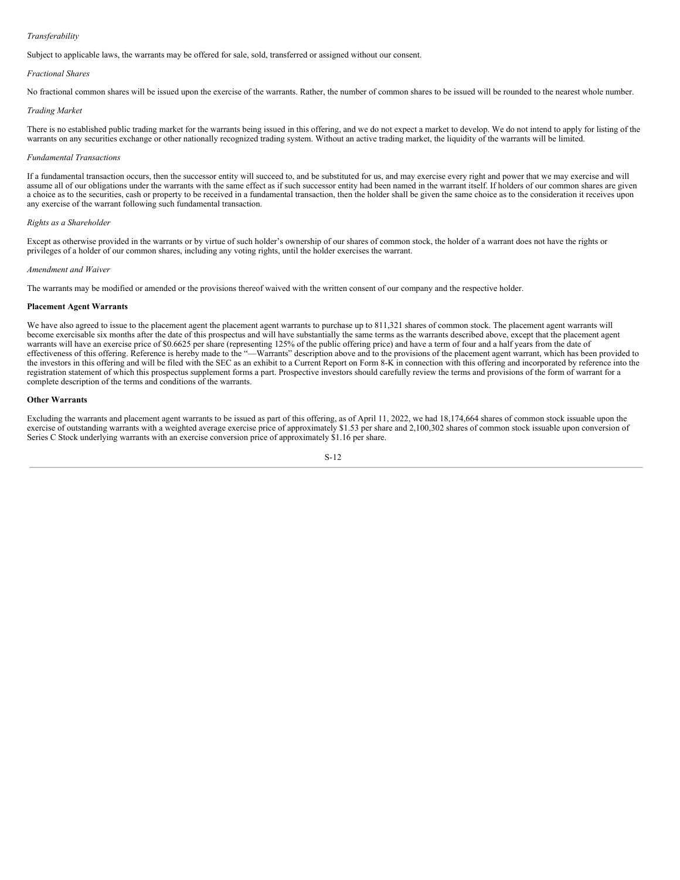*Transferability*

Subject to applicable laws, the warrants may be offered for sale, sold, transferred or assigned without our consent.

*Fractional Shares*

No fractional common shares will be issued upon the exercise of the warrants. Rather, the number of common shares to be issued will be rounded to the nearest whole number.

*Trading Market*

There is no established public trading market for the warrants being issued in this offering, and we do not expect a market to develop. We do not intend to apply for listing of the warrants on any securities exchange or other nationally recognized trading system. Without an active trading market, the liquidity of the warrants will be limited.

*Fundamental Transactions*

If a fundamental transaction occurs, then the successor entity will succeed to, and be substituted for us, and may exercise every right and power that we may exercise and will assume all of our obligations under the warrants with the same effect as if such successor entity had been named in the warrant itself. If holders of our common shares are given a choice as to the securities, cash or property to be received in a fundamental transaction, then the holder shall be given the same choice as to the consideration it receives upon any exercise of the warrant following such fundamental transaction.

*Rights as a Shareholder*

Except as otherwise provided in the warrants or by virtue of such holder's ownership of our shares of common stock, the holder of a warrant does not have the rights or privileges of a holder of our common shares, including any voting rights, until the holder exercises the warrant.

*Amendment and Waiver*

The warrants may be modified or amended or the provisions thereof waived with the written consent of our company and the respective holder.

**Placement Agent Warrants**

We have also agreed to issue to the placement agent the placement agent warrants to purchase up to 811,321 shares of common stock. The placement agent warrants will become exercisable six months after the date of this prospectus and will have substantially the same terms as the warrants described above, except that the placement agent warrants will have an exercise price of $0.6625 per share (representing 125% of the public offering price) and have a term of four and a half years from the date of effectiveness of this offering. Reference is hereby made to the "—Warrants" description above and to the provisions of the placement agent warrant, which has been provided to the investors in this offering and will be filed with the SEC as an exhibit to a Current Report on Form 8-K in connection with this offering and incorporated by reference into the registration statement of which this prospectus supplement forms a part. Prospective investors should carefully review the terms and provisions of the form of warrant for a complete description of the terms and conditions of the warrants.

**Other Warrants**

Excluding the warrants and placement agent warrants to be issued as part of this offering, as of April 11, 2022, we had 18,174,664 shares of common stock issuable upon the exercise of outstanding warrants with a weighted average exercise price of approximately $1.53 per share and 2,100,302 shares of common stock issuable upon conversion of Series C Stock underlying warrants with an exercise conversion price of approximately $1.16 per share.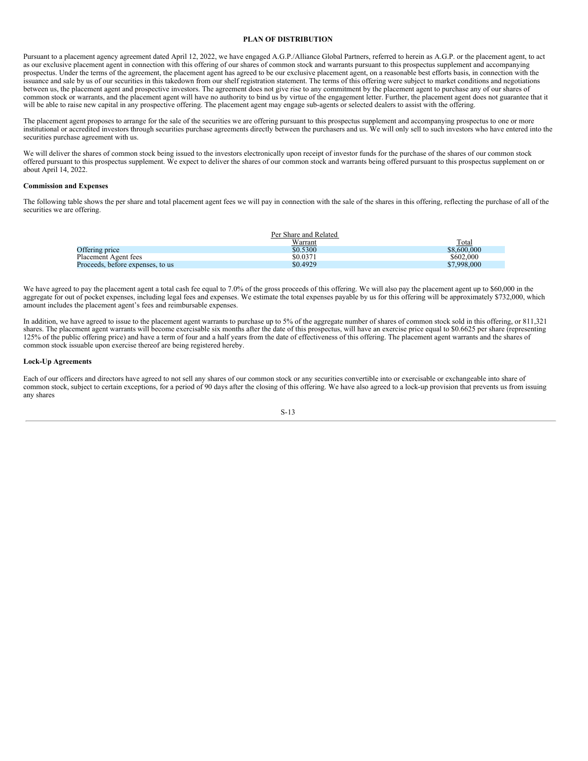## PLAN OF DISTRIBUTION

Pursuant to a placement agency agreement dated April 12, 2022, we have engaged A.G.P./Alliance Global Partners, referred to herein as A.G.P. or the placement agent, to act as our exclusive placement agent in connection with this offering of our shares of common stock and warrants pursuant to this prospectus supplement and accompanying prospectus. Under the terms of the agreement, the placement agent has agreed to be our exclusive placement agent, on a reasonable best efforts basis, in connection with the issuance and sale by us of our securities in this takedown from our shelf registration statement. The terms of this offering were subject to market conditions and negotiations between us, the placement agent and prospective investors. The agreement does not give rise to any commitment by the placement agent to purchase any of our shares of common stock or warrants, and the placement agent will have no authority to bind us by virtue of the engagement letter. Further, the placement agent does not guarantee that it will be able to raise new capital in any prospective offering. The placement agent may engage sub-agents or selected dealers to assist with the offering.

The placement agent proposes to arrange for the sale of the securities we are offering pursuant to this prospectus supplement and accompanying prospectus to one or more institutional or accredited investors through securities purchase agreements directly between the purchasers and us. We will only sell to such investors who have entered into the securities purchase agreement with us.

We will deliver the shares of common stock being issued to the investors electronically upon receipt of investor funds for the purchase of the shares of our common stock offered pursuant to this prospectus supplement. We expect to deliver the shares of our common stock and warrants being offered pursuant to this prospectus supplement on or about April 14, 2022.

### Commission and Expenses

The following table shows the per share and total placement agent fees we will pay in connection with the sale of the shares in this offering, reflecting the purchase of all of the securities we are offering.

| | Per Share and Related Warrant | Total |
|---|---|---|
| Offering price | $0.5300 | $8,600,000 |
| Placement Agent fees | $0.0371 | $602,000 |
| Proceeds, before expenses, to us | $0.4929 | $7,998,000 |

We have agreed to pay the placement agent a total cash fee equal to 7.0% of the gross proceeds of this offering. We will also pay the placement agent up to $60,000 in the aggregate for out of pocket expenses, including legal fees and expenses. We estimate the total expenses payable by us for this offering will be approximately $732,000, which amount includes the placement agent's fees and reimbursable expenses.

In addition, we have agreed to issue to the placement agent warrants to purchase up to 5% of the aggregate number of shares of common stock sold in this offering, or 811,321 shares. The placement agent warrants will become exercisable six months after the date of this prospectus, will have an exercise price equal to $0.6625 per share (representing 125% of the public offering price) and have a term of four and a half years from the date of effectiveness of this offering. The placement agent warrants and the shares of common stock issuable upon exercise thereof are being registered hereby.

### Lock-Up Agreements

Each of our officers and directors have agreed to not sell any shares of our common stock or any securities convertible into or exercisable or exchangeable into share of common stock, subject to certain exceptions, for a period of 90 days after the closing of this offering. We have also agreed to a lock-up provision that prevents us from issuing any shares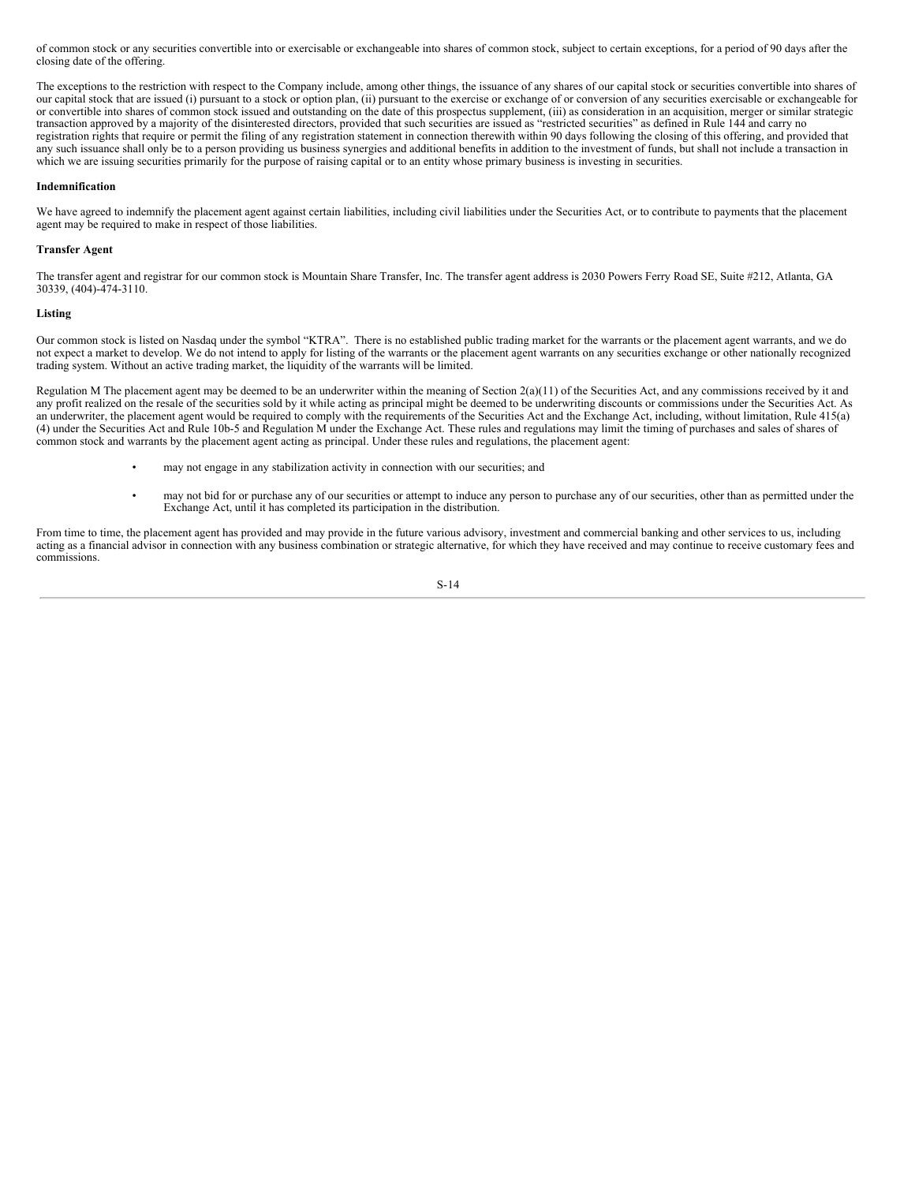of common stock or any securities convertible into or exercisable or exchangeable into shares of common stock, subject to certain exceptions, for a period of 90 days after the closing date of the offering.

The exceptions to the restriction with respect to the Company include, among other things, the issuance of any shares of our capital stock or securities convertible into shares of our capital stock that are issued (i) pursuant to a stock or option plan, (ii) pursuant to the exercise or exchange of or conversion of any securities exercisable or exchangeable for or convertible into shares of common stock issued and outstanding on the date of this prospectus supplement, (iii) as consideration in an acquisition, merger or similar strategic transaction approved by a majority of the disinterested directors, provided that such securities are issued as "restricted securities" as defined in Rule 144 and carry no registration rights that require or permit the filing of any registration statement in connection therewith within 90 days following the closing of this offering, and provided that any such issuance shall only be to a person providing us business synergies and additional benefits in addition to the investment of funds, but shall not include a transaction in which we are issuing securities primarily for the purpose of raising capital or to an entity whose primary business is investing in securities.

**Indemnification**

We have agreed to indemnify the placement agent against certain liabilities, including civil liabilities under the Securities Act, or to contribute to payments that the placement agent may be required to make in respect of those liabilities.

**Transfer Agent**

The transfer agent and registrar for our common stock is Mountain Share Transfer, Inc. The transfer agent address is 2030 Powers Ferry Road SE, Suite #212, Atlanta, GA 30339, (404)-474-3110.

**Listing**

Our common stock is listed on Nasdaq under the symbol "KTRA". There is no established public trading market for the warrants or the placement agent warrants, and we do not expect a market to develop. We do not intend to apply for listing of the warrants or the placement agent warrants on any securities exchange or other nationally recognized trading system. Without an active trading market, the liquidity of the warrants will be limited.

Regulation M The placement agent may be deemed to be an underwriter within the meaning of Section 2(a)(11) of the Securities Act, and any commissions received by it and any profit realized on the resale of the securities sold by it while acting as principal might be deemed to be underwriting discounts or commissions under the Securities Act. As an underwriter, the placement agent would be required to comply with the requirements of the Securities Act and the Exchange Act, including, without limitation, Rule 415(a)(4) under the Securities Act and Rule 10b-5 and Regulation M under the Exchange Act. These rules and regulations may limit the timing of purchases and sales of shares of common stock and warrants by the placement agent acting as principal. Under these rules and regulations, the placement agent:

- may not engage in any stabilization activity in connection with our securities; and
- may not bid for or purchase any of our securities or attempt to induce any person to purchase any of our securities, other than as permitted under the Exchange Act, until it has completed its participation in the distribution.

From time to time, the placement agent has provided and may provide in the future various advisory, investment and commercial banking and other services to us, including acting as a financial advisor in connection with any business combination or strategic alternative, for which they have received and may continue to receive customary fees and commissions.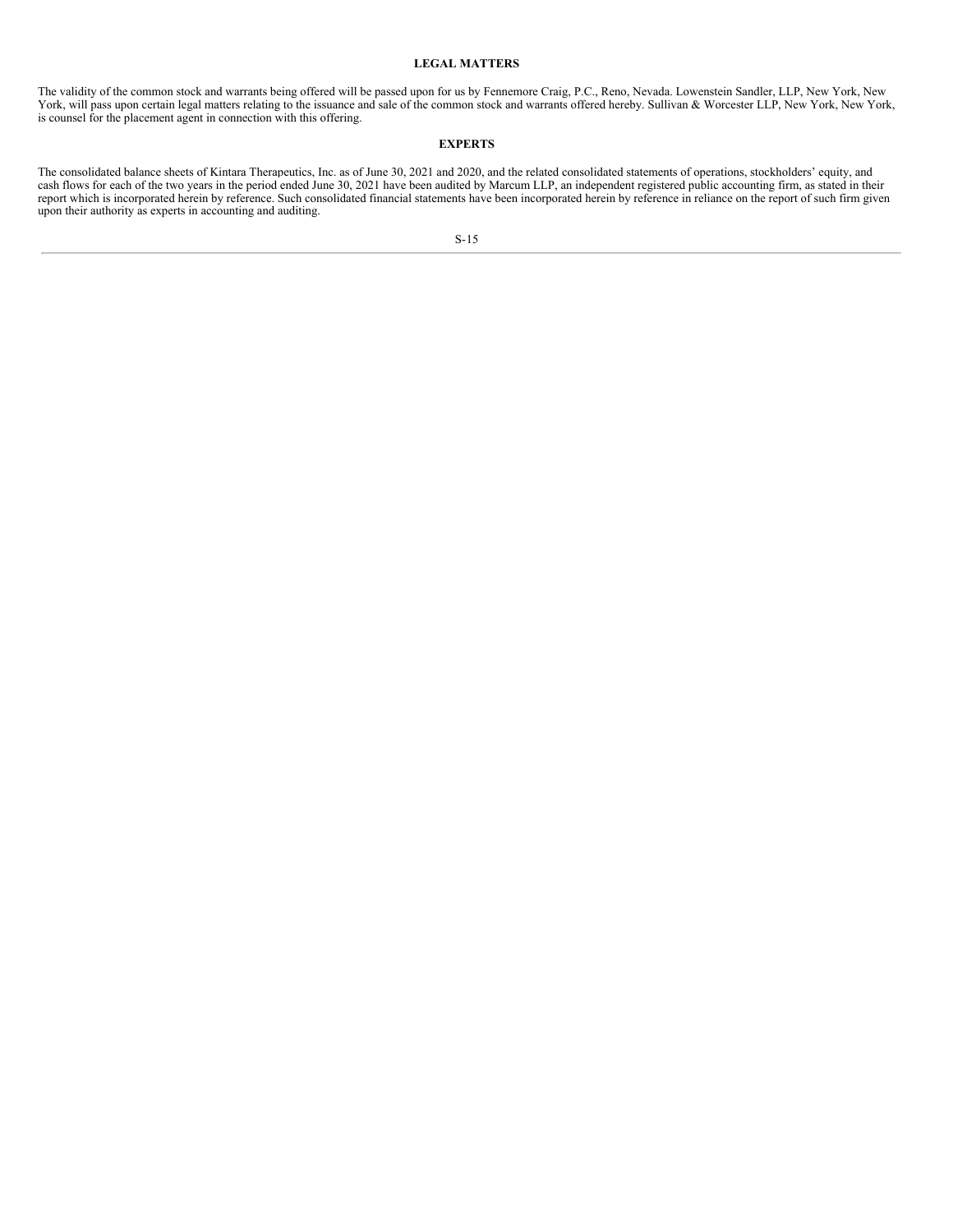## LEGAL MATTERS

The validity of the common stock and warrants being offered will be passed upon for us by Fennemore Craig, P.C., Reno, Nevada. Lowenstein Sandler, LLP, New York, New York, will pass upon certain legal matters relating to the issuance and sale of the common stock and warrants offered hereby. Sullivan & Worcester LLP, New York, New York, is counsel for the placement agent in connection with this offering.

## EXPERTS

The consolidated balance sheets of Kintara Therapeutics, Inc. as of June 30, 2021 and 2020, and the related consolidated statements of operations, stockholders' equity, and cash flows for each of the two years in the period ended June 30, 2021 have been audited by Marcum LLP, an independent registered public accounting firm, as stated in their report which is incorporated herein by reference. Such consolidated financial statements have been incorporated herein by reference in reliance on the report of such firm given upon their authority as experts in accounting and auditing.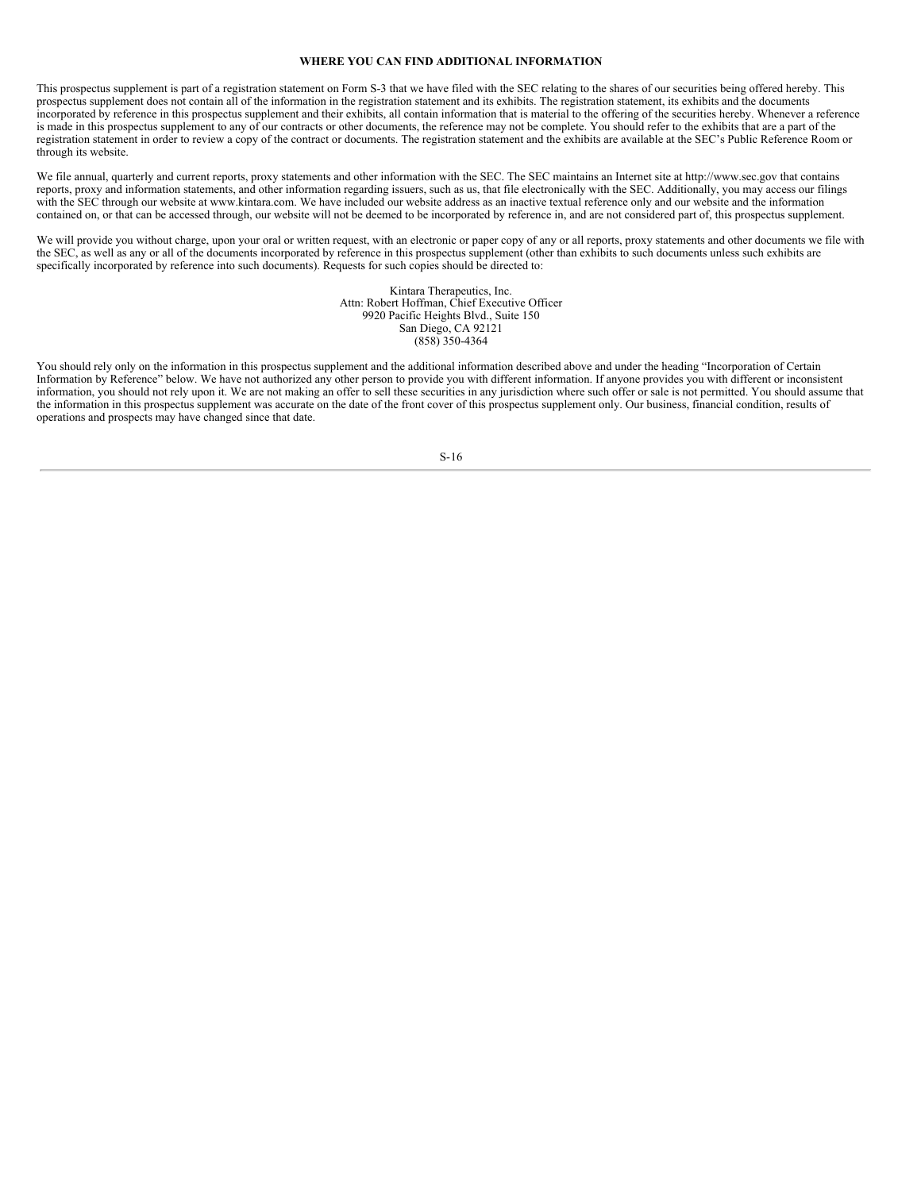## WHERE YOU CAN FIND ADDITIONAL INFORMATION

This prospectus supplement is part of a registration statement on Form S-3 that we have filed with the SEC relating to the shares of our securities being offered hereby. This prospectus supplement does not contain all of the information in the registration statement and its exhibits. The registration statement, its exhibits and the documents incorporated by reference in this prospectus supplement and their exhibits, all contain information that is material to the offering of the securities hereby. Whenever a reference is made in this prospectus supplement to any of our contracts or other documents, the reference may not be complete. You should refer to the exhibits that are a part of the registration statement in order to review a copy of the contract or documents. The registration statement and the exhibits are available at the SEC's Public Reference Room or through its website.

We file annual, quarterly and current reports, proxy statements and other information with the SEC. The SEC maintains an Internet site at http://www.sec.gov that contains reports, proxy and information statements, and other information regarding issuers, such as us, that file electronically with the SEC. Additionally, you may access our filings with the SEC through our website at www.kintara.com. We have included our website address as an inactive textual reference only and our website and the information contained on, or that can be accessed through, our website will not be deemed to be incorporated by reference in, and are not considered part of, this prospectus supplement.

We will provide you without charge, upon your oral or written request, with an electronic or paper copy of any or all reports, proxy statements and other documents we file with the SEC, as well as any or all of the documents incorporated by reference in this prospectus supplement (other than exhibits to such documents unless such exhibits are specifically incorporated by reference into such documents). Requests for such copies should be directed to:

Kintara Therapeutics, Inc.
Attn: Robert Hoffman, Chief Executive Officer
9920 Pacific Heights Blvd., Suite 150
San Diego, CA 92121
(858) 350-4364

You should rely only on the information in this prospectus supplement and the additional information described above and under the heading "Incorporation of Certain Information by Reference" below. We have not authorized any other person to provide you with different information. If anyone provides you with different or inconsistent information, you should not rely upon it. We are not making an offer to sell these securities in any jurisdiction where such offer or sale is not permitted. You should assume that the information in this prospectus supplement was accurate on the date of the front cover of this prospectus supplement only. Our business, financial condition, results of operations and prospects may have changed since that date.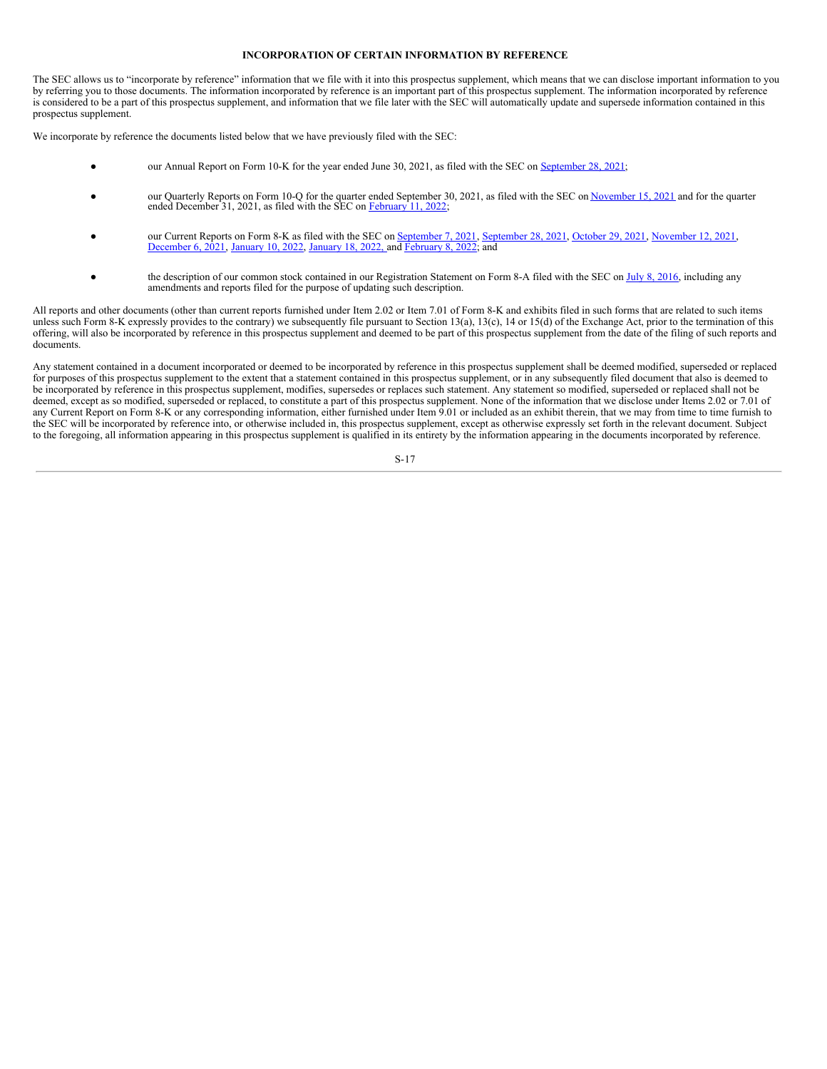## INCORPORATION OF CERTAIN INFORMATION BY REFERENCE

The SEC allows us to "incorporate by reference" information that we file with it into this prospectus supplement, which means that we can disclose important information to you by referring you to those documents. The information incorporated by reference is an important part of this prospectus supplement. The information incorporated by reference is considered to be a part of this prospectus supplement, and information that we file later with the SEC will automatically update and supersede information contained in this prospectus supplement.

We incorporate by reference the documents listed below that we have previously filed with the SEC:

- our Annual Report on Form 10-K for the year ended June 30, 2021, as filed with the SEC on September 28, 2021;
- our Quarterly Reports on Form 10-Q for the quarter ended September 30, 2021, as filed with the SEC on November 15, 2021 and for the quarter ended December 31, 2021, as filed with the SEC on February 11, 2022;
- our Current Reports on Form 8-K as filed with the SEC on September 7, 2021, September 28, 2021, October 29, 2021, November 12, 2021, December 6, 2021, January 10, 2022, January 18, 2022, and February 8, 2022; and
- the description of our common stock contained in our Registration Statement on Form 8-A filed with the SEC on July 8, 2016, including any amendments and reports filed for the purpose of updating such description.

All reports and other documents (other than current reports furnished under Item 2.02 or Item 7.01 of Form 8-K and exhibits filed in such forms that are related to such items unless such Form 8-K expressly provides to the contrary) we subsequently file pursuant to Section 13(a), 13(c), 14 or 15(d) of the Exchange Act, prior to the termination of this offering, will also be incorporated by reference in this prospectus supplement and deemed to be part of this prospectus supplement from the date of the filing of such reports and documents.

Any statement contained in a document incorporated or deemed to be incorporated by reference in this prospectus supplement shall be deemed modified, superseded or replaced for purposes of this prospectus supplement to the extent that a statement contained in this prospectus supplement, or in any subsequently filed document that also is deemed to be incorporated by reference in this prospectus supplement, modifies, supersedes or replaces such statement. Any statement so modified, superseded or replaced shall not be deemed, except as so modified, superseded or replaced, to constitute a part of this prospectus supplement. None of the information that we disclose under Items 2.02 or 7.01 of any Current Report on Form 8-K or any corresponding information, either furnished under Item 9.01 or included as an exhibit therein, that we may from time to time furnish to the SEC will be incorporated by reference into, or otherwise included in, this prospectus supplement, except as otherwise expressly set forth in the relevant document. Subject to the foregoing, all information appearing in this prospectus supplement is qualified in its entirety by the information appearing in the documents incorporated by reference.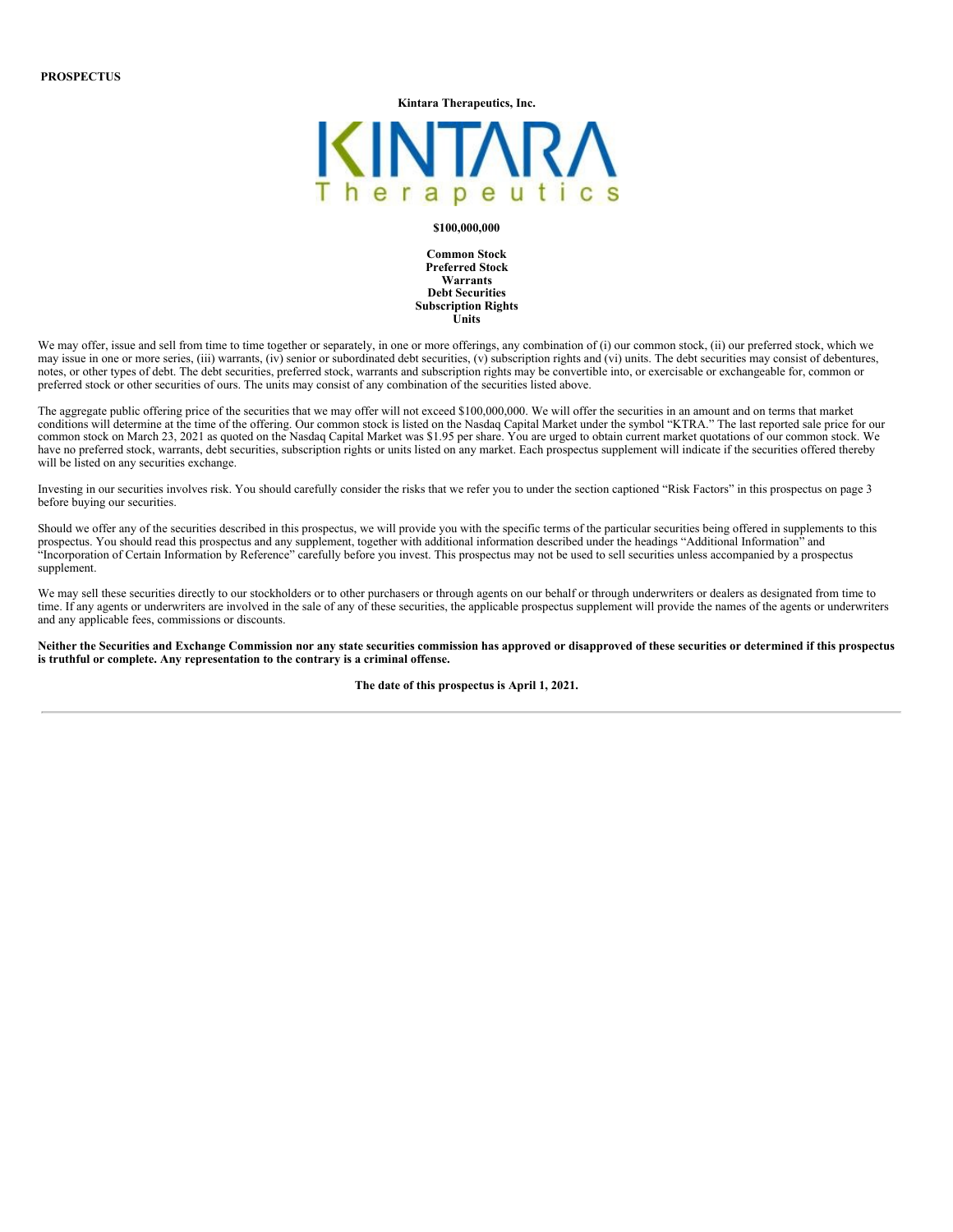**PROSPECTUS**

**Kintara Therapeutics, Inc.**

**$100,000,000**

**Common Stock**
**Preferred Stock**
**Warrants**
**Debt Securities**
**Subscription Rights**
**Units**

We may offer, issue and sell from time to time together or separately, in one or more offerings, any combination of (i) our common stock, (ii) our preferred stock, which we may issue in one or more series, (iii) warrants, (iv) senior or subordinated debt securities, (v) subscription rights and (vi) units. The debt securities may consist of debentures, notes, or other types of debt. The debt securities, preferred stock, warrants and subscription rights may be convertible into, or exercisable or exchangeable for, common or preferred stock or other securities of ours. The units may consist of any combination of the securities listed above.

The aggregate public offering price of the securities that we may offer will not exceed $100,000,000. We will offer the securities in an amount and on terms that market conditions will determine at the time of the offering. Our common stock is listed on the Nasdaq Capital Market under the symbol "KTRA." The last reported sale price for our common stock on March 23, 2021 as quoted on the Nasdaq Capital Market was $1.95 per share. You are urged to obtain current market quotations of our common stock. We have no preferred stock, warrants, debt securities, subscription rights or units listed on any market. Each prospectus supplement will indicate if the securities offered thereby will be listed on any securities exchange.

Investing in our securities involves risk. You should carefully consider the risks that we refer you to under the section captioned "Risk Factors" in this prospectus on page 3 before buying our securities.

Should we offer any of the securities described in this prospectus, we will provide you with the specific terms of the particular securities being offered in supplements to this prospectus. You should read this prospectus and any supplement, together with additional information described under the headings "Additional Information" and "Incorporation of Certain Information by Reference" carefully before you invest. This prospectus may not be used to sell securities unless accompanied by a prospectus supplement.

We may sell these securities directly to our stockholders or to other purchasers or through agents on our behalf or through underwriters or dealers as designated from time to time. If any agents or underwriters are involved in the sale of any of these securities, the applicable prospectus supplement will provide the names of the agents or underwriters and any applicable fees, commissions or discounts.

**Neither the Securities and Exchange Commission nor any state securities commission has approved or disapproved of these securities or determined if this prospectus is truthful or complete. Any representation to the contrary is a criminal offense.**

**The date of this prospectus is April 1, 2021.**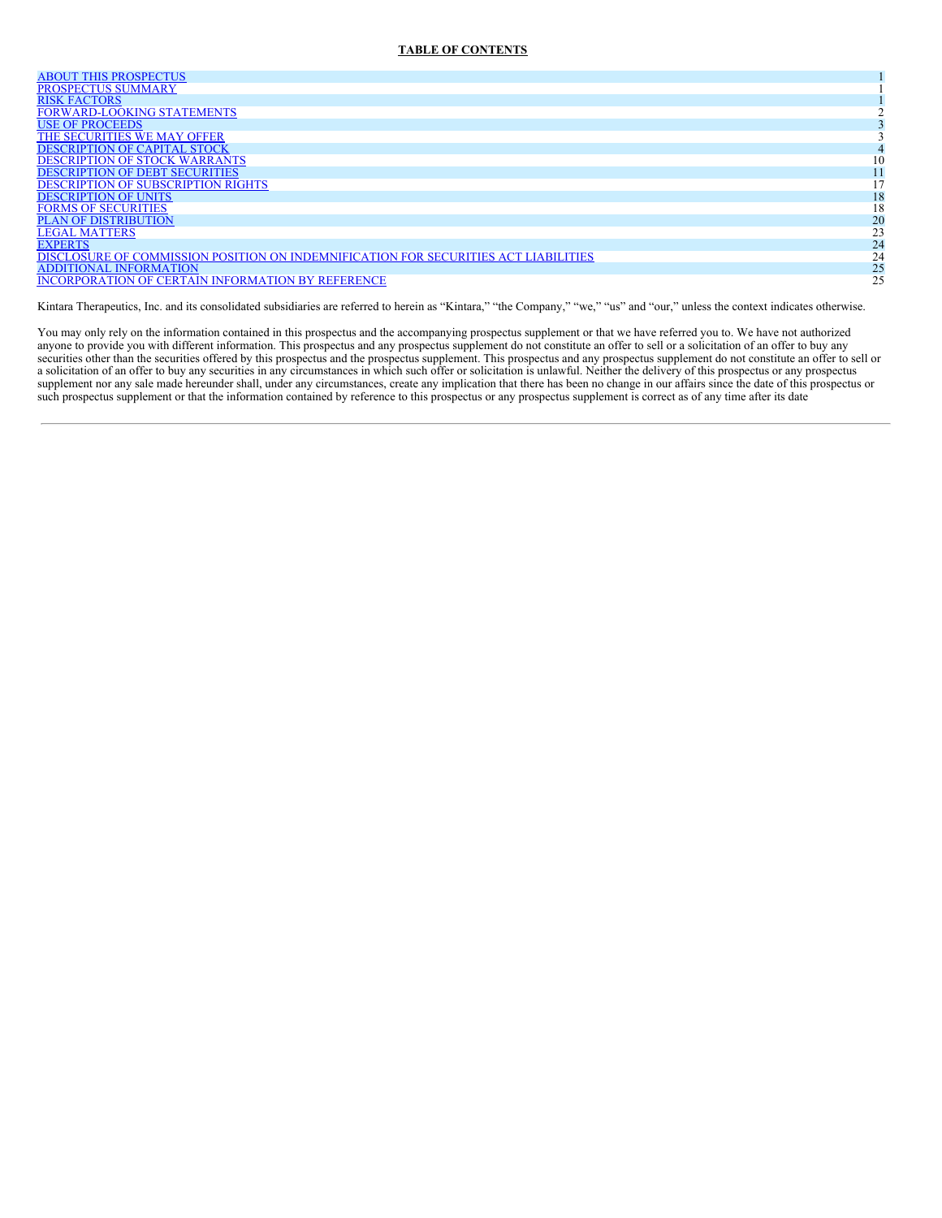**TABLE OF CONTENTS**

| | |
|---|---|
| ABOUT THIS PROSPECTUS | 1 |
| PROSPECTUS SUMMARY | 1 |
| RISK FACTORS | 1 |
| FORWARD-LOOKING STATEMENTS | 2 |
| USE OF PROCEEDS | 3 |
| THE SECURITIES WE MAY OFFER | 3 |
| DESCRIPTION OF CAPITAL STOCK | 4 |
| DESCRIPTION OF STOCK WARRANTS | 10 |
| DESCRIPTION OF DEBT SECURITIES | 11 |
| DESCRIPTION OF SUBSCRIPTION RIGHTS | 17 |
| DESCRIPTION OF UNITS | 18 |
| FORMS OF SECURITIES | 18 |
| PLAN OF DISTRIBUTION | 20 |
| LEGAL MATTERS | 23 |
| EXPERTS | 24 |
| DISCLOSURE OF COMMISSION POSITION ON INDEMNIFICATION FOR SECURITIES ACT LIABILITIES | 24 |
| ADDITIONAL INFORMATION | 25 |
| INCORPORATION OF CERTAIN INFORMATION BY REFERENCE | 25 |

Kintara Therapeutics, Inc. and its consolidated subsidiaries are referred to herein as "Kintara," "the Company," "we," "us" and "our," unless the context indicates otherwise.

You may only rely on the information contained in this prospectus and the accompanying prospectus supplement or that we have referred you to. We have not authorized anyone to provide you with different information. This prospectus and any prospectus supplement do not constitute an offer to sell or a solicitation of an offer to buy any securities other than the securities offered by this prospectus and the prospectus supplement. This prospectus and any prospectus supplement do not constitute an offer to sell or a solicitation of an offer to buy any securities in any circumstances in which such offer or solicitation is unlawful. Neither the delivery of this prospectus or any prospectus supplement nor any sale made hereunder shall, under any circumstances, create any implication that there has been no change in our affairs since the date of this prospectus or such prospectus supplement or that the information contained by reference to this prospectus or any prospectus supplement is correct as of any time after its date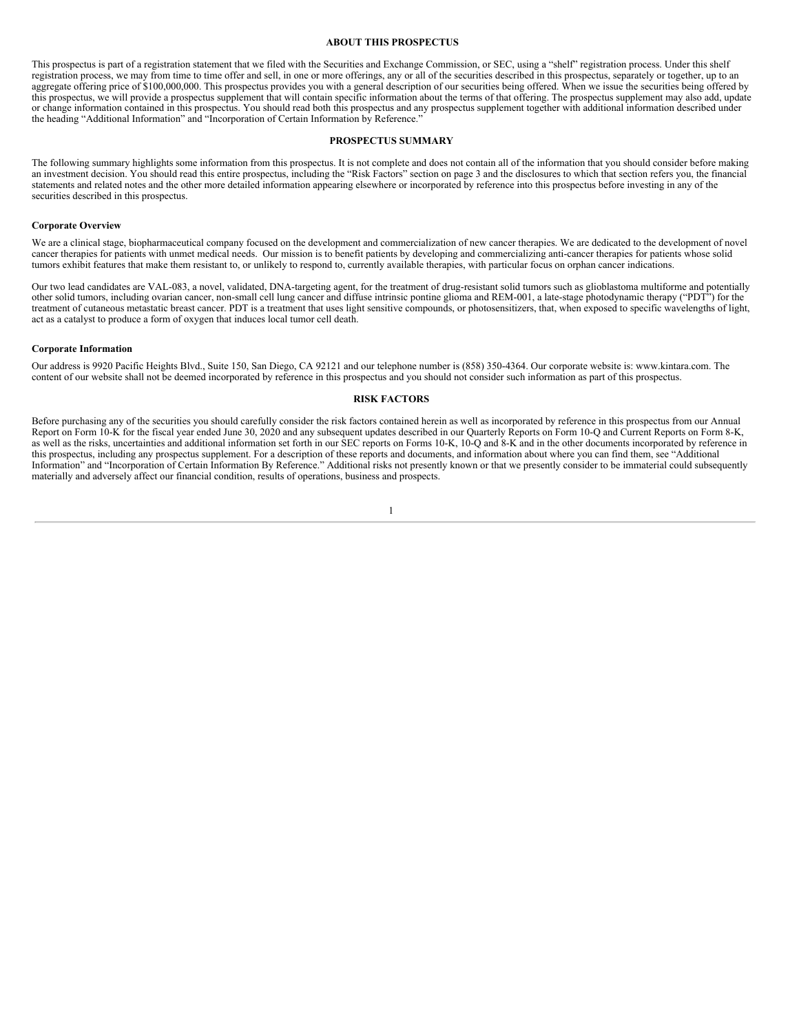## ABOUT THIS PROSPECTUS

This prospectus is part of a registration statement that we filed with the Securities and Exchange Commission, or SEC, using a "shelf" registration process. Under this shelf registration process, we may from time to time offer and sell, in one or more offerings, any or all of the securities described in this prospectus, separately or together, up to an aggregate offering price of $100,000,000. This prospectus provides you with a general description of our securities being offered. When we issue the securities being offered by this prospectus, we will provide a prospectus supplement that will contain specific information about the terms of that offering. The prospectus supplement may also add, update or change information contained in this prospectus. You should read both this prospectus and any prospectus supplement together with additional information described under the heading "Additional Information" and "Incorporation of Certain Information by Reference."

## PROSPECTUS SUMMARY

The following summary highlights some information from this prospectus. It is not complete and does not contain all of the information that you should consider before making an investment decision. You should read this entire prospectus, including the "Risk Factors" section on page 3 and the disclosures to which that section refers you, the financial statements and related notes and the other more detailed information appearing elsewhere or incorporated by reference into this prospectus before investing in any of the securities described in this prospectus.

### Corporate Overview

We are a clinical stage, biopharmaceutical company focused on the development and commercialization of new cancer therapies. We are dedicated to the development of novel cancer therapies for patients with unmet medical needs. Our mission is to benefit patients by developing and commercializing anti-cancer therapies for patients whose solid tumors exhibit features that make them resistant to, or unlikely to respond to, currently available therapies, with particular focus on orphan cancer indications.

Our two lead candidates are VAL-083, a novel, validated, DNA-targeting agent, for the treatment of drug-resistant solid tumors such as glioblastoma multiforme and potentially other solid tumors, including ovarian cancer, non-small cell lung cancer and diffuse intrinsic pontine glioma and REM-001, a late-stage photodynamic therapy ("PDT") for the treatment of cutaneous metastatic breast cancer. PDT is a treatment that uses light sensitive compounds, or photosensitizers, that, when exposed to specific wavelengths of light, act as a catalyst to produce a form of oxygen that induces local tumor cell death.

### Corporate Information

Our address is 9920 Pacific Heights Blvd., Suite 150, San Diego, CA 92121 and our telephone number is (858) 350-4364. Our corporate website is: www.kintara.com. The content of our website shall not be deemed incorporated by reference in this prospectus and you should not consider such information as part of this prospectus.

## RISK FACTORS

Before purchasing any of the securities you should carefully consider the risk factors contained herein as well as incorporated by reference in this prospectus from our Annual Report on Form 10-K for the fiscal year ended June 30, 2020 and any subsequent updates described in our Quarterly Reports on Form 10-Q and Current Reports on Form 8-K, as well as the risks, uncertainties and additional information set forth in our SEC reports on Forms 10-K, 10-Q and 8-K and in the other documents incorporated by reference in this prospectus, including any prospectus supplement. For a description of these reports and documents, and information about where you can find them, see "Additional Information" and "Incorporation of Certain Information By Reference." Additional risks not presently known or that we presently consider to be immaterial could subsequently materially and adversely affect our financial condition, results of operations, business and prospects.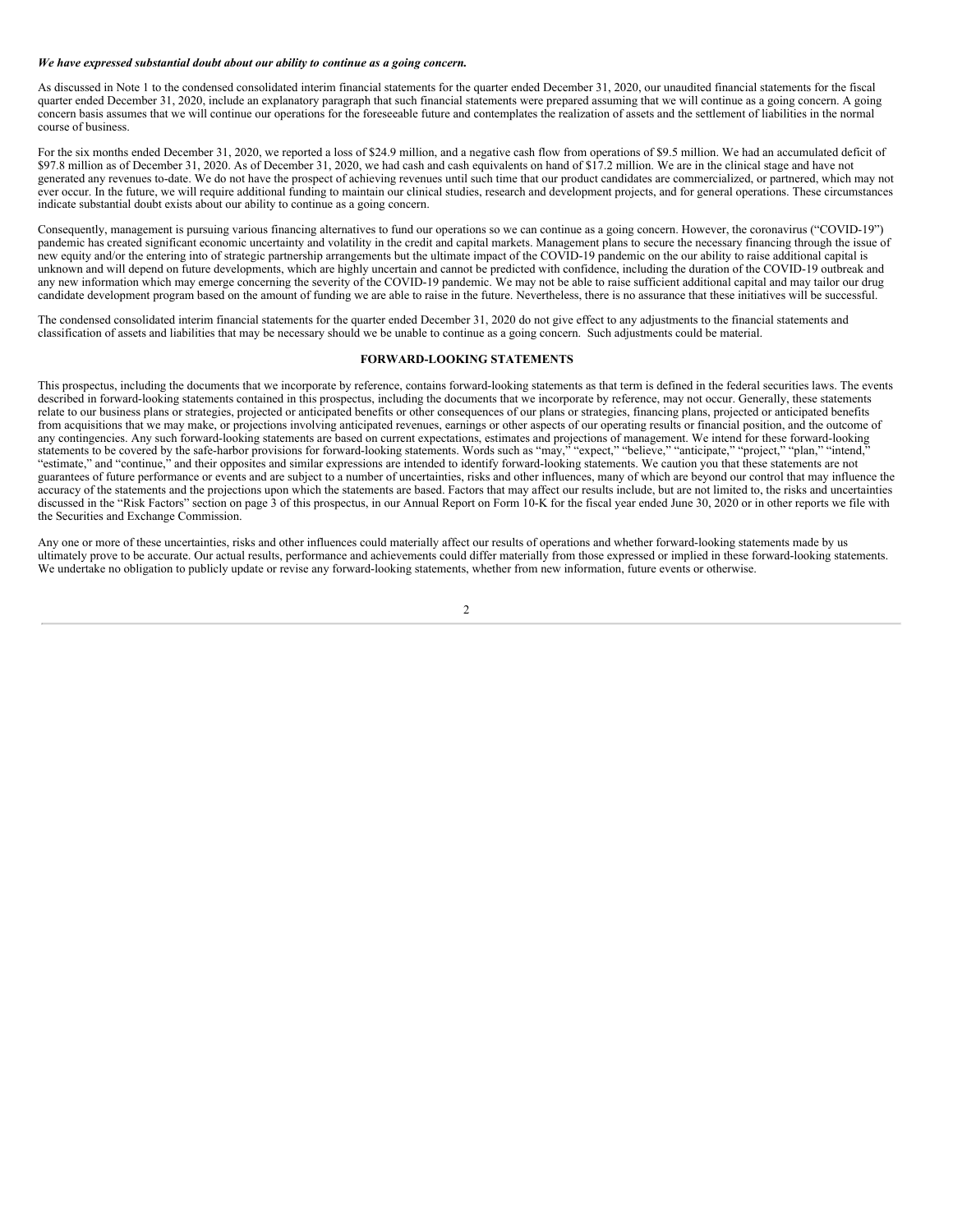***We have expressed substantial doubt about our ability to continue as a going concern.***

As discussed in Note 1 to the condensed consolidated interim financial statements for the quarter ended December 31, 2020, our unaudited financial statements for the fiscal quarter ended December 31, 2020, include an explanatory paragraph that such financial statements were prepared assuming that we will continue as a going concern. A going concern basis assumes that we will continue our operations for the foreseeable future and contemplates the realization of assets and the settlement of liabilities in the normal course of business.

For the six months ended December 31, 2020, we reported a loss of $24.9 million, and a negative cash flow from operations of $9.5 million. We had an accumulated deficit of $97.8 million as of December 31, 2020. As of December 31, 2020, we had cash and cash equivalents on hand of $17.2 million. We are in the clinical stage and have not generated any revenues to-date. We do not have the prospect of achieving revenues until such time that our product candidates are commercialized, or partnered, which may not ever occur. In the future, we will require additional funding to maintain our clinical studies, research and development projects, and for general operations. These circumstances indicate substantial doubt exists about our ability to continue as a going concern.

Consequently, management is pursuing various financing alternatives to fund our operations so we can continue as a going concern. However, the coronavirus ("COVID-19") pandemic has created significant economic uncertainty and volatility in the credit and capital markets. Management plans to secure the necessary financing through the issue of new equity and/or the entering into of strategic partnership arrangements but the ultimate impact of the COVID-19 pandemic on the our ability to raise additional capital is unknown and will depend on future developments, which are highly uncertain and cannot be predicted with confidence, including the duration of the COVID-19 outbreak and any new information which may emerge concerning the severity of the COVID-19 pandemic. We may not be able to raise sufficient additional capital and may tailor our drug candidate development program based on the amount of funding we are able to raise in the future. Nevertheless, there is no assurance that these initiatives will be successful.

The condensed consolidated interim financial statements for the quarter ended December 31, 2020 do not give effect to any adjustments to the financial statements and classification of assets and liabilities that may be necessary should we be unable to continue as a going concern. Such adjustments could be material.

## FORWARD-LOOKING STATEMENTS

This prospectus, including the documents that we incorporate by reference, contains forward-looking statements as that term is defined in the federal securities laws. The events described in forward-looking statements contained in this prospectus, including the documents that we incorporate by reference, may not occur. Generally, these statements relate to our business plans or strategies, projected or anticipated benefits or other consequences of our plans or strategies, financing plans, projected or anticipated benefits from acquisitions that we may make, or projections involving anticipated revenues, earnings or other aspects of our operating results or financial position, and the outcome of any contingencies. Any such forward-looking statements are based on current expectations, estimates and projections of management. We intend for these forward-looking statements to be covered by the safe-harbor provisions for forward-looking statements. Words such as "may," "expect," "believe," "anticipate," "project," "plan," "intend," "estimate," and "continue," and their opposites and similar expressions are intended to identify forward-looking statements. We caution you that these statements are not guarantees of future performance or events and are subject to a number of uncertainties, risks and other influences, many of which are beyond our control that may influence the accuracy of the statements and the projections upon which the statements are based. Factors that may affect our results include, but are not limited to, the risks and uncertainties discussed in the "Risk Factors" section on page 3 of this prospectus, in our Annual Report on Form 10-K for the fiscal year ended June 30, 2020 or in other reports we file with the Securities and Exchange Commission.

Any one or more of these uncertainties, risks and other influences could materially affect our results of operations and whether forward-looking statements made by us ultimately prove to be accurate. Our actual results, performance and achievements could differ materially from those expressed or implied in these forward-looking statements. We undertake no obligation to publicly update or revise any forward-looking statements, whether from new information, future events or otherwise.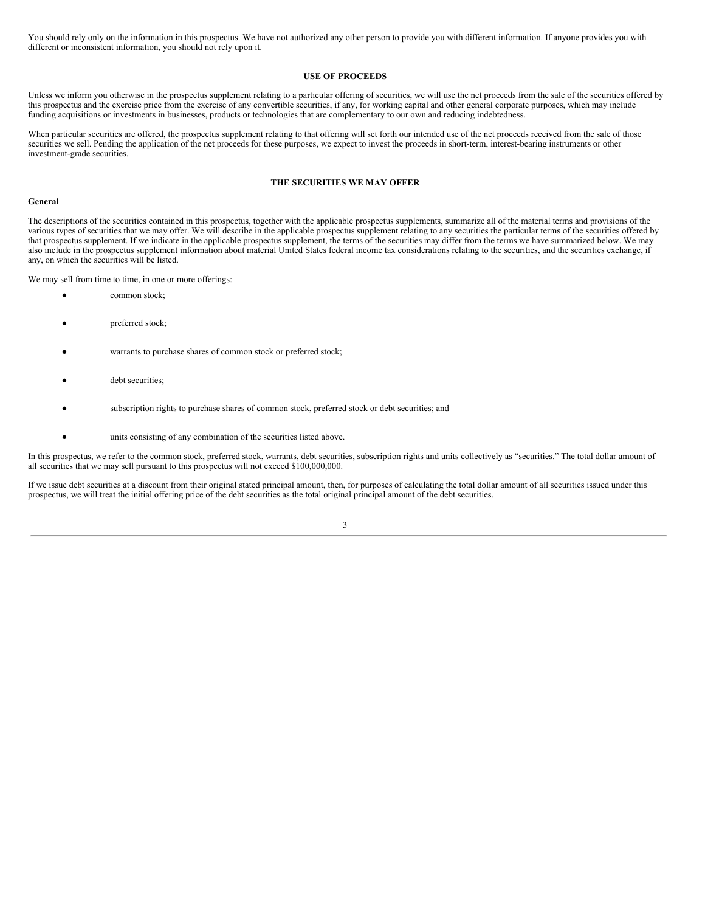You should rely only on the information in this prospectus. We have not authorized any other person to provide you with different information. If anyone provides you with different or inconsistent information, you should not rely upon it.

## USE OF PROCEEDS

Unless we inform you otherwise in the prospectus supplement relating to a particular offering of securities, we will use the net proceeds from the sale of the securities offered by this prospectus and the exercise price from the exercise of any convertible securities, if any, for working capital and other general corporate purposes, which may include funding acquisitions or investments in businesses, products or technologies that are complementary to our own and reducing indebtedness.

When particular securities are offered, the prospectus supplement relating to that offering will set forth our intended use of the net proceeds received from the sale of those securities we sell. Pending the application of the net proceeds for these purposes, we expect to invest the proceeds in short-term, interest-bearing instruments or other investment-grade securities.

## THE SECURITIES WE MAY OFFER

### General

The descriptions of the securities contained in this prospectus, together with the applicable prospectus supplements, summarize all of the material terms and provisions of the various types of securities that we may offer. We will describe in the applicable prospectus supplement relating to any securities the particular terms of the securities offered by that prospectus supplement. If we indicate in the applicable prospectus supplement, the terms of the securities may differ from the terms we have summarized below. We may also include in the prospectus supplement information about material United States federal income tax considerations relating to the securities, and the securities exchange, if any, on which the securities will be listed.

We may sell from time to time, in one or more offerings:

- common stock;
- preferred stock;
- warrants to purchase shares of common stock or preferred stock;
- debt securities;
- subscription rights to purchase shares of common stock, preferred stock or debt securities; and
- units consisting of any combination of the securities listed above.

In this prospectus, we refer to the common stock, preferred stock, warrants, debt securities, subscription rights and units collectively as "securities." The total dollar amount of all securities that we may sell pursuant to this prospectus will not exceed $100,000,000.

If we issue debt securities at a discount from their original stated principal amount, then, for purposes of calculating the total dollar amount of all securities issued under this prospectus, we will treat the initial offering price of the debt securities as the total original principal amount of the debt securities.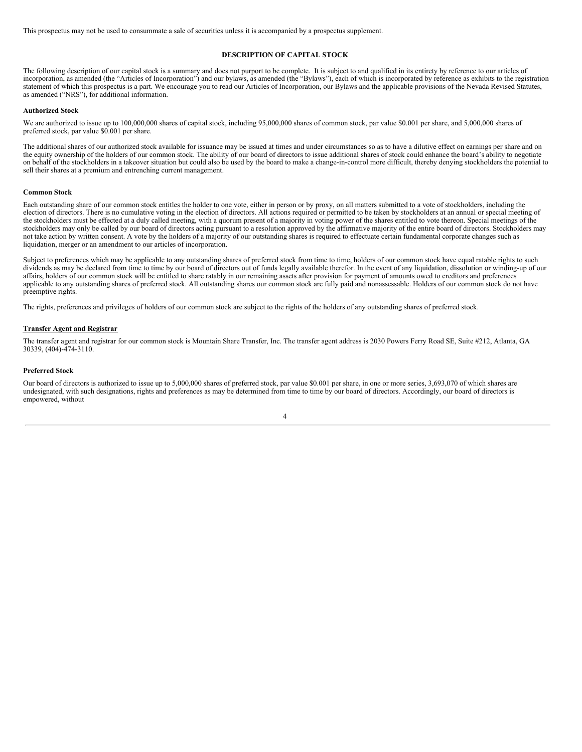This prospectus may not be used to consummate a sale of securities unless it is accompanied by a prospectus supplement.

## DESCRIPTION OF CAPITAL STOCK

The following description of our capital stock is a summary and does not purport to be complete. It is subject to and qualified in its entirety by reference to our articles of incorporation, as amended (the "Articles of Incorporation") and our bylaws, as amended (the "Bylaws"), each of which is incorporated by reference as exhibits to the registration statement of which this prospectus is a part. We encourage you to read our Articles of Incorporation, our Bylaws and the applicable provisions of the Nevada Revised Statutes, as amended ("NRS"), for additional information.

### Authorized Stock

We are authorized to issue up to 100,000,000 shares of capital stock, including 95,000,000 shares of common stock, par value $0.001 per share, and 5,000,000 shares of preferred stock, par value $0.001 per share.

The additional shares of our authorized stock available for issuance may be issued at times and under circumstances so as to have a dilutive effect on earnings per share and on the equity ownership of the holders of our common stock. The ability of our board of directors to issue additional shares of stock could enhance the board's ability to negotiate on behalf of the stockholders in a takeover situation but could also be used by the board to make a change-in-control more difficult, thereby denying stockholders the potential to sell their shares at a premium and entrenching current management.

### Common Stock

Each outstanding share of our common stock entitles the holder to one vote, either in person or by proxy, on all matters submitted to a vote of stockholders, including the election of directors. There is no cumulative voting in the election of directors. All actions required or permitted to be taken by stockholders at an annual or special meeting of the stockholders must be effected at a duly called meeting, with a quorum present of a majority in voting power of the shares entitled to vote thereon. Special meetings of the stockholders may only be called by our board of directors acting pursuant to a resolution approved by the affirmative majority of the entire board of directors. Stockholders may not take action by written consent. A vote by the holders of a majority of our outstanding shares is required to effectuate certain fundamental corporate changes such as liquidation, merger or an amendment to our articles of incorporation.

Subject to preferences which may be applicable to any outstanding shares of preferred stock from time to time, holders of our common stock have equal ratable rights to such dividends as may be declared from time to time by our board of directors out of funds legally available therefor. In the event of any liquidation, dissolution or winding-up of our affairs, holders of our common stock will be entitled to share ratably in our remaining assets after provision for payment of amounts owed to creditors and preferences applicable to any outstanding shares of preferred stock. All outstanding shares our common stock are fully paid and nonassessable. Holders of our common stock do not have preemptive rights.

The rights, preferences and privileges of holders of our common stock are subject to the rights of the holders of any outstanding shares of preferred stock.

### Transfer Agent and Registrar

The transfer agent and registrar for our common stock is Mountain Share Transfer, Inc. The transfer agent address is 2030 Powers Ferry Road SE, Suite #212, Atlanta, GA 30339, (404)-474-3110.

### Preferred Stock

Our board of directors is authorized to issue up to 5,000,000 shares of preferred stock, par value $0.001 per share, in one or more series, 3,693,070 of which shares are undesignated, with such designations, rights and preferences as may be determined from time to time by our board of directors. Accordingly, our board of directors is empowered, without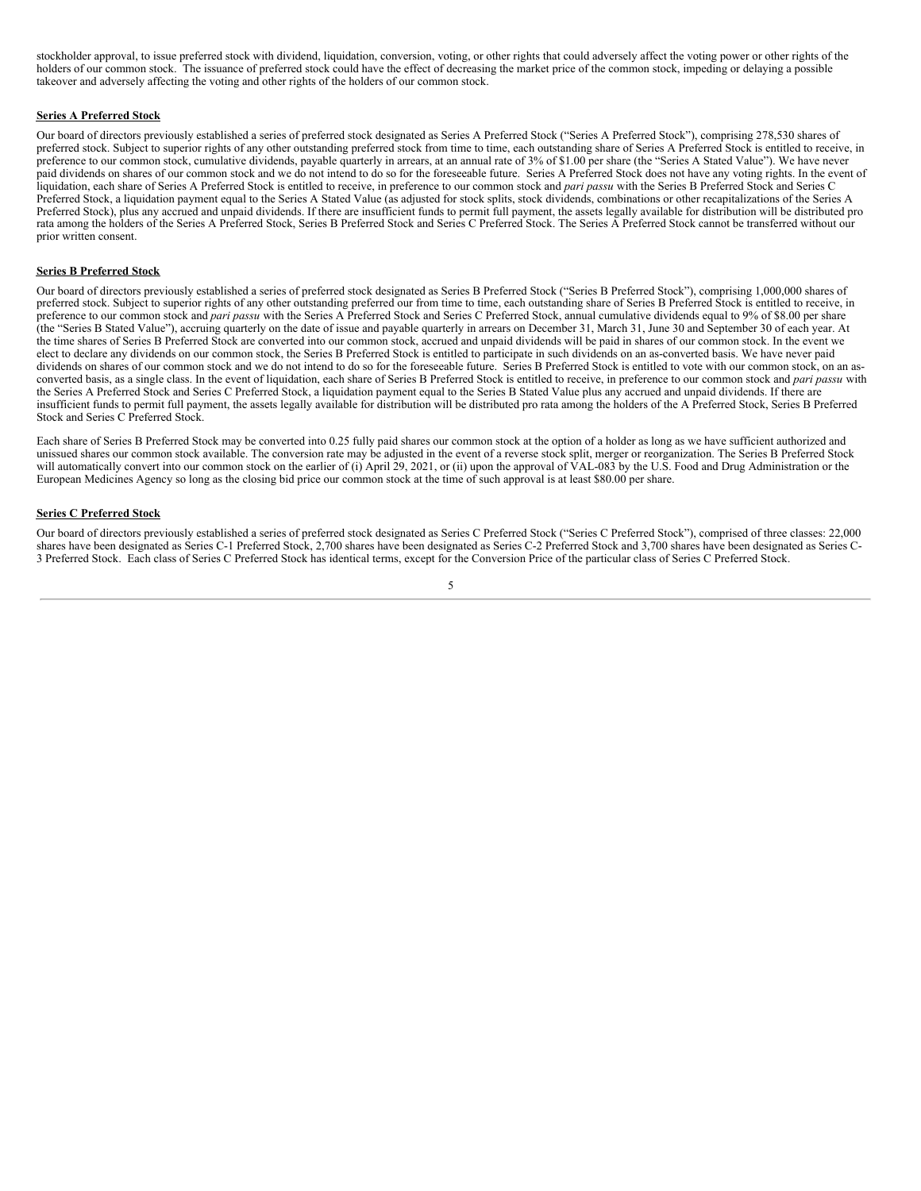stockholder approval, to issue preferred stock with dividend, liquidation, conversion, voting, or other rights that could adversely affect the voting power or other rights of the holders of our common stock. The issuance of preferred stock could have the effect of decreasing the market price of the common stock, impeding or delaying a possible takeover and adversely affecting the voting and other rights of the holders of our common stock.

**Series A Preferred Stock**

Our board of directors previously established a series of preferred stock designated as Series A Preferred Stock ("Series A Preferred Stock"), comprising 278,530 shares of preferred stock. Subject to superior rights of any other outstanding preferred stock from time to time, each outstanding share of Series A Preferred Stock is entitled to receive, in preference to our common stock, cumulative dividends, payable quarterly in arrears, at an annual rate of 3% of $1.00 per share (the "Series A Stated Value"). We have never paid dividends on shares of our common stock and we do not intend to do so for the foreseeable future. Series A Preferred Stock does not have any voting rights. In the event of liquidation, each share of Series A Preferred Stock is entitled to receive, in preference to our common stock and *pari passu* with the Series B Preferred Stock and Series C Preferred Stock, a liquidation payment equal to the Series A Stated Value (as adjusted for stock splits, stock dividends, combinations or other recapitalizations of the Series A Preferred Stock), plus any accrued and unpaid dividends. If there are insufficient funds to permit full payment, the assets legally available for distribution will be distributed pro rata among the holders of the Series A Preferred Stock, Series B Preferred Stock and Series C Preferred Stock. The Series A Preferred Stock cannot be transferred without our prior written consent.

**Series B Preferred Stock**

Our board of directors previously established a series of preferred stock designated as Series B Preferred Stock ("Series B Preferred Stock"), comprising 1,000,000 shares of preferred stock. Subject to superior rights of any other outstanding preferred our from time to time, each outstanding share of Series B Preferred Stock is entitled to receive, in preference to our common stock and *pari passu* with the Series A Preferred Stock and Series C Preferred Stock, annual cumulative dividends equal to 9% of $8.00 per share (the "Series B Stated Value"), accruing quarterly on the date of issue and payable quarterly in arrears on December 31, March 31, June 30 and September 30 of each year. At the time shares of Series B Preferred Stock are converted into our common stock, accrued and unpaid dividends will be paid in shares of our common stock. In the event we elect to declare any dividends on our common stock, the Series B Preferred Stock is entitled to participate in such dividends on an as-converted basis. We have never paid dividends on shares of our common stock and we do not intend to do so for the foreseeable future. Series B Preferred Stock is entitled to vote with our common stock, on an as-converted basis, as a single class. In the event of liquidation, each share of Series B Preferred Stock is entitled to receive, in preference to our common stock and *pari passu* with the Series A Preferred Stock and Series C Preferred Stock, a liquidation payment equal to the Series B Stated Value plus any accrued and unpaid dividends. If there are insufficient funds to permit full payment, the assets legally available for distribution will be distributed pro rata among the holders of the A Preferred Stock, Series B Preferred Stock and Series C Preferred Stock.

Each share of Series B Preferred Stock may be converted into 0.25 fully paid shares our common stock at the option of a holder as long as we have sufficient authorized and unissued shares our common stock available. The conversion rate may be adjusted in the event of a reverse stock split, merger or reorganization. The Series B Preferred Stock will automatically convert into our common stock on the earlier of (i) April 29, 2021, or (ii) upon the approval of VAL-083 by the U.S. Food and Drug Administration or the European Medicines Agency so long as the closing bid price our common stock at the time of such approval is at least $80.00 per share.

**Series C Preferred Stock**

Our board of directors previously established a series of preferred stock designated as Series C Preferred Stock ("Series C Preferred Stock"), comprised of three classes: 22,000 shares have been designated as Series C-1 Preferred Stock, 2,700 shares have been designated as Series C-2 Preferred Stock and 3,700 shares have been designated as Series C-3 Preferred Stock. Each class of Series C Preferred Stock has identical terms, except for the Conversion Price of the particular class of Series C Preferred Stock.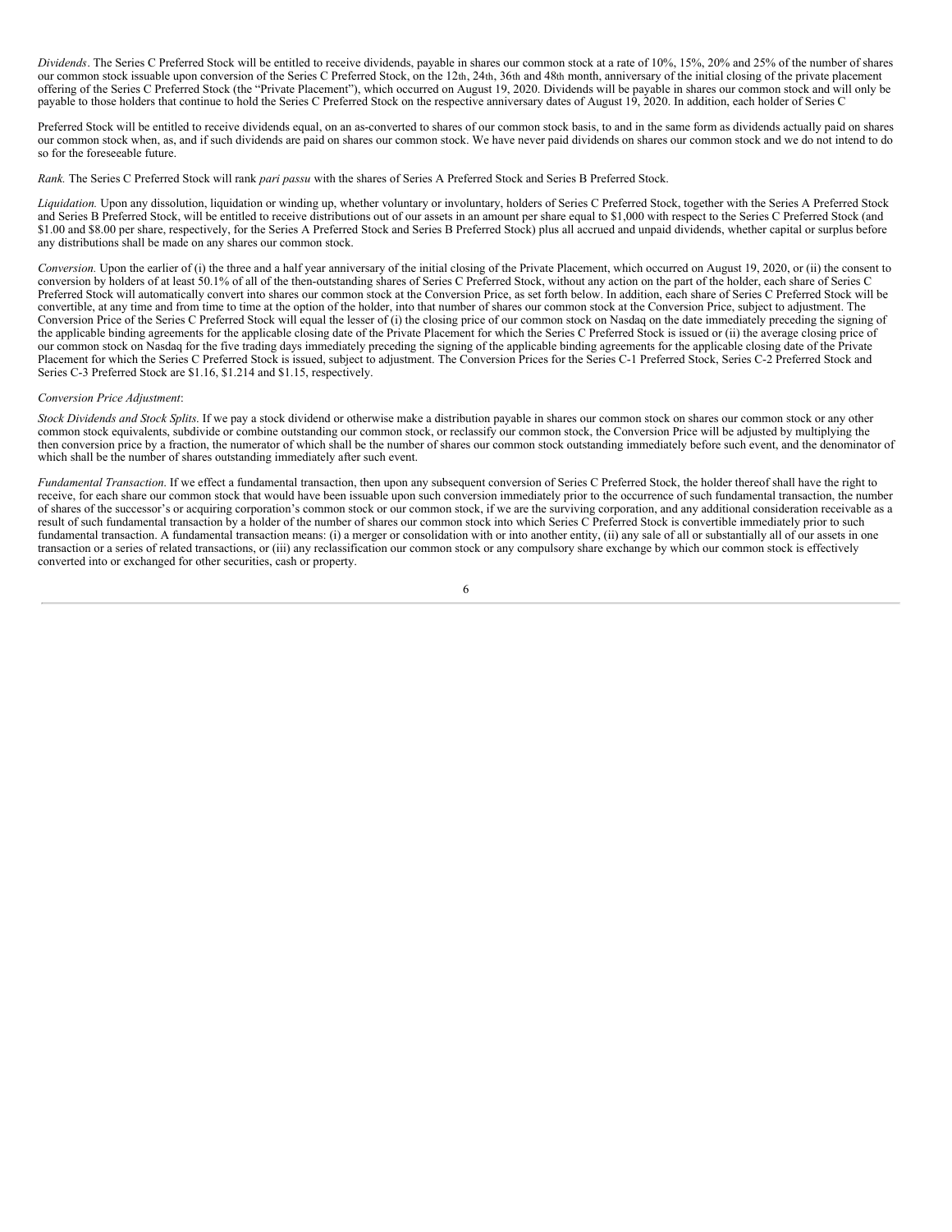*Dividends*. The Series C Preferred Stock will be entitled to receive dividends, payable in shares our common stock at a rate of 10%, 15%, 20% and 25% of the number of shares our common stock issuable upon conversion of the Series C Preferred Stock, on the 12th, 24th, 36th and 48th month, anniversary of the initial closing of the private placement offering of the Series C Preferred Stock (the "Private Placement"), which occurred on August 19, 2020. Dividends will be payable in shares our common stock and will only be payable to those holders that continue to hold the Series C Preferred Stock on the respective anniversary dates of August 19, 2020. In addition, each holder of Series C

Preferred Stock will be entitled to receive dividends equal, on an as-converted to shares of our common stock basis, to and in the same form as dividends actually paid on shares our common stock when, as, and if such dividends are paid on shares our common stock. We have never paid dividends on shares our common stock and we do not intend to do so for the foreseeable future.

*Rank.* The Series C Preferred Stock will rank *pari passu* with the shares of Series A Preferred Stock and Series B Preferred Stock.

*Liquidation.* Upon any dissolution, liquidation or winding up, whether voluntary or involuntary, holders of Series C Preferred Stock, together with the Series A Preferred Stock and Series B Preferred Stock, will be entitled to receive distributions out of our assets in an amount per share equal to $1,000 with respect to the Series C Preferred Stock (and $1.00 and $8.00 per share, respectively, for the Series A Preferred Stock and Series B Preferred Stock) plus all accrued and unpaid dividends, whether capital or surplus before any distributions shall be made on any shares our common stock.

*Conversion.* Upon the earlier of (i) the three and a half year anniversary of the initial closing of the Private Placement, which occurred on August 19, 2020, or (ii) the consent to conversion by holders of at least 50.1% of all of the then-outstanding shares of Series C Preferred Stock, without any action on the part of the holder, each share of Series C Preferred Stock will automatically convert into shares our common stock at the Conversion Price, as set forth below. In addition, each share of Series C Preferred Stock will be convertible, at any time and from time to time at the option of the holder, into that number of shares our common stock at the Conversion Price, subject to adjustment. The Conversion Price of the Series C Preferred Stock will equal the lesser of (i) the closing price of our common stock on Nasdaq on the date immediately preceding the signing of the applicable binding agreements for the applicable closing date of the Private Placement for which the Series C Preferred Stock is issued or (ii) the average closing price of our common stock on Nasdaq for the five trading days immediately preceding the signing of the applicable binding agreements for the applicable closing date of the Private Placement for which the Series C Preferred Stock is issued, subject to adjustment. The Conversion Prices for the Series C-1 Preferred Stock, Series C-2 Preferred Stock and Series C-3 Preferred Stock are $1.16, $1.214 and $1.15, respectively.

*Conversion Price Adjustment*:

*Stock Dividends and Stock Splits*. If we pay a stock dividend or otherwise make a distribution payable in shares our common stock on shares our common stock or any other common stock equivalents, subdivide or combine outstanding our common stock, or reclassify our common stock, the Conversion Price will be adjusted by multiplying the then conversion price by a fraction, the numerator of which shall be the number of shares our common stock outstanding immediately before such event, and the denominator of which shall be the number of shares outstanding immediately after such event.

*Fundamental Transaction*. If we effect a fundamental transaction, then upon any subsequent conversion of Series C Preferred Stock, the holder thereof shall have the right to receive, for each share our common stock that would have been issuable upon such conversion immediately prior to the occurrence of such fundamental transaction, the number of shares of the successor's or acquiring corporation's common stock or our common stock, if we are the surviving corporation, and any additional consideration receivable as a result of such fundamental transaction by a holder of the number of shares our common stock into which Series C Preferred Stock is convertible immediately prior to such fundamental transaction. A fundamental transaction means: (i) a merger or consolidation with or into another entity, (ii) any sale of all or substantially all of our assets in one transaction or a series of related transactions, or (iii) any reclassification our common stock or any compulsory share exchange by which our common stock is effectively converted into or exchanged for other securities, cash or property.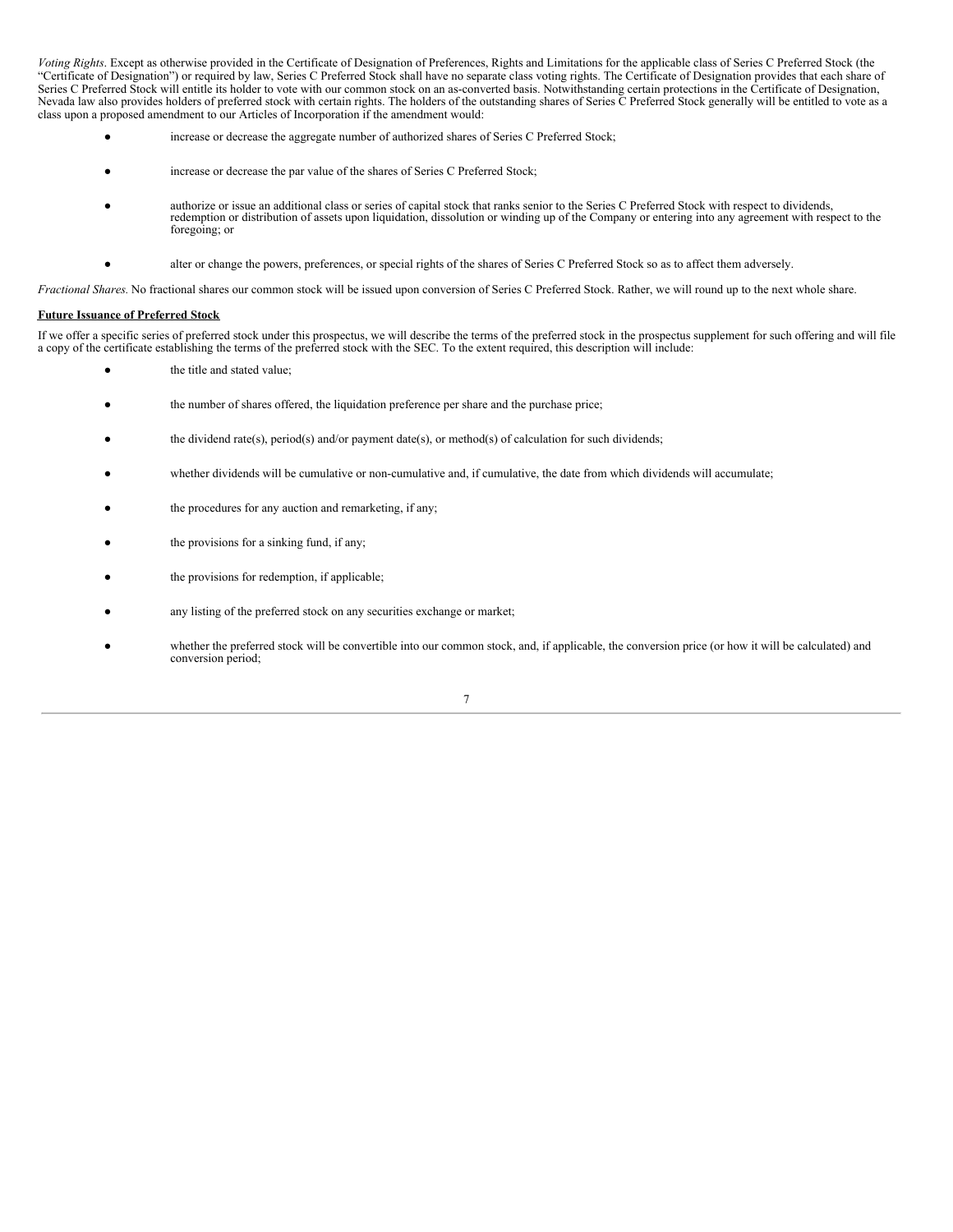*Voting Rights*. Except as otherwise provided in the Certificate of Designation of Preferences, Rights and Limitations for the applicable class of Series C Preferred Stock (the "Certificate of Designation") or required by law, Series C Preferred Stock shall have no separate class voting rights. The Certificate of Designation provides that each share of Series C Preferred Stock will entitle its holder to vote with our common stock on an as-converted basis. Notwithstanding certain protections in the Certificate of Designation, Nevada law also provides holders of preferred stock with certain rights. The holders of the outstanding shares of Series C Preferred Stock generally will be entitled to vote as a class upon a proposed amendment to our Articles of Incorporation if the amendment would:

- increase or decrease the aggregate number of authorized shares of Series C Preferred Stock;
- increase or decrease the par value of the shares of Series C Preferred Stock;
- authorize or issue an additional class or series of capital stock that ranks senior to the Series C Preferred Stock with respect to dividends, redemption or distribution of assets upon liquidation, dissolution or winding up of the Company or entering into any agreement with respect to the foregoing; or
- alter or change the powers, preferences, or special rights of the shares of Series C Preferred Stock so as to affect them adversely.

*Fractional Shares.* No fractional shares our common stock will be issued upon conversion of Series C Preferred Stock. Rather, we will round up to the next whole share.

**Future Issuance of Preferred Stock**

If we offer a specific series of preferred stock under this prospectus, we will describe the terms of the preferred stock in the prospectus supplement for such offering and will file a copy of the certificate establishing the terms of the preferred stock with the SEC. To the extent required, this description will include:

- the title and stated value;
- the number of shares offered, the liquidation preference per share and the purchase price;
- the dividend rate(s), period(s) and/or payment date(s), or method(s) of calculation for such dividends;
- whether dividends will be cumulative or non-cumulative and, if cumulative, the date from which dividends will accumulate;
- the procedures for any auction and remarketing, if any;
- the provisions for a sinking fund, if any;
- the provisions for redemption, if applicable;
- any listing of the preferred stock on any securities exchange or market;
- whether the preferred stock will be convertible into our common stock, and, if applicable, the conversion price (or how it will be calculated) and conversion period;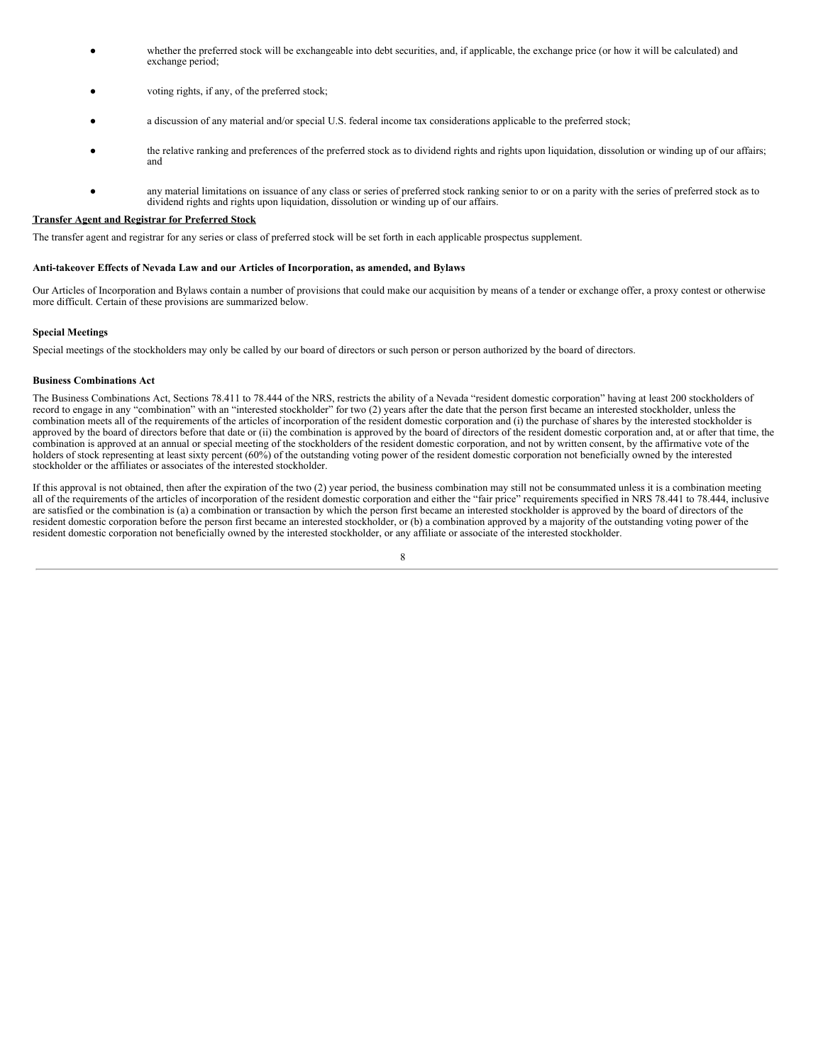- whether the preferred stock will be exchangeable into debt securities, and, if applicable, the exchange price (or how it will be calculated) and exchange period;
- voting rights, if any, of the preferred stock;
- a discussion of any material and/or special U.S. federal income tax considerations applicable to the preferred stock;
- the relative ranking and preferences of the preferred stock as to dividend rights and rights upon liquidation, dissolution or winding up of our affairs; and
- any material limitations on issuance of any class or series of preferred stock ranking senior to or on a parity with the series of preferred stock as to dividend rights and rights upon liquidation, dissolution or winding up of our affairs.

**Transfer Agent and Registrar for Preferred Stock**

The transfer agent and registrar for any series or class of preferred stock will be set forth in each applicable prospectus supplement.

**Anti-takeover Effects of Nevada Law and our Articles of Incorporation, as amended, and Bylaws**

Our Articles of Incorporation and Bylaws contain a number of provisions that could make our acquisition by means of a tender or exchange offer, a proxy contest or otherwise more difficult. Certain of these provisions are summarized below.

**Special Meetings**

Special meetings of the stockholders may only be called by our board of directors or such person or person authorized by the board of directors.

**Business Combinations Act**

The Business Combinations Act, Sections 78.411 to 78.444 of the NRS, restricts the ability of a Nevada "resident domestic corporation" having at least 200 stockholders of record to engage in any "combination" with an "interested stockholder" for two (2) years after the date that the person first became an interested stockholder, unless the combination meets all of the requirements of the articles of incorporation of the resident domestic corporation and (i) the purchase of shares by the interested stockholder is approved by the board of directors before that date or (ii) the combination is approved by the board of directors of the resident domestic corporation and, at or after that time, the combination is approved at an annual or special meeting of the stockholders of the resident domestic corporation, and not by written consent, by the affirmative vote of the holders of stock representing at least sixty percent (60%) of the outstanding voting power of the resident domestic corporation not beneficially owned by the interested stockholder or the affiliates or associates of the interested stockholder.

If this approval is not obtained, then after the expiration of the two (2) year period, the business combination may still not be consummated unless it is a combination meeting all of the requirements of the articles of incorporation of the resident domestic corporation and either the "fair price" requirements specified in NRS 78.441 to 78.444, inclusive are satisfied or the combination is (a) a combination or transaction by which the person first became an interested stockholder is approved by the board of directors of the resident domestic corporation before the person first became an interested stockholder, or (b) a combination approved by a majority of the outstanding voting power of the resident domestic corporation not beneficially owned by the interested stockholder, or any affiliate or associate of the interested stockholder.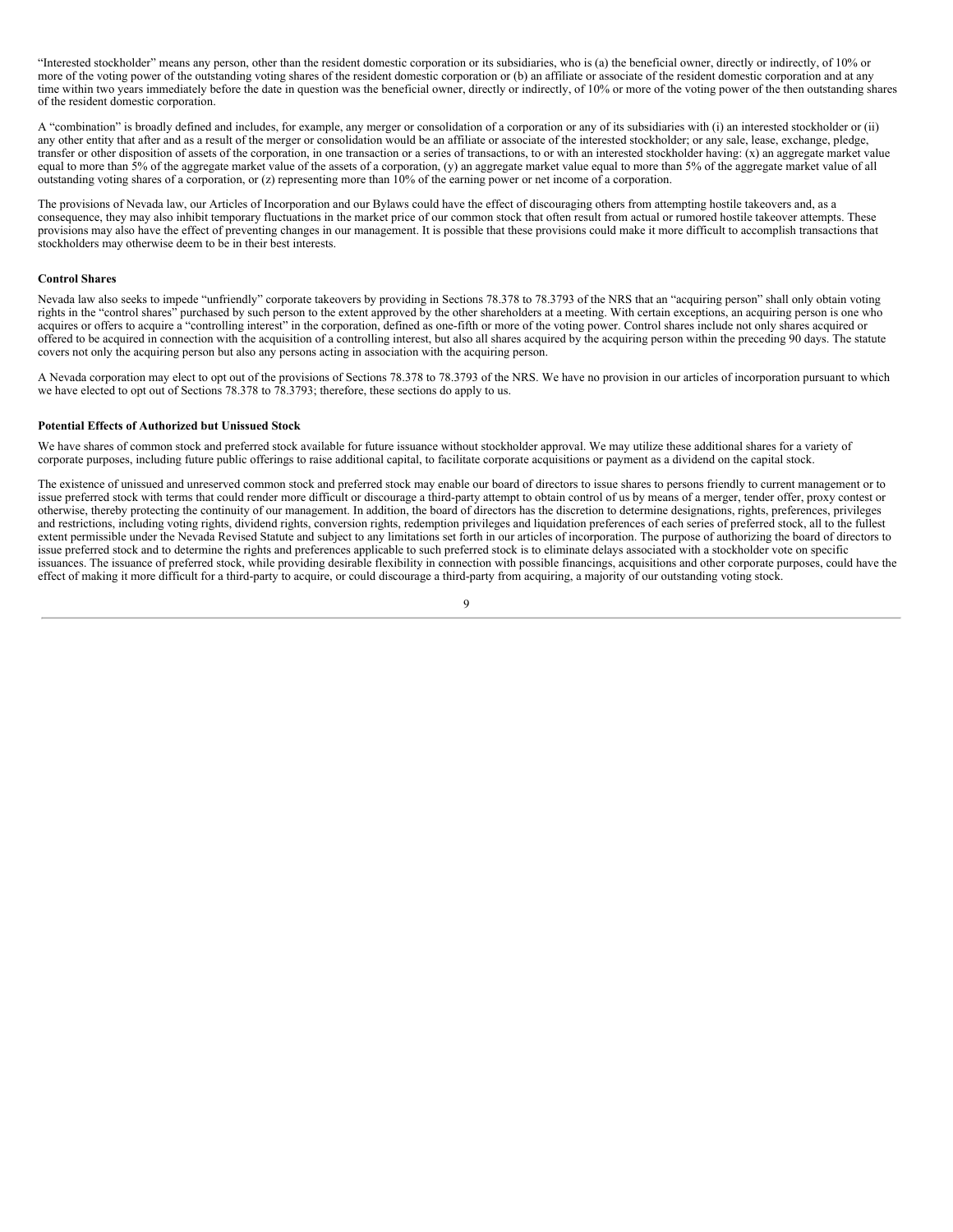"Interested stockholder" means any person, other than the resident domestic corporation or its subsidiaries, who is (a) the beneficial owner, directly or indirectly, of 10% or more of the voting power of the outstanding voting shares of the resident domestic corporation or (b) an affiliate or associate of the resident domestic corporation and at any time within two years immediately before the date in question was the beneficial owner, directly or indirectly, of 10% or more of the voting power of the then outstanding shares of the resident domestic corporation.

A "combination" is broadly defined and includes, for example, any merger or consolidation of a corporation or any of its subsidiaries with (i) an interested stockholder or (ii) any other entity that after and as a result of the merger or consolidation would be an affiliate or associate of the interested stockholder; or any sale, lease, exchange, pledge, transfer or other disposition of assets of the corporation, in one transaction or a series of transactions, to or with an interested stockholder having: (x) an aggregate market value equal to more than 5% of the aggregate market value of the assets of a corporation, (y) an aggregate market value equal to more than 5% of the aggregate market value of all outstanding voting shares of a corporation, or (z) representing more than 10% of the earning power or net income of a corporation.

The provisions of Nevada law, our Articles of Incorporation and our Bylaws could have the effect of discouraging others from attempting hostile takeovers and, as a consequence, they may also inhibit temporary fluctuations in the market price of our common stock that often result from actual or rumored hostile takeover attempts. These provisions may also have the effect of preventing changes in our management. It is possible that these provisions could make it more difficult to accomplish transactions that stockholders may otherwise deem to be in their best interests.

**Control Shares**

Nevada law also seeks to impede "unfriendly" corporate takeovers by providing in Sections 78.378 to 78.3793 of the NRS that an "acquiring person" shall only obtain voting rights in the "control shares" purchased by such person to the extent approved by the other shareholders at a meeting. With certain exceptions, an acquiring person is one who acquires or offers to acquire a "controlling interest" in the corporation, defined as one-fifth or more of the voting power. Control shares include not only shares acquired or offered to be acquired in connection with the acquisition of a controlling interest, but also all shares acquired by the acquiring person within the preceding 90 days. The statute covers not only the acquiring person but also any persons acting in association with the acquiring person.

A Nevada corporation may elect to opt out of the provisions of Sections 78.378 to 78.3793 of the NRS. We have no provision in our articles of incorporation pursuant to which we have elected to opt out of Sections 78.378 to 78.3793; therefore, these sections do apply to us.

**Potential Effects of Authorized but Unissued Stock**

We have shares of common stock and preferred stock available for future issuance without stockholder approval. We may utilize these additional shares for a variety of corporate purposes, including future public offerings to raise additional capital, to facilitate corporate acquisitions or payment as a dividend on the capital stock.

The existence of unissued and unreserved common stock and preferred stock may enable our board of directors to issue shares to persons friendly to current management or to issue preferred stock with terms that could render more difficult or discourage a third-party attempt to obtain control of us by means of a merger, tender offer, proxy contest or otherwise, thereby protecting the continuity of our management. In addition, the board of directors has the discretion to determine designations, rights, preferences, privileges and restrictions, including voting rights, dividend rights, conversion rights, redemption privileges and liquidation preferences of each series of preferred stock, all to the fullest extent permissible under the Nevada Revised Statute and subject to any limitations set forth in our articles of incorporation. The purpose of authorizing the board of directors to issue preferred stock and to determine the rights and preferences applicable to such preferred stock is to eliminate delays associated with a stockholder vote on specific issuances. The issuance of preferred stock, while providing desirable flexibility in connection with possible financings, acquisitions and other corporate purposes, could have the effect of making it more difficult for a third-party to acquire, or could discourage a third-party from acquiring, a majority of our outstanding voting stock.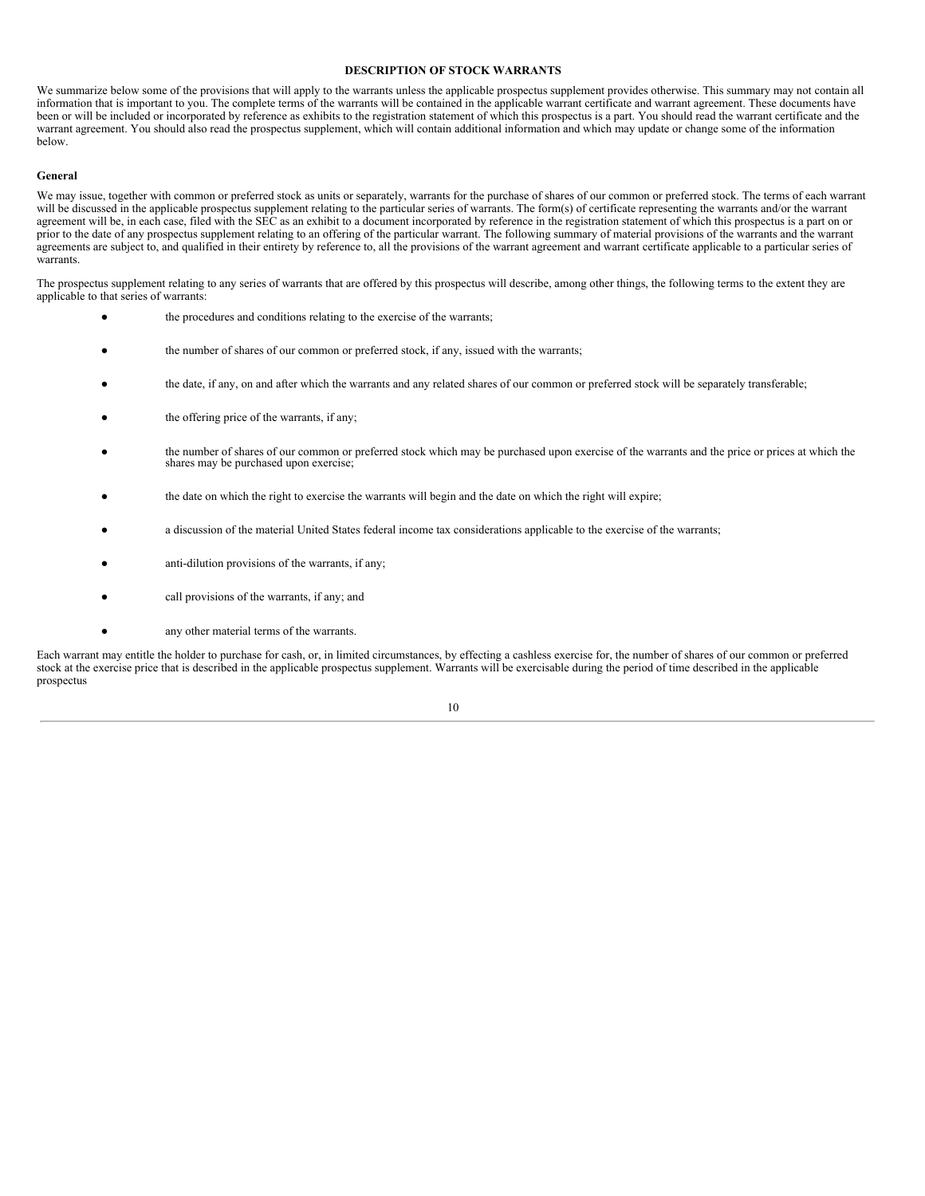## DESCRIPTION OF STOCK WARRANTS

We summarize below some of the provisions that will apply to the warrants unless the applicable prospectus supplement provides otherwise. This summary may not contain all information that is important to you. The complete terms of the warrants will be contained in the applicable warrant certificate and warrant agreement. These documents have been or will be included or incorporated by reference as exhibits to the registration statement of which this prospectus is a part. You should read the warrant certificate and the warrant agreement. You should also read the prospectus supplement, which will contain additional information and which may update or change some of the information below.

### General

We may issue, together with common or preferred stock as units or separately, warrants for the purchase of shares of our common or preferred stock. The terms of each warrant will be discussed in the applicable prospectus supplement relating to the particular series of warrants. The form(s) of certificate representing the warrants and/or the warrant agreement will be, in each case, filed with the SEC as an exhibit to a document incorporated by reference in the registration statement of which this prospectus is a part on or prior to the date of any prospectus supplement relating to an offering of the particular warrant. The following summary of material provisions of the warrants and the warrant agreements are subject to, and qualified in their entirety by reference to, all the provisions of the warrant agreement and warrant certificate applicable to a particular series of warrants.

The prospectus supplement relating to any series of warrants that are offered by this prospectus will describe, among other things, the following terms to the extent they are applicable to that series of warrants:

- the procedures and conditions relating to the exercise of the warrants;
- the number of shares of our common or preferred stock, if any, issued with the warrants;
- the date, if any, on and after which the warrants and any related shares of our common or preferred stock will be separately transferable;
- the offering price of the warrants, if any;
- the number of shares of our common or preferred stock which may be purchased upon exercise of the warrants and the price or prices at which the shares may be purchased upon exercise;
- the date on which the right to exercise the warrants will begin and the date on which the right will expire;
- a discussion of the material United States federal income tax considerations applicable to the exercise of the warrants;
- anti-dilution provisions of the warrants, if any;
- call provisions of the warrants, if any; and
- any other material terms of the warrants.

Each warrant may entitle the holder to purchase for cash, or, in limited circumstances, by effecting a cashless exercise for, the number of shares of our common or preferred stock at the exercise price that is described in the applicable prospectus supplement. Warrants will be exercisable during the period of time described in the applicable prospectus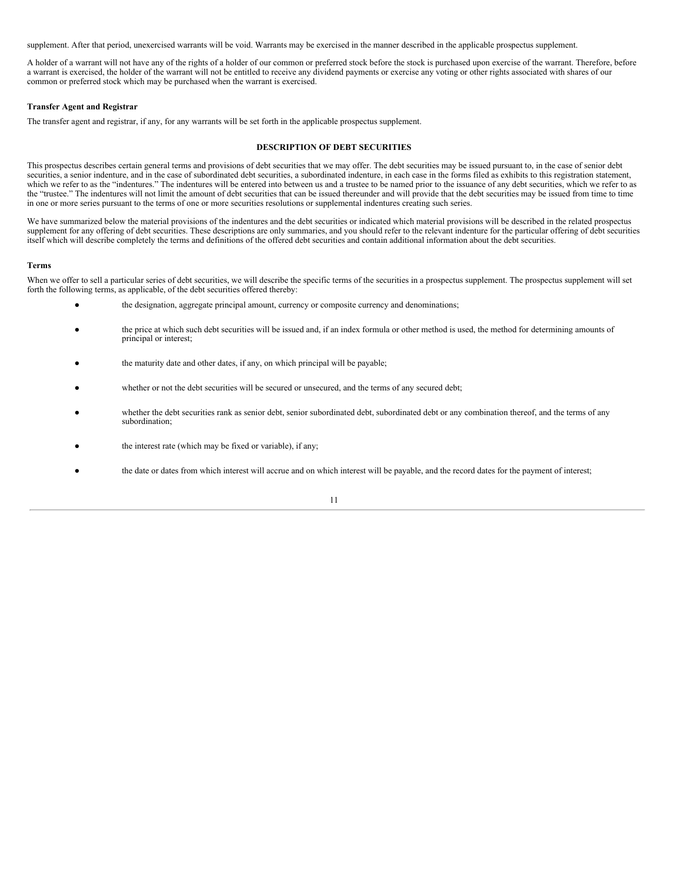supplement. After that period, unexercised warrants will be void. Warrants may be exercised in the manner described in the applicable prospectus supplement.

A holder of a warrant will not have any of the rights of a holder of our common or preferred stock before the stock is purchased upon exercise of the warrant. Therefore, before a warrant is exercised, the holder of the warrant will not be entitled to receive any dividend payments or exercise any voting or other rights associated with shares of our common or preferred stock which may be purchased when the warrant is exercised.

**Transfer Agent and Registrar**

The transfer agent and registrar, if any, for any warrants will be set forth in the applicable prospectus supplement.

## DESCRIPTION OF DEBT SECURITIES

This prospectus describes certain general terms and provisions of debt securities that we may offer. The debt securities may be issued pursuant to, in the case of senior debt securities, a senior indenture, and in the case of subordinated debt securities, a subordinated indenture, in each case in the forms filed as exhibits to this registration statement, which we refer to as the "indentures." The indentures will be entered into between us and a trustee to be named prior to the issuance of any debt securities, which we refer to as the "trustee." The indentures will not limit the amount of debt securities that can be issued thereunder and will provide that the debt securities may be issued from time to time in one or more series pursuant to the terms of one or more securities resolutions or supplemental indentures creating such series.

We have summarized below the material provisions of the indentures and the debt securities or indicated which material provisions will be described in the related prospectus supplement for any offering of debt securities. These descriptions are only summaries, and you should refer to the relevant indenture for the particular offering of debt securities itself which will describe completely the terms and definitions of the offered debt securities and contain additional information about the debt securities.

**Terms**

When we offer to sell a particular series of debt securities, we will describe the specific terms of the securities in a prospectus supplement. The prospectus supplement will set forth the following terms, as applicable, of the debt securities offered thereby:

- the designation, aggregate principal amount, currency or composite currency and denominations;
- the price at which such debt securities will be issued and, if an index formula or other method is used, the method for determining amounts of principal or interest;
- the maturity date and other dates, if any, on which principal will be payable;
- whether or not the debt securities will be secured or unsecured, and the terms of any secured debt;
- whether the debt securities rank as senior debt, senior subordinated debt, subordinated debt or any combination thereof, and the terms of any subordination;
- the interest rate (which may be fixed or variable), if any;
- the date or dates from which interest will accrue and on which interest will be payable, and the record dates for the payment of interest;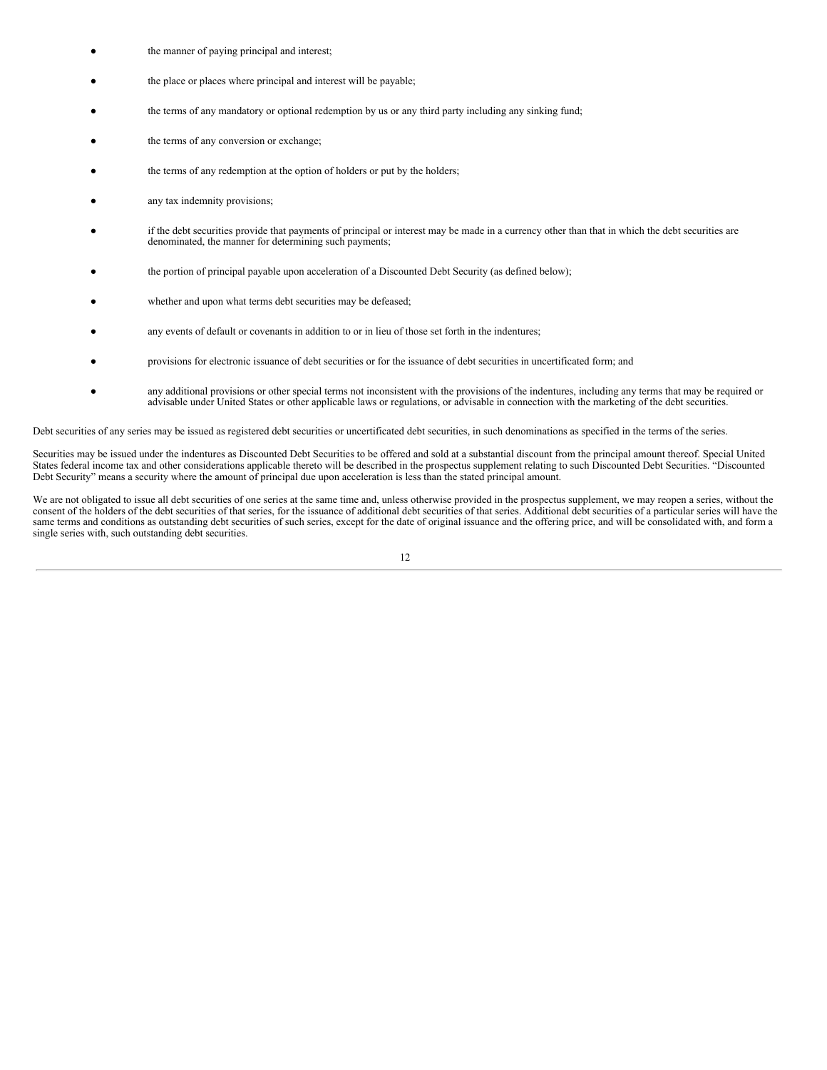- the manner of paying principal and interest;
- the place or places where principal and interest will be payable;
- the terms of any mandatory or optional redemption by us or any third party including any sinking fund;
- the terms of any conversion or exchange;
- the terms of any redemption at the option of holders or put by the holders;
- any tax indemnity provisions;
- if the debt securities provide that payments of principal or interest may be made in a currency other than that in which the debt securities are denominated, the manner for determining such payments;
- the portion of principal payable upon acceleration of a Discounted Debt Security (as defined below);
- whether and upon what terms debt securities may be defeased;
- any events of default or covenants in addition to or in lieu of those set forth in the indentures;
- provisions for electronic issuance of debt securities or for the issuance of debt securities in uncertificated form; and
- any additional provisions or other special terms not inconsistent with the provisions of the indentures, including any terms that may be required or advisable under United States or other applicable laws or regulations, or advisable in connection with the marketing of the debt securities.

Debt securities of any series may be issued as registered debt securities or uncertificated debt securities, in such denominations as specified in the terms of the series.

Securities may be issued under the indentures as Discounted Debt Securities to be offered and sold at a substantial discount from the principal amount thereof. Special United States federal income tax and other considerations applicable thereto will be described in the prospectus supplement relating to such Discounted Debt Securities. "Discounted Debt Security" means a security where the amount of principal due upon acceleration is less than the stated principal amount.

We are not obligated to issue all debt securities of one series at the same time and, unless otherwise provided in the prospectus supplement, we may reopen a series, without the consent of the holders of the debt securities of that series, for the issuance of additional debt securities of that series. Additional debt securities of a particular series will have the same terms and conditions as outstanding debt securities of such series, except for the date of original issuance and the offering price, and will be consolidated with, and form a single series with, such outstanding debt securities.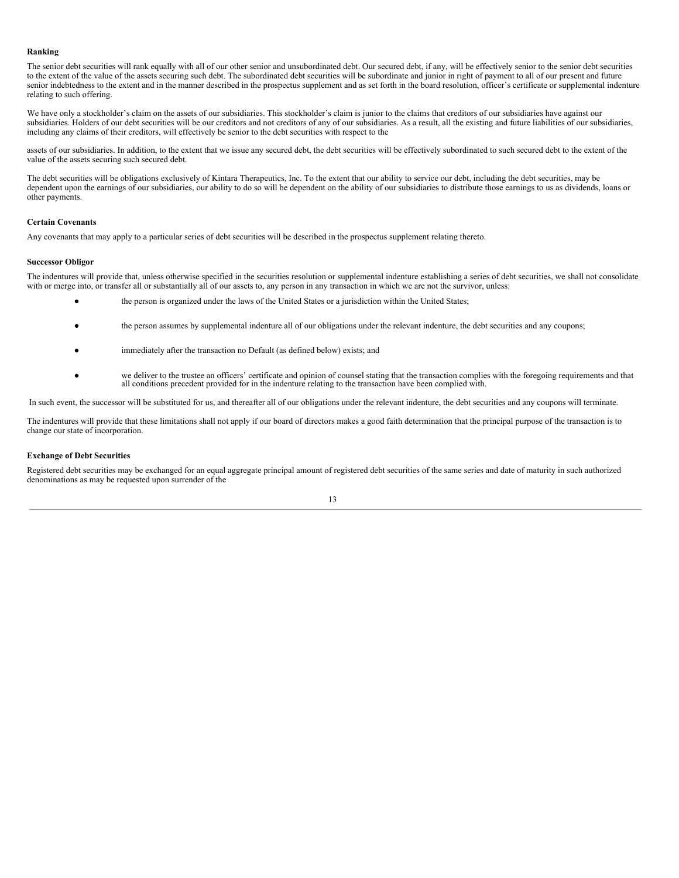**Ranking**

The senior debt securities will rank equally with all of our other senior and unsubordinated debt. Our secured debt, if any, will be effectively senior to the senior debt securities to the extent of the value of the assets securing such debt. The subordinated debt securities will be subordinate and junior in right of payment to all of our present and future senior indebtedness to the extent and in the manner described in the prospectus supplement and as set forth in the board resolution, officer's certificate or supplemental indenture relating to such offering.

We have only a stockholder's claim on the assets of our subsidiaries. This stockholder's claim is junior to the claims that creditors of our subsidiaries have against our subsidiaries. Holders of our debt securities will be our creditors and not creditors of any of our subsidiaries. As a result, all the existing and future liabilities of our subsidiaries, including any claims of their creditors, will effectively be senior to the debt securities with respect to the

assets of our subsidiaries. In addition, to the extent that we issue any secured debt, the debt securities will be effectively subordinated to such secured debt to the extent of the value of the assets securing such secured debt.

The debt securities will be obligations exclusively of Kintara Therapeutics, Inc. To the extent that our ability to service our debt, including the debt securities, may be dependent upon the earnings of our subsidiaries, our ability to do so will be dependent on the ability of our subsidiaries to distribute those earnings to us as dividends, loans or other payments.

**Certain Covenants**

Any covenants that may apply to a particular series of debt securities will be described in the prospectus supplement relating thereto.

**Successor Obligor**

The indentures will provide that, unless otherwise specified in the securities resolution or supplemental indenture establishing a series of debt securities, we shall not consolidate with or merge into, or transfer all or substantially all of our assets to, any person in any transaction in which we are not the survivor, unless:

- the person is organized under the laws of the United States or a jurisdiction within the United States;
- the person assumes by supplemental indenture all of our obligations under the relevant indenture, the debt securities and any coupons;
- immediately after the transaction no Default (as defined below) exists; and
- we deliver to the trustee an officers' certificate and opinion of counsel stating that the transaction complies with the foregoing requirements and that all conditions precedent provided for in the indenture relating to the transaction have been complied with.

In such event, the successor will be substituted for us, and thereafter all of our obligations under the relevant indenture, the debt securities and any coupons will terminate.

The indentures will provide that these limitations shall not apply if our board of directors makes a good faith determination that the principal purpose of the transaction is to change our state of incorporation.

**Exchange of Debt Securities**

Registered debt securities may be exchanged for an equal aggregate principal amount of registered debt securities of the same series and date of maturity in such authorized denominations as may be requested upon surrender of the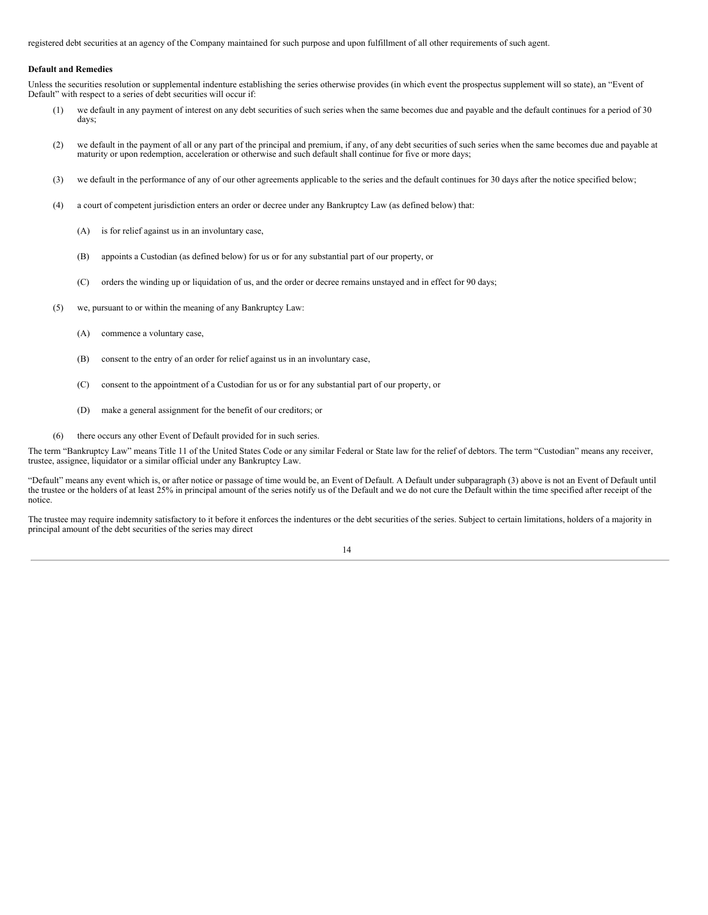registered debt securities at an agency of the Company maintained for such purpose and upon fulfillment of all other requirements of such agent.

**Default and Remedies**

Unless the securities resolution or supplemental indenture establishing the series otherwise provides (in which event the prospectus supplement will so state), an "Event of Default" with respect to a series of debt securities will occur if:

(1) we default in any payment of interest on any debt securities of such series when the same becomes due and payable and the default continues for a period of 30 days;

(2) we default in the payment of all or any part of the principal and premium, if any, of any debt securities of such series when the same becomes due and payable at maturity or upon redemption, acceleration or otherwise and such default shall continue for five or more days;

(3) we default in the performance of any of our other agreements applicable to the series and the default continues for 30 days after the notice specified below;

(4) a court of competent jurisdiction enters an order or decree under any Bankruptcy Law (as defined below) that:

    (A) is for relief against us in an involuntary case,

    (B) appoints a Custodian (as defined below) for us or for any substantial part of our property, or

    (C) orders the winding up or liquidation of us, and the order or decree remains unstayed and in effect for 90 days;

(5) we, pursuant to or within the meaning of any Bankruptcy Law:

    (A) commence a voluntary case,

    (B) consent to the entry of an order for relief against us in an involuntary case,

    (C) consent to the appointment of a Custodian for us or for any substantial part of our property, or

    (D) make a general assignment for the benefit of our creditors; or

(6) there occurs any other Event of Default provided for in such series.

The term "Bankruptcy Law" means Title 11 of the United States Code or any similar Federal or State law for the relief of debtors. The term "Custodian" means any receiver, trustee, assignee, liquidator or a similar official under any Bankruptcy Law.

"Default" means any event which is, or after notice or passage of time would be, an Event of Default. A Default under subparagraph (3) above is not an Event of Default until the trustee or the holders of at least 25% in principal amount of the series notify us of the Default and we do not cure the Default within the time specified after receipt of the notice.

The trustee may require indemnity satisfactory to it before it enforces the indentures or the debt securities of the series. Subject to certain limitations, holders of a majority in principal amount of the debt securities of the series may direct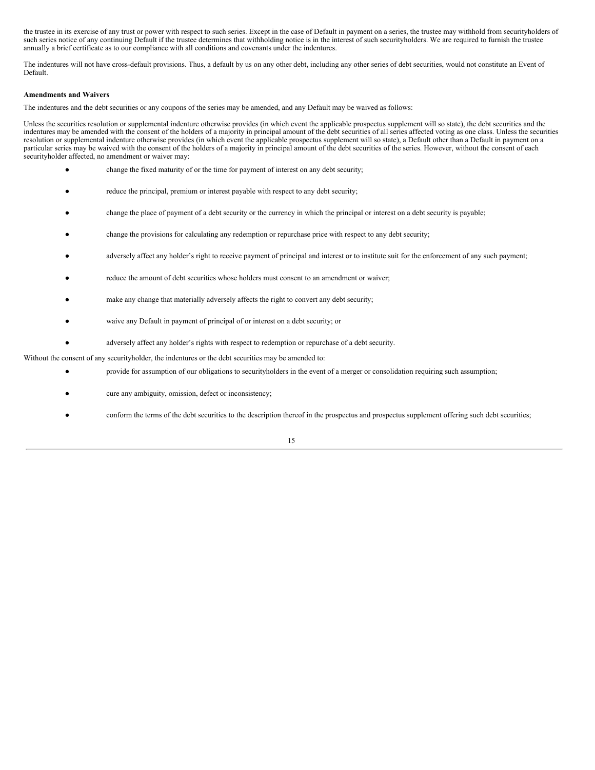the trustee in its exercise of any trust or power with respect to such series. Except in the case of Default in payment on a series, the trustee may withhold from securityholders of such series notice of any continuing Default if the trustee determines that withholding notice is in the interest of such securityholders. We are required to furnish the trustee annually a brief certificate as to our compliance with all conditions and covenants under the indentures.

The indentures will not have cross-default provisions. Thus, a default by us on any other debt, including any other series of debt securities, would not constitute an Event of Default.

**Amendments and Waivers**

The indentures and the debt securities or any coupons of the series may be amended, and any Default may be waived as follows:

Unless the securities resolution or supplemental indenture otherwise provides (in which event the applicable prospectus supplement will so state), the debt securities and the indentures may be amended with the consent of the holders of a majority in principal amount of the debt securities of all series affected voting as one class. Unless the securities resolution or supplemental indenture otherwise provides (in which event the applicable prospectus supplement will so state), a Default other than a Default in payment on a particular series may be waived with the consent of the holders of a majority in principal amount of the debt securities of the series. However, without the consent of each securityholder affected, no amendment or waiver may:

- change the fixed maturity of or the time for payment of interest on any debt security;
- reduce the principal, premium or interest payable with respect to any debt security;
- change the place of payment of a debt security or the currency in which the principal or interest on a debt security is payable;
- change the provisions for calculating any redemption or repurchase price with respect to any debt security;
- adversely affect any holder's right to receive payment of principal and interest or to institute suit for the enforcement of any such payment;
- reduce the amount of debt securities whose holders must consent to an amendment or waiver;
- make any change that materially adversely affects the right to convert any debt security;
- waive any Default in payment of principal of or interest on a debt security; or
- adversely affect any holder's rights with respect to redemption or repurchase of a debt security.

Without the consent of any securityholder, the indentures or the debt securities may be amended to:

- provide for assumption of our obligations to securityholders in the event of a merger or consolidation requiring such assumption;
- cure any ambiguity, omission, defect or inconsistency;
- conform the terms of the debt securities to the description thereof in the prospectus and prospectus supplement offering such debt securities;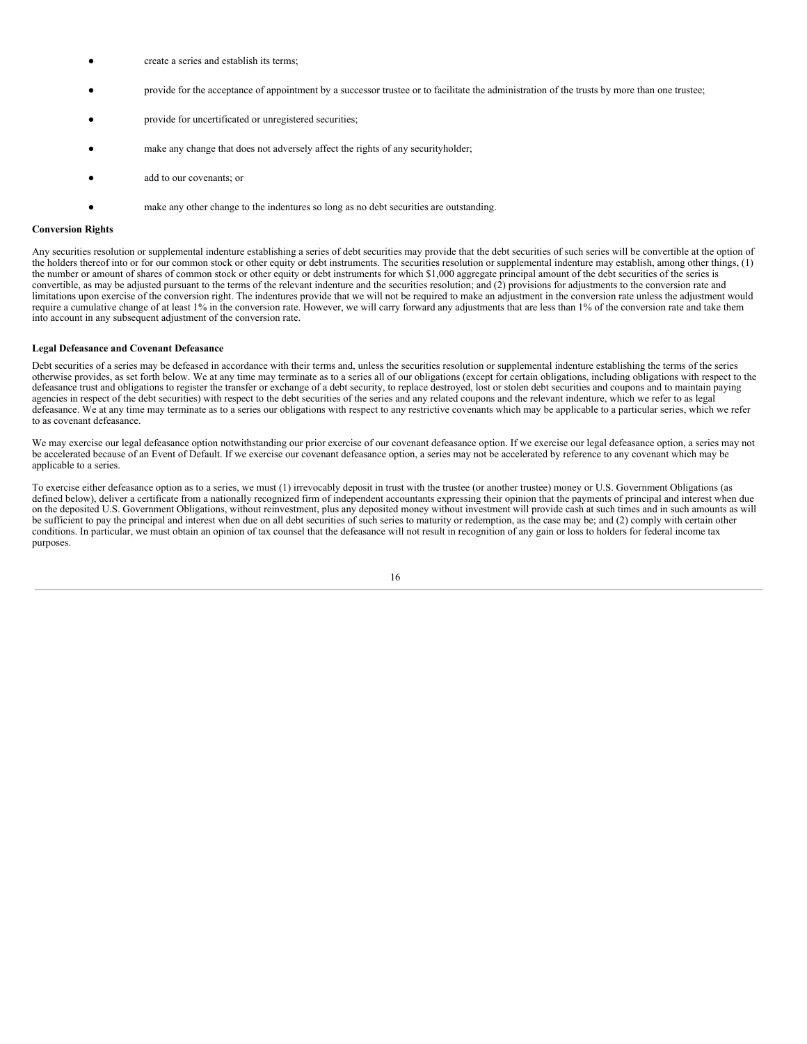- create a series and establish its terms;
- provide for the acceptance of appointment by a successor trustee or to facilitate the administration of the trusts by more than one trustee;
- provide for uncertificated or unregistered securities;
- make any change that does not adversely affect the rights of any securityholder;
- add to our covenants; or
- make any other change to the indentures so long as no debt securities are outstanding.

**Conversion Rights**

Any securities resolution or supplemental indenture establishing a series of debt securities may provide that the debt securities of such series will be convertible at the option of the holders thereof into or for our common stock or other equity or debt instruments. The securities resolution or supplemental indenture may establish, among other things, (1) the number or amount of shares of common stock or other equity or debt instruments for which $1,000 aggregate principal amount of the debt securities of the series is convertible, as may be adjusted pursuant to the terms of the relevant indenture and the securities resolution; and (2) provisions for adjustments to the conversion rate and limitations upon exercise of the conversion right. The indentures provide that we will not be required to make an adjustment in the conversion rate unless the adjustment would require a cumulative change of at least 1% in the conversion rate. However, we will carry forward any adjustments that are less than 1% of the conversion rate and take them into account in any subsequent adjustment of the conversion rate.

**Legal Defeasance and Covenant Defeasance**

Debt securities of a series may be defeased in accordance with their terms and, unless the securities resolution or supplemental indenture establishing the terms of the series otherwise provides, as set forth below. We at any time may terminate as to a series all of our obligations (except for certain obligations, including obligations with respect to the defeasance trust and obligations to register the transfer or exchange of a debt security, to replace destroyed, lost or stolen debt securities and coupons and to maintain paying agencies in respect of the debt securities) with respect to the debt securities of the series and any related coupons and the relevant indenture, which we refer to as legal defeasance. We at any time may terminate as to a series our obligations with respect to any restrictive covenants which may be applicable to a particular series, which we refer to as covenant defeasance.

We may exercise our legal defeasance option notwithstanding our prior exercise of our covenant defeasance option. If we exercise our legal defeasance option, a series may not be accelerated because of an Event of Default. If we exercise our covenant defeasance option, a series may not be accelerated by reference to any covenant which may be applicable to a series.

To exercise either defeasance option as to a series, we must (1) irrevocably deposit in trust with the trustee (or another trustee) money or U.S. Government Obligations (as defined below), deliver a certificate from a nationally recognized firm of independent accountants expressing their opinion that the payments of principal and interest when due on the deposited U.S. Government Obligations, without reinvestment, plus any deposited money without investment will provide cash at such times and in such amounts as will be sufficient to pay the principal and interest when due on all debt securities of such series to maturity or redemption, as the case may be; and (2) comply with certain other conditions. In particular, we must obtain an opinion of tax counsel that the defeasance will not result in recognition of any gain or loss to holders for federal income tax purposes.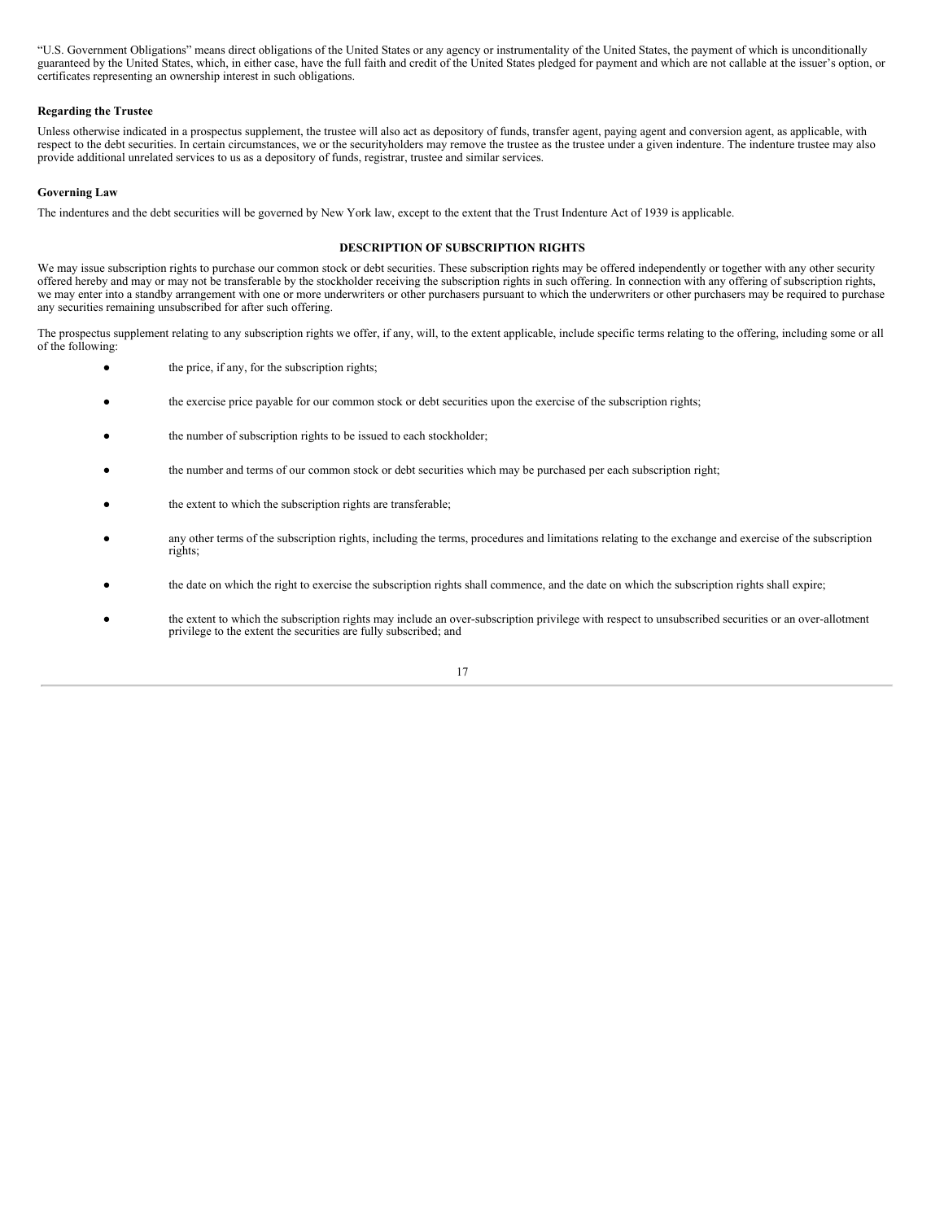"U.S. Government Obligations" means direct obligations of the United States or any agency or instrumentality of the United States, the payment of which is unconditionally guaranteed by the United States, which, in either case, have the full faith and credit of the United States pledged for payment and which are not callable at the issuer's option, or certificates representing an ownership interest in such obligations.

**Regarding the Trustee**

Unless otherwise indicated in a prospectus supplement, the trustee will also act as depository of funds, transfer agent, paying agent and conversion agent, as applicable, with respect to the debt securities. In certain circumstances, we or the securityholders may remove the trustee as the trustee under a given indenture. The indenture trustee may also provide additional unrelated services to us as a depository of funds, registrar, trustee and similar services.

**Governing Law**

The indentures and the debt securities will be governed by New York law, except to the extent that the Trust Indenture Act of 1939 is applicable.

## DESCRIPTION OF SUBSCRIPTION RIGHTS

We may issue subscription rights to purchase our common stock or debt securities. These subscription rights may be offered independently or together with any other security offered hereby and may or may not be transferable by the stockholder receiving the subscription rights in such offering. In connection with any offering of subscription rights, we may enter into a standby arrangement with one or more underwriters or other purchasers pursuant to which the underwriters or other purchasers may be required to purchase any securities remaining unsubscribed for after such offering.

The prospectus supplement relating to any subscription rights we offer, if any, will, to the extent applicable, include specific terms relating to the offering, including some or all of the following:

- the price, if any, for the subscription rights;
- the exercise price payable for our common stock or debt securities upon the exercise of the subscription rights;
- the number of subscription rights to be issued to each stockholder;
- the number and terms of our common stock or debt securities which may be purchased per each subscription right;
- the extent to which the subscription rights are transferable;
- any other terms of the subscription rights, including the terms, procedures and limitations relating to the exchange and exercise of the subscription rights;
- the date on which the right to exercise the subscription rights shall commence, and the date on which the subscription rights shall expire;
- the extent to which the subscription rights may include an over-subscription privilege with respect to unsubscribed securities or an over-allotment privilege to the extent the securities are fully subscribed; and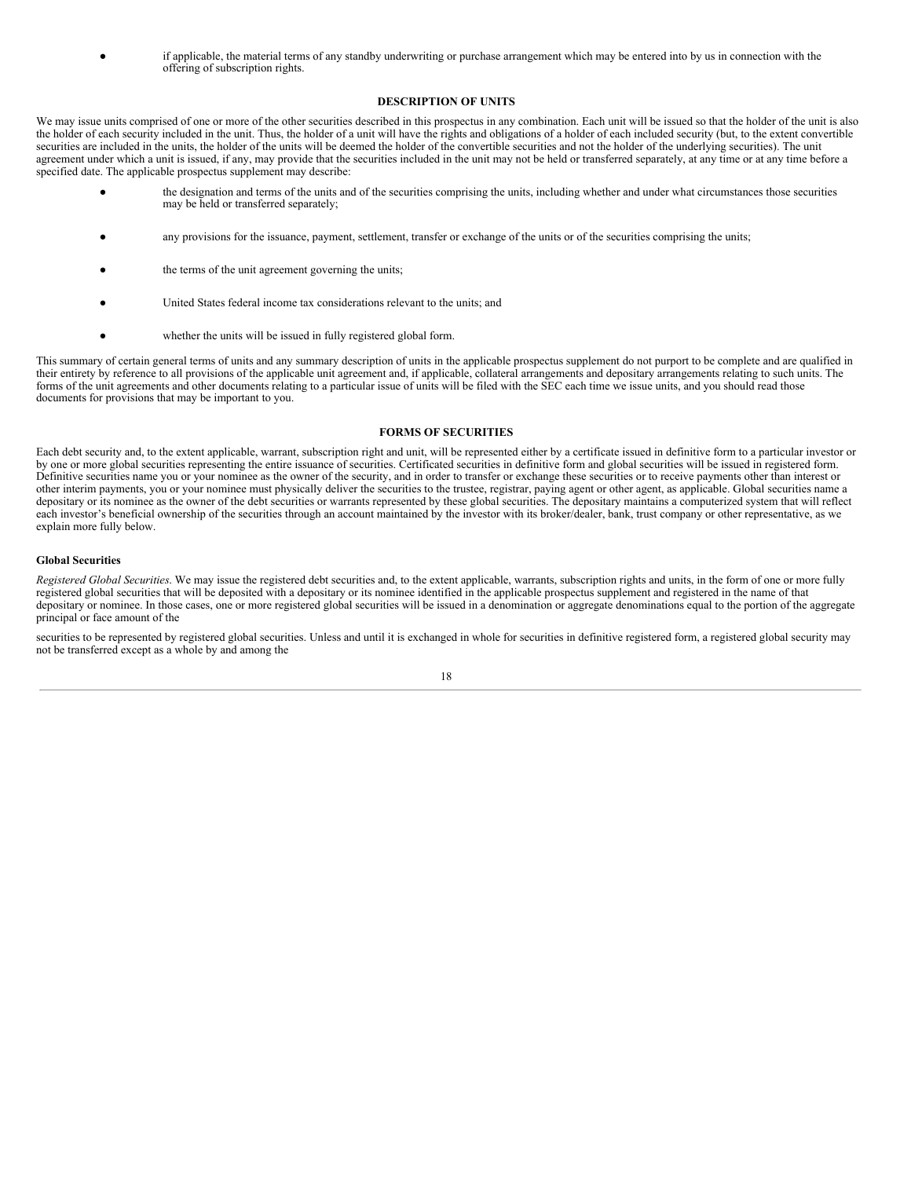- if applicable, the material terms of any standby underwriting or purchase arrangement which may be entered into by us in connection with the offering of subscription rights.

## DESCRIPTION OF UNITS

We may issue units comprised of one or more of the other securities described in this prospectus in any combination. Each unit will be issued so that the holder of the unit is also the holder of each security included in the unit. Thus, the holder of a unit will have the rights and obligations of a holder of each included security (but, to the extent convertible securities are included in the units, the holder of the units will be deemed the holder of the convertible securities and not the holder of the underlying securities). The unit agreement under which a unit is issued, if any, may provide that the securities included in the unit may not be held or transferred separately, at any time or at any time before a specified date. The applicable prospectus supplement may describe:

- the designation and terms of the units and of the securities comprising the units, including whether and under what circumstances those securities may be held or transferred separately;
- any provisions for the issuance, payment, settlement, transfer or exchange of the units or of the securities comprising the units;
- the terms of the unit agreement governing the units;
- United States federal income tax considerations relevant to the units; and
- whether the units will be issued in fully registered global form.

This summary of certain general terms of units and any summary description of units in the applicable prospectus supplement do not purport to be complete and are qualified in their entirety by reference to all provisions of the applicable unit agreement and, if applicable, collateral arrangements and depositary arrangements relating to such units. The forms of the unit agreements and other documents relating to a particular issue of units will be filed with the SEC each time we issue units, and you should read those documents for provisions that may be important to you.

## FORMS OF SECURITIES

Each debt security and, to the extent applicable, warrant, subscription right and unit, will be represented either by a certificate issued in definitive form to a particular investor or by one or more global securities representing the entire issuance of securities. Certificated securities in definitive form and global securities will be issued in registered form. Definitive securities name you or your nominee as the owner of the security, and in order to transfer or exchange these securities or to receive payments other than interest or other interim payments, you or your nominee must physically deliver the securities to the trustee, registrar, paying agent or other agent, as applicable. Global securities name a depositary or its nominee as the owner of the debt securities or warrants represented by these global securities. The depositary maintains a computerized system that will reflect each investor's beneficial ownership of the securities through an account maintained by the investor with its broker/dealer, bank, trust company or other representative, as we explain more fully below.

### Global Securities

*Registered Global Securities*. We may issue the registered debt securities and, to the extent applicable, warrants, subscription rights and units, in the form of one or more fully registered global securities that will be deposited with a depositary or its nominee identified in the applicable prospectus supplement and registered in the name of that depositary or nominee. In those cases, one or more registered global securities will be issued in a denomination or aggregate denominations equal to the portion of the aggregate principal or face amount of the securities to be represented by registered global securities. Unless and until it is exchanged in whole for securities in definitive registered form, a registered global security may not be transferred except as a whole by and among the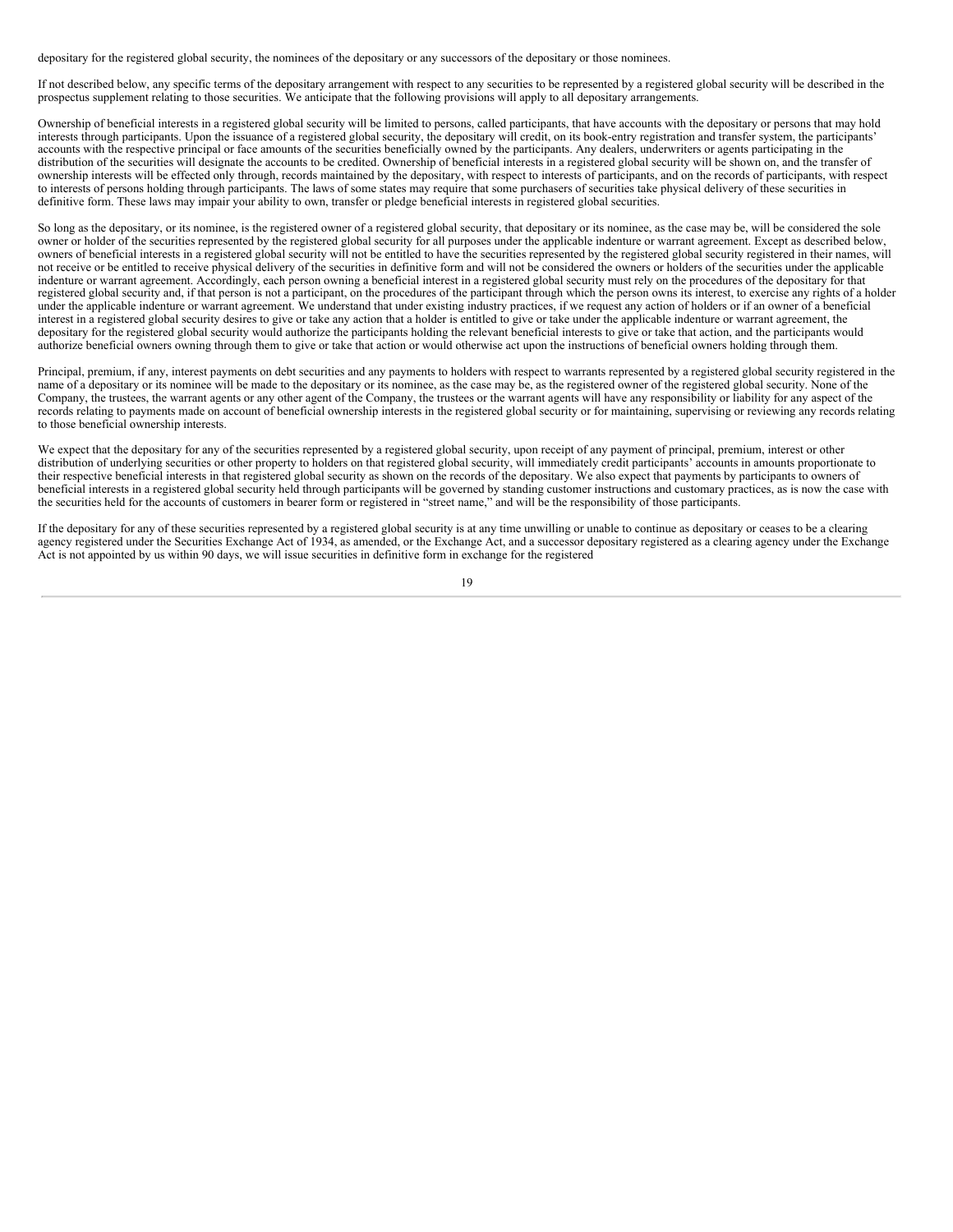depositary for the registered global security, the nominees of the depositary or any successors of the depositary or those nominees.

If not described below, any specific terms of the depositary arrangement with respect to any securities to be represented by a registered global security will be described in the prospectus supplement relating to those securities. We anticipate that the following provisions will apply to all depositary arrangements.

Ownership of beneficial interests in a registered global security will be limited to persons, called participants, that have accounts with the depositary or persons that may hold interests through participants. Upon the issuance of a registered global security, the depositary will credit, on its book-entry registration and transfer system, the participants' accounts with the respective principal or face amounts of the securities beneficially owned by the participants. Any dealers, underwriters or agents participating in the distribution of the securities will designate the accounts to be credited. Ownership of beneficial interests in a registered global security will be shown on, and the transfer of ownership interests will be effected only through, records maintained by the depositary, with respect to interests of participants, and on the records of participants, with respect to interests of persons holding through participants. The laws of some states may require that some purchasers of securities take physical delivery of these securities in definitive form. These laws may impair your ability to own, transfer or pledge beneficial interests in registered global securities.

So long as the depositary, or its nominee, is the registered owner of a registered global security, that depositary or its nominee, as the case may be, will be considered the sole owner or holder of the securities represented by the registered global security for all purposes under the applicable indenture or warrant agreement. Except as described below, owners of beneficial interests in a registered global security will not be entitled to have the securities represented by the registered global security registered in their names, will not receive or be entitled to receive physical delivery of the securities in definitive form and will not be considered the owners or holders of the securities under the applicable indenture or warrant agreement. Accordingly, each person owning a beneficial interest in a registered global security must rely on the procedures of the depositary for that registered global security and, if that person is not a participant, on the procedures of the participant through which the person owns its interest, to exercise any rights of a holder under the applicable indenture or warrant agreement. We understand that under existing industry practices, if we request any action of holders or if an owner of a beneficial interest in a registered global security desires to give or take any action that a holder is entitled to give or take under the applicable indenture or warrant agreement, the depositary for the registered global security would authorize the participants holding the relevant beneficial interests to give or take that action, and the participants would authorize beneficial owners owning through them to give or take that action or would otherwise act upon the instructions of beneficial owners holding through them.

Principal, premium, if any, interest payments on debt securities and any payments to holders with respect to warrants represented by a registered global security registered in the name of a depositary or its nominee will be made to the depositary or its nominee, as the case may be, as the registered owner of the registered global security. None of the Company, the trustees, the warrant agents or any other agent of the Company, the trustees or the warrant agents will have any responsibility or liability for any aspect of the records relating to payments made on account of beneficial ownership interests in the registered global security or for maintaining, supervising or reviewing any records relating to those beneficial ownership interests.

We expect that the depositary for any of the securities represented by a registered global security, upon receipt of any payment of principal, premium, interest or other distribution of underlying securities or other property to holders on that registered global security, will immediately credit participants' accounts in amounts proportionate to their respective beneficial interests in that registered global security as shown on the records of the depositary. We also expect that payments by participants to owners of beneficial interests in a registered global security held through participants will be governed by standing customer instructions and customary practices, as is now the case with the securities held for the accounts of customers in bearer form or registered in "street name," and will be the responsibility of those participants.

If the depositary for any of these securities represented by a registered global security is at any time unwilling or unable to continue as depositary or ceases to be a clearing agency registered under the Securities Exchange Act of 1934, as amended, or the Exchange Act, and a successor depositary registered as a clearing agency under the Exchange Act is not appointed by us within 90 days, we will issue securities in definitive form in exchange for the registered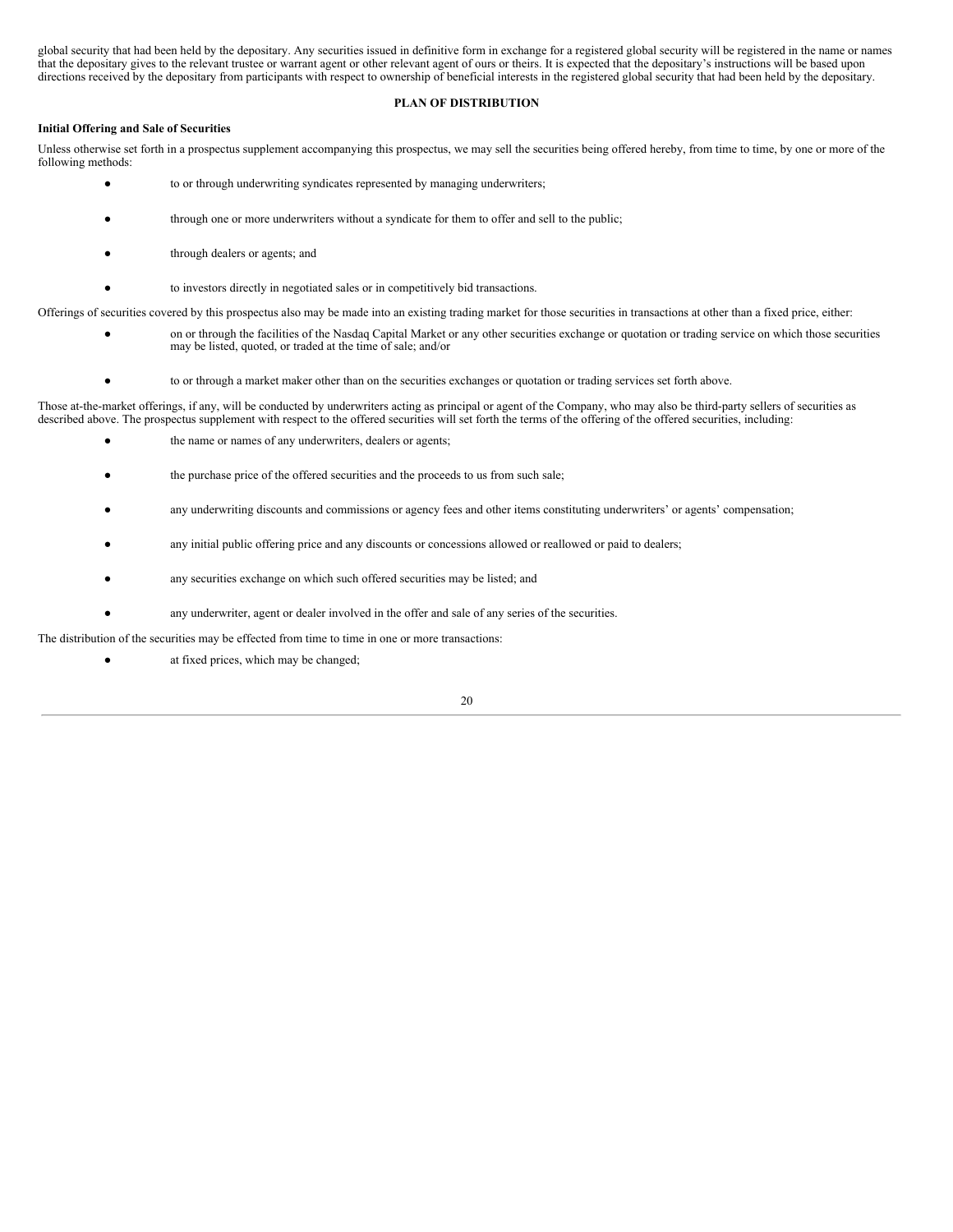global security that had been held by the depositary. Any securities issued in definitive form in exchange for a registered global security will be registered in the name or names that the depositary gives to the relevant trustee or warrant agent or other relevant agent of ours or theirs. It is expected that the depositary's instructions will be based upon directions received by the depositary from participants with respect to ownership of beneficial interests in the registered global security that had been held by the depositary.

## PLAN OF DISTRIBUTION

### Initial Offering and Sale of Securities

Unless otherwise set forth in a prospectus supplement accompanying this prospectus, we may sell the securities being offered hereby, from time to time, by one or more of the following methods:

- to or through underwriting syndicates represented by managing underwriters;
- through one or more underwriters without a syndicate for them to offer and sell to the public;
- through dealers or agents; and
- to investors directly in negotiated sales or in competitively bid transactions.

Offerings of securities covered by this prospectus also may be made into an existing trading market for those securities in transactions at other than a fixed price, either:

- on or through the facilities of the Nasdaq Capital Market or any other securities exchange or quotation or trading service on which those securities may be listed, quoted, or traded at the time of sale; and/or
- to or through a market maker other than on the securities exchanges or quotation or trading services set forth above.

Those at-the-market offerings, if any, will be conducted by underwriters acting as principal or agent of the Company, who may also be third-party sellers of securities as described above. The prospectus supplement with respect to the offered securities will set forth the terms of the offering of the offered securities, including:

- the name or names of any underwriters, dealers or agents;
- the purchase price of the offered securities and the proceeds to us from such sale;
- any underwriting discounts and commissions or agency fees and other items constituting underwriters' or agents' compensation;
- any initial public offering price and any discounts or concessions allowed or reallowed or paid to dealers;
- any securities exchange on which such offered securities may be listed; and
- any underwriter, agent or dealer involved in the offer and sale of any series of the securities.

The distribution of the securities may be effected from time to time in one or more transactions:

- at fixed prices, which may be changed;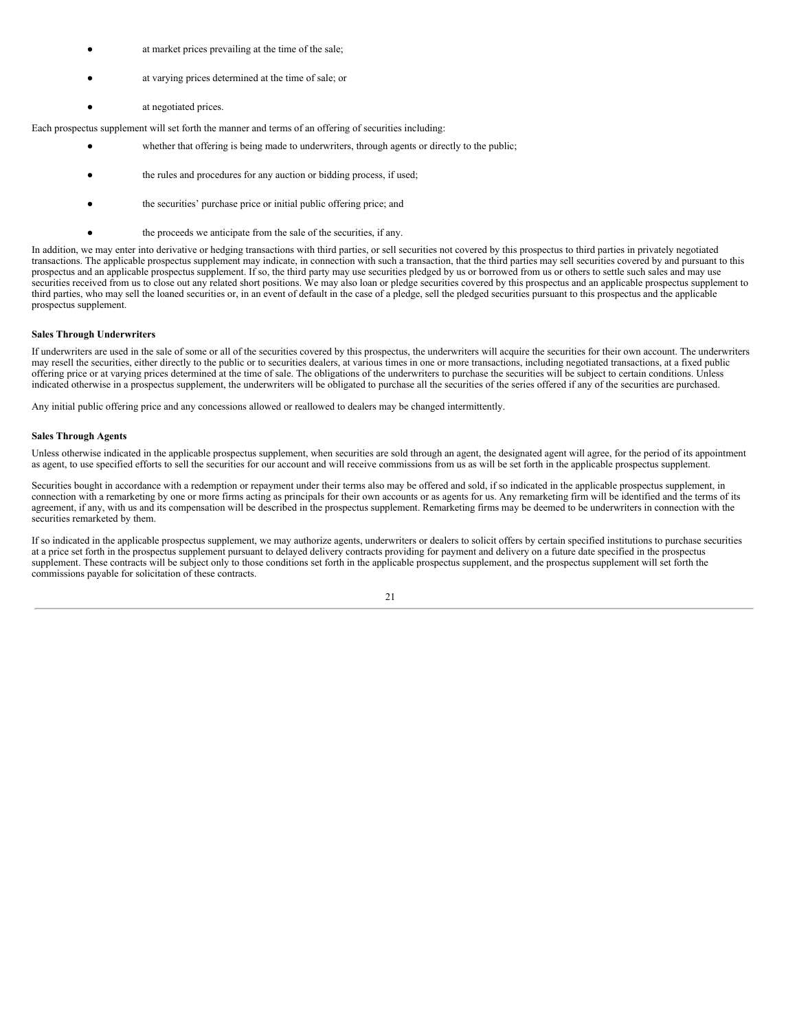- at market prices prevailing at the time of the sale;
- at varying prices determined at the time of sale; or
- at negotiated prices.

Each prospectus supplement will set forth the manner and terms of an offering of securities including:

- whether that offering is being made to underwriters, through agents or directly to the public;
- the rules and procedures for any auction or bidding process, if used;
- the securities' purchase price or initial public offering price; and
- the proceeds we anticipate from the sale of the securities, if any.

In addition, we may enter into derivative or hedging transactions with third parties, or sell securities not covered by this prospectus to third parties in privately negotiated transactions. The applicable prospectus supplement may indicate, in connection with such a transaction, that the third parties may sell securities covered by and pursuant to this prospectus and an applicable prospectus supplement. If so, the third party may use securities pledged by us or borrowed from us or others to settle such sales and may use securities received from us to close out any related short positions. We may also loan or pledge securities covered by this prospectus and an applicable prospectus supplement to third parties, who may sell the loaned securities or, in an event of default in the case of a pledge, sell the pledged securities pursuant to this prospectus and the applicable prospectus supplement.

**Sales Through Underwriters**

If underwriters are used in the sale of some or all of the securities covered by this prospectus, the underwriters will acquire the securities for their own account. The underwriters may resell the securities, either directly to the public or to securities dealers, at various times in one or more transactions, including negotiated transactions, at a fixed public offering price or at varying prices determined at the time of sale. The obligations of the underwriters to purchase the securities will be subject to certain conditions. Unless indicated otherwise in a prospectus supplement, the underwriters will be obligated to purchase all the securities of the series offered if any of the securities are purchased.

Any initial public offering price and any concessions allowed or reallowed to dealers may be changed intermittently.

**Sales Through Agents**

Unless otherwise indicated in the applicable prospectus supplement, when securities are sold through an agent, the designated agent will agree, for the period of its appointment as agent, to use specified efforts to sell the securities for our account and will receive commissions from us as will be set forth in the applicable prospectus supplement.

Securities bought in accordance with a redemption or repayment under their terms also may be offered and sold, if so indicated in the applicable prospectus supplement, in connection with a remarketing by one or more firms acting as principals for their own accounts or as agents for us. Any remarketing firm will be identified and the terms of its agreement, if any, with us and its compensation will be described in the prospectus supplement. Remarketing firms may be deemed to be underwriters in connection with the securities remarketed by them.

If so indicated in the applicable prospectus supplement, we may authorize agents, underwriters or dealers to solicit offers by certain specified institutions to purchase securities at a price set forth in the prospectus supplement pursuant to delayed delivery contracts providing for payment and delivery on a future date specified in the prospectus supplement. These contracts will be subject only to those conditions set forth in the applicable prospectus supplement, and the prospectus supplement will set forth the commissions payable for solicitation of these contracts.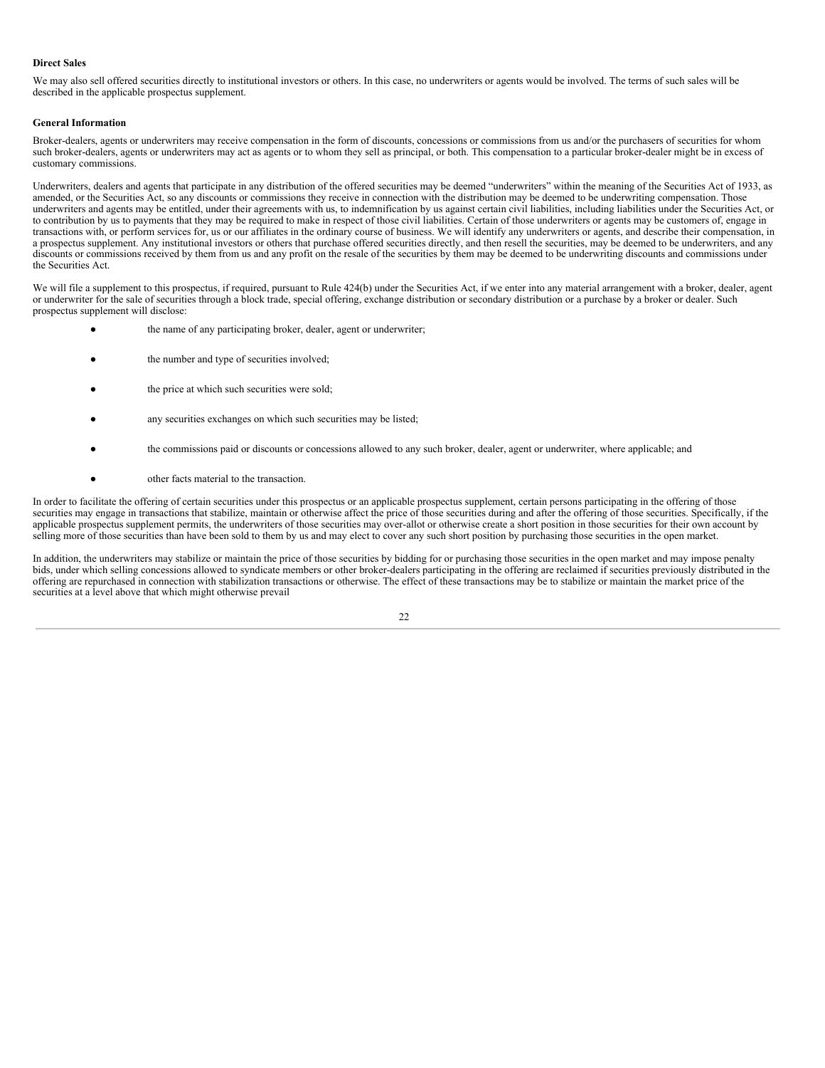**Direct Sales**

We may also sell offered securities directly to institutional investors or others. In this case, no underwriters or agents would be involved. The terms of such sales will be described in the applicable prospectus supplement.

**General Information**

Broker-dealers, agents or underwriters may receive compensation in the form of discounts, concessions or commissions from us and/or the purchasers of securities for whom such broker-dealers, agents or underwriters may act as agents or to whom they sell as principal, or both. This compensation to a particular broker-dealer might be in excess of customary commissions.

Underwriters, dealers and agents that participate in any distribution of the offered securities may be deemed "underwriters" within the meaning of the Securities Act of 1933, as amended, or the Securities Act, so any discounts or commissions they receive in connection with the distribution may be deemed to be underwriting compensation. Those underwriters and agents may be entitled, under their agreements with us, to indemnification by us against certain civil liabilities, including liabilities under the Securities Act, or to contribution by us to payments that they may be required to make in respect of those civil liabilities. Certain of those underwriters or agents may be customers of, engage in transactions with, or perform services for, us or our affiliates in the ordinary course of business. We will identify any underwriters or agents, and describe their compensation, in a prospectus supplement. Any institutional investors or others that purchase offered securities directly, and then resell the securities, may be deemed to be underwriters, and any discounts or commissions received by them from us and any profit on the resale of the securities by them may be deemed to be underwriting discounts and commissions under the Securities Act.

We will file a supplement to this prospectus, if required, pursuant to Rule 424(b) under the Securities Act, if we enter into any material arrangement with a broker, dealer, agent or underwriter for the sale of securities through a block trade, special offering, exchange distribution or secondary distribution or a purchase by a broker or dealer. Such prospectus supplement will disclose:

- the name of any participating broker, dealer, agent or underwriter;
- the number and type of securities involved;
- the price at which such securities were sold;
- any securities exchanges on which such securities may be listed;
- the commissions paid or discounts or concessions allowed to any such broker, dealer, agent or underwriter, where applicable; and
- other facts material to the transaction.

In order to facilitate the offering of certain securities under this prospectus or an applicable prospectus supplement, certain persons participating in the offering of those securities may engage in transactions that stabilize, maintain or otherwise affect the price of those securities during and after the offering of those securities. Specifically, if the applicable prospectus supplement permits, the underwriters of those securities may over-allot or otherwise create a short position in those securities for their own account by selling more of those securities than have been sold to them by us and may elect to cover any such short position by purchasing those securities in the open market.

In addition, the underwriters may stabilize or maintain the price of those securities by bidding for or purchasing those securities in the open market and may impose penalty bids, under which selling concessions allowed to syndicate members or other broker-dealers participating in the offering are reclaimed if securities previously distributed in the offering are repurchased in connection with stabilization transactions or otherwise. The effect of these transactions may be to stabilize or maintain the market price of the securities at a level above that which might otherwise prevail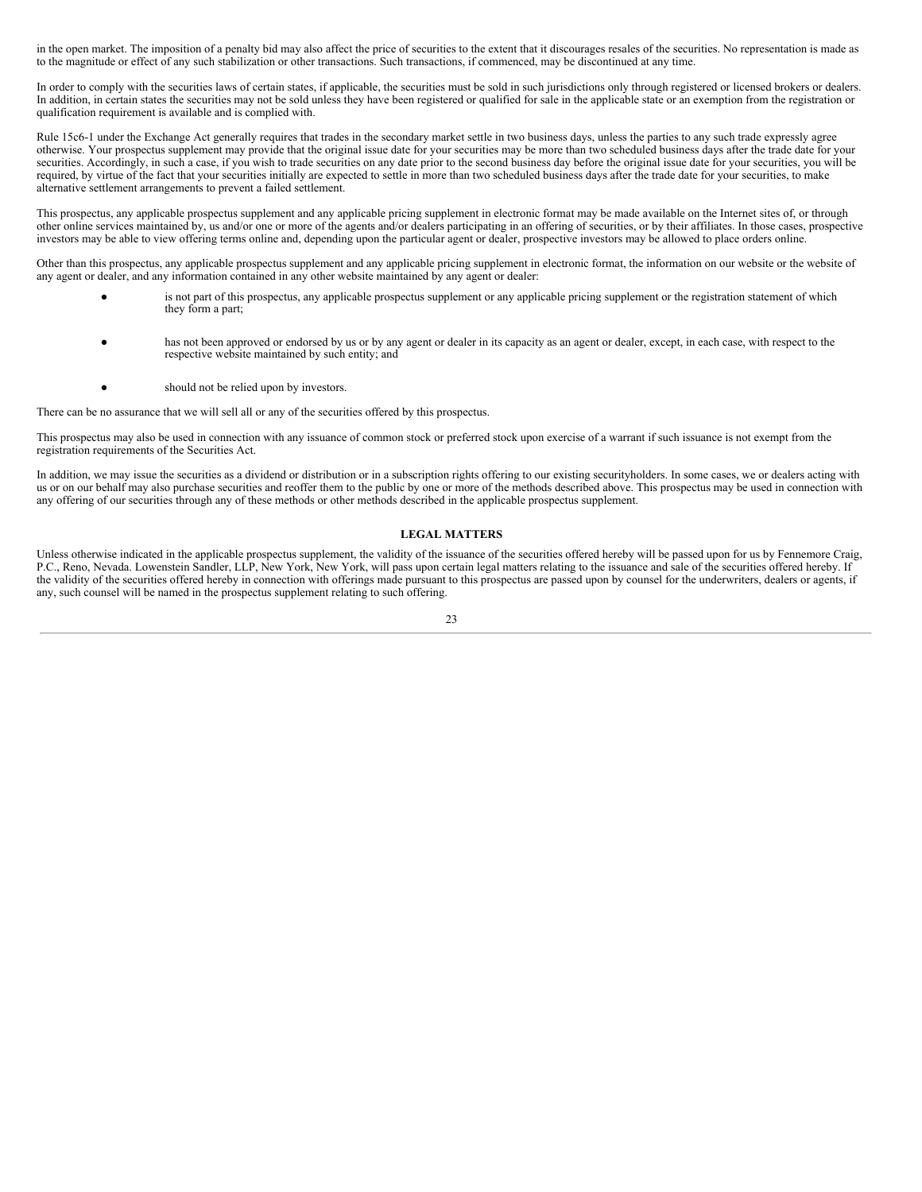in the open market. The imposition of a penalty bid may also affect the price of securities to the extent that it discourages resales of the securities. No representation is made as to the magnitude or effect of any such stabilization or other transactions. Such transactions, if commenced, may be discontinued at any time.

In order to comply with the securities laws of certain states, if applicable, the securities must be sold in such jurisdictions only through registered or licensed brokers or dealers. In addition, in certain states the securities may not be sold unless they have been registered or qualified for sale in the applicable state or an exemption from the registration or qualification requirement is available and is complied with.

Rule 15c6-1 under the Exchange Act generally requires that trades in the secondary market settle in two business days, unless the parties to any such trade expressly agree otherwise. Your prospectus supplement may provide that the original issue date for your securities may be more than two scheduled business days after the trade date for your securities. Accordingly, in such a case, if you wish to trade securities on any date prior to the second business day before the original issue date for your securities, you will be required, by virtue of the fact that your securities initially are expected to settle in more than two scheduled business days after the trade date for your securities, to make alternative settlement arrangements to prevent a failed settlement.

This prospectus, any applicable prospectus supplement and any applicable pricing supplement in electronic format may be made available on the Internet sites of, or through other online services maintained by, us and/or one or more of the agents and/or dealers participating in an offering of securities, or by their affiliates. In those cases, prospective investors may be able to view offering terms online and, depending upon the particular agent or dealer, prospective investors may be allowed to place orders online.

Other than this prospectus, any applicable prospectus supplement and any applicable pricing supplement in electronic format, the information on our website or the website of any agent or dealer, and any information contained in any other website maintained by any agent or dealer:

- is not part of this prospectus, any applicable prospectus supplement or any applicable pricing supplement or the registration statement of which they form a part;
- has not been approved or endorsed by us or by any agent or dealer in its capacity as an agent or dealer, except, in each case, with respect to the respective website maintained by such entity; and
- should not be relied upon by investors.

There can be no assurance that we will sell all or any of the securities offered by this prospectus.

This prospectus may also be used in connection with any issuance of common stock or preferred stock upon exercise of a warrant if such issuance is not exempt from the registration requirements of the Securities Act.

In addition, we may issue the securities as a dividend or distribution or in a subscription rights offering to our existing securityholders. In some cases, we or dealers acting with us or on our behalf may also purchase securities and reoffer them to the public by one or more of the methods described above. This prospectus may be used in connection with any offering of our securities through any of these methods or other methods described in the applicable prospectus supplement.

## LEGAL MATTERS

Unless otherwise indicated in the applicable prospectus supplement, the validity of the issuance of the securities offered hereby will be passed upon for us by Fennemore Craig, P.C., Reno, Nevada. Lowenstein Sandler, LLP, New York, New York, will pass upon certain legal matters relating to the issuance and sale of the securities offered hereby. If the validity of the securities offered hereby in connection with offerings made pursuant to this prospectus are passed upon by counsel for the underwriters, dealers or agents, if any, such counsel will be named in the prospectus supplement relating to such offering.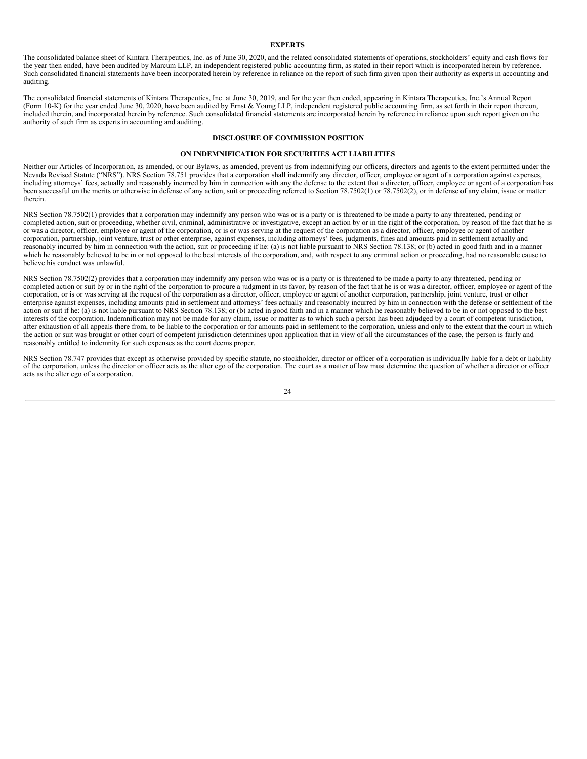## EXPERTS

The consolidated balance sheet of Kintara Therapeutics, Inc. as of June 30, 2020, and the related consolidated statements of operations, stockholders' equity and cash flows for the year then ended, have been audited by Marcum LLP, an independent registered public accounting firm, as stated in their report which is incorporated herein by reference. Such consolidated financial statements have been incorporated herein by reference in reliance on the report of such firm given upon their authority as experts in accounting and auditing.

The consolidated financial statements of Kintara Therapeutics, Inc. at June 30, 2019, and for the year then ended, appearing in Kintara Therapeutics, Inc.'s Annual Report (Form 10-K) for the year ended June 30, 2020, have been audited by Ernst & Young LLP, independent registered public accounting firm, as set forth in their report thereon, included therein, and incorporated herein by reference. Such consolidated financial statements are incorporated herein by reference in reliance upon such report given on the authority of such firm as experts in accounting and auditing.

## DISCLOSURE OF COMMISSION POSITION

## ON INDEMNIFICATION FOR SECURITIES ACT LIABILITIES

Neither our Articles of Incorporation, as amended, or our Bylaws, as amended, prevent us from indemnifying our officers, directors and agents to the extent permitted under the Nevada Revised Statute ("NRS"). NRS Section 78.751 provides that a corporation shall indemnify any director, officer, employee or agent of a corporation against expenses, including attorneys' fees, actually and reasonably incurred by him in connection with any the defense to the extent that a director, officer, employee or agent of a corporation has been successful on the merits or otherwise in defense of any action, suit or proceeding referred to Section 78.7502(1) or 78.7502(2), or in defense of any claim, issue or matter therein.

NRS Section 78.7502(1) provides that a corporation may indemnify any person who was or is a party or is threatened to be made a party to any threatened, pending or completed action, suit or proceeding, whether civil, criminal, administrative or investigative, except an action by or in the right of the corporation, by reason of the fact that he is or was a director, officer, employee or agent of the corporation, or is or was serving at the request of the corporation as a director, officer, employee or agent of another corporation, partnership, joint venture, trust or other enterprise, against expenses, including attorneys' fees, judgments, fines and amounts paid in settlement actually and reasonably incurred by him in connection with the action, suit or proceeding if he: (a) is not liable pursuant to NRS Section 78.138; or (b) acted in good faith and in a manner which he reasonably believed to be in or not opposed to the best interests of the corporation, and, with respect to any criminal action or proceeding, had no reasonable cause to believe his conduct was unlawful.

NRS Section 78.7502(2) provides that a corporation may indemnify any person who was or is a party or is threatened to be made a party to any threatened, pending or completed action or suit by or in the right of the corporation to procure a judgment in its favor, by reason of the fact that he is or was a director, officer, employee or agent of the corporation, or is or was serving at the request of the corporation as a director, officer, employee or agent of another corporation, partnership, joint venture, trust or other enterprise against expenses, including amounts paid in settlement and attorneys' fees actually and reasonably incurred by him in connection with the defense or settlement of the action or suit if he: (a) is not liable pursuant to NRS Section 78.138; or (b) acted in good faith and in a manner which he reasonably believed to be in or not opposed to the best interests of the corporation. Indemnification may not be made for any claim, issue or matter as to which such a person has been adjudged by a court of competent jurisdiction, after exhaustion of all appeals there from, to be liable to the corporation or for amounts paid in settlement to the corporation, unless and only to the extent that the court in which the action or suit was brought or other court of competent jurisdiction determines upon application that in view of all the circumstances of the case, the person is fairly and reasonably entitled to indemnity for such expenses as the court deems proper.

NRS Section 78.747 provides that except as otherwise provided by specific statute, no stockholder, director or officer of a corporation is individually liable for a debt or liability of the corporation, unless the director or officer acts as the alter ego of the corporation. The court as a matter of law must determine the question of whether a director or officer acts as the alter ego of a corporation.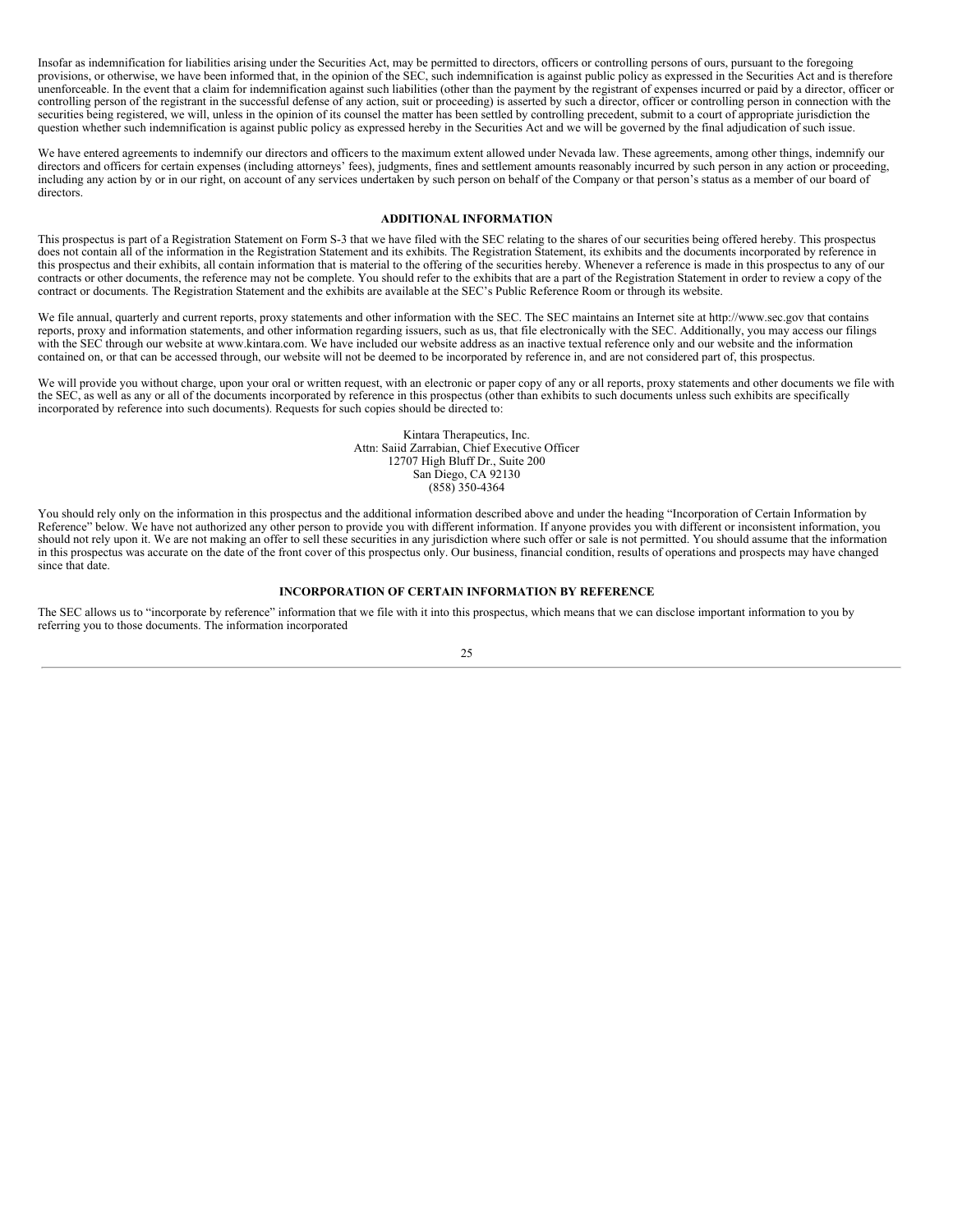Insofar as indemnification for liabilities arising under the Securities Act, may be permitted to directors, officers or controlling persons of ours, pursuant to the foregoing provisions, or otherwise, we have been informed that, in the opinion of the SEC, such indemnification is against public policy as expressed in the Securities Act and is therefore unenforceable. In the event that a claim for indemnification against such liabilities (other than the payment by the registrant of expenses incurred or paid by a director, officer or controlling person of the registrant in the successful defense of any action, suit or proceeding) is asserted by such a director, officer or controlling person in connection with the securities being registered, we will, unless in the opinion of its counsel the matter has been settled by controlling precedent, submit to a court of appropriate jurisdiction the question whether such indemnification is against public policy as expressed hereby in the Securities Act and we will be governed by the final adjudication of such issue.

We have entered agreements to indemnify our directors and officers to the maximum extent allowed under Nevada law. These agreements, among other things, indemnify our directors and officers for certain expenses (including attorneys' fees), judgments, fines and settlement amounts reasonably incurred by such person in any action or proceeding, including any action by or in our right, on account of any services undertaken by such person on behalf of the Company or that person's status as a member of our board of directors.

## ADDITIONAL INFORMATION

This prospectus is part of a Registration Statement on Form S-3 that we have filed with the SEC relating to the shares of our securities being offered hereby. This prospectus does not contain all of the information in the Registration Statement and its exhibits. The Registration Statement, its exhibits and the documents incorporated by reference in this prospectus and their exhibits, all contain information that is material to the offering of the securities hereby. Whenever a reference is made in this prospectus to any of our contracts or other documents, the reference may not be complete. You should refer to the exhibits that are a part of the Registration Statement in order to review a copy of the contract or documents. The Registration Statement and the exhibits are available at the SEC's Public Reference Room or through its website.

We file annual, quarterly and current reports, proxy statements and other information with the SEC. The SEC maintains an Internet site at http://www.sec.gov that contains reports, proxy and information statements, and other information regarding issuers, such as us, that file electronically with the SEC. Additionally, you may access our filings with the SEC through our website at www.kintara.com. We have included our website address as an inactive textual reference only and our website and the information contained on, or that can be accessed through, our website will not be deemed to be incorporated by reference in, and are not considered part of, this prospectus.

We will provide you without charge, upon your oral or written request, with an electronic or paper copy of any or all reports, proxy statements and other documents we file with the SEC, as well as any or all of the documents incorporated by reference in this prospectus (other than exhibits to such documents unless such exhibits are specifically incorporated by reference into such documents). Requests for such copies should be directed to:

Kintara Therapeutics, Inc.
Attn: Saiid Zarrabian, Chief Executive Officer
12707 High Bluff Dr., Suite 200
San Diego, CA 92130
(858) 350-4364

You should rely only on the information in this prospectus and the additional information described above and under the heading "Incorporation of Certain Information by Reference" below. We have not authorized any other person to provide you with different information. If anyone provides you with different or inconsistent information, you should not rely upon it. We are not making an offer to sell these securities in any jurisdiction where such offer or sale is not permitted. You should assume that the information in this prospectus was accurate on the date of the front cover of this prospectus only. Our business, financial condition, results of operations and prospects may have changed since that date.

## INCORPORATION OF CERTAIN INFORMATION BY REFERENCE

The SEC allows us to "incorporate by reference" information that we file with it into this prospectus, which means that we can disclose important information to you by referring you to those documents. The information incorporated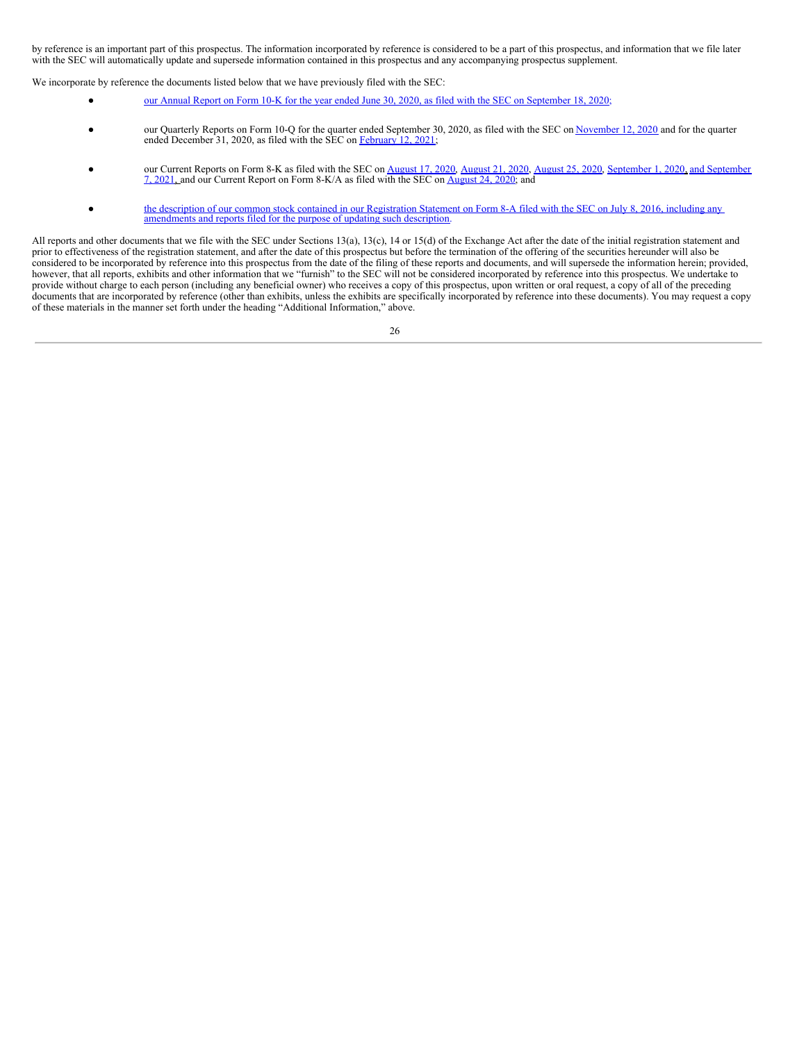by reference is an important part of this prospectus. The information incorporated by reference is considered to be a part of this prospectus, and information that we file later with the SEC will automatically update and supersede information contained in this prospectus and any accompanying prospectus supplement.

We incorporate by reference the documents listed below that we have previously filed with the SEC:

- our Annual Report on Form 10-K for the year ended June 30, 2020, as filed with the SEC on September 18, 2020;
- our Quarterly Reports on Form 10-Q for the quarter ended September 30, 2020, as filed with the SEC on November 12, 2020 and for the quarter ended December 31, 2020, as filed with the SEC on February 12, 2021;
- our Current Reports on Form 8-K as filed with the SEC on August 17, 2020, August 21, 2020, August 25, 2020, September 1, 2020, and September 7, 2021, and our Current Report on Form 8-K/A as filed with the SEC on August 24, 2020; and
- the description of our common stock contained in our Registration Statement on Form 8-A filed with the SEC on July 8, 2016, including any amendments and reports filed for the purpose of updating such description.

All reports and other documents that we file with the SEC under Sections 13(a), 13(c), 14 or 15(d) of the Exchange Act after the date of the initial registration statement and prior to effectiveness of the registration statement, and after the date of this prospectus but before the termination of the offering of the securities hereunder will also be considered to be incorporated by reference into this prospectus from the date of the filing of these reports and documents, and will supersede the information herein; provided, however, that all reports, exhibits and other information that we "furnish" to the SEC will not be considered incorporated by reference into this prospectus. We undertake to provide without charge to each person (including any beneficial owner) who receives a copy of this prospectus, upon written or oral request, a copy of all of the preceding documents that are incorporated by reference (other than exhibits, unless the exhibits are specifically incorporated by reference into these documents). You may request a copy of these materials in the manner set forth under the heading "Additional Information," above.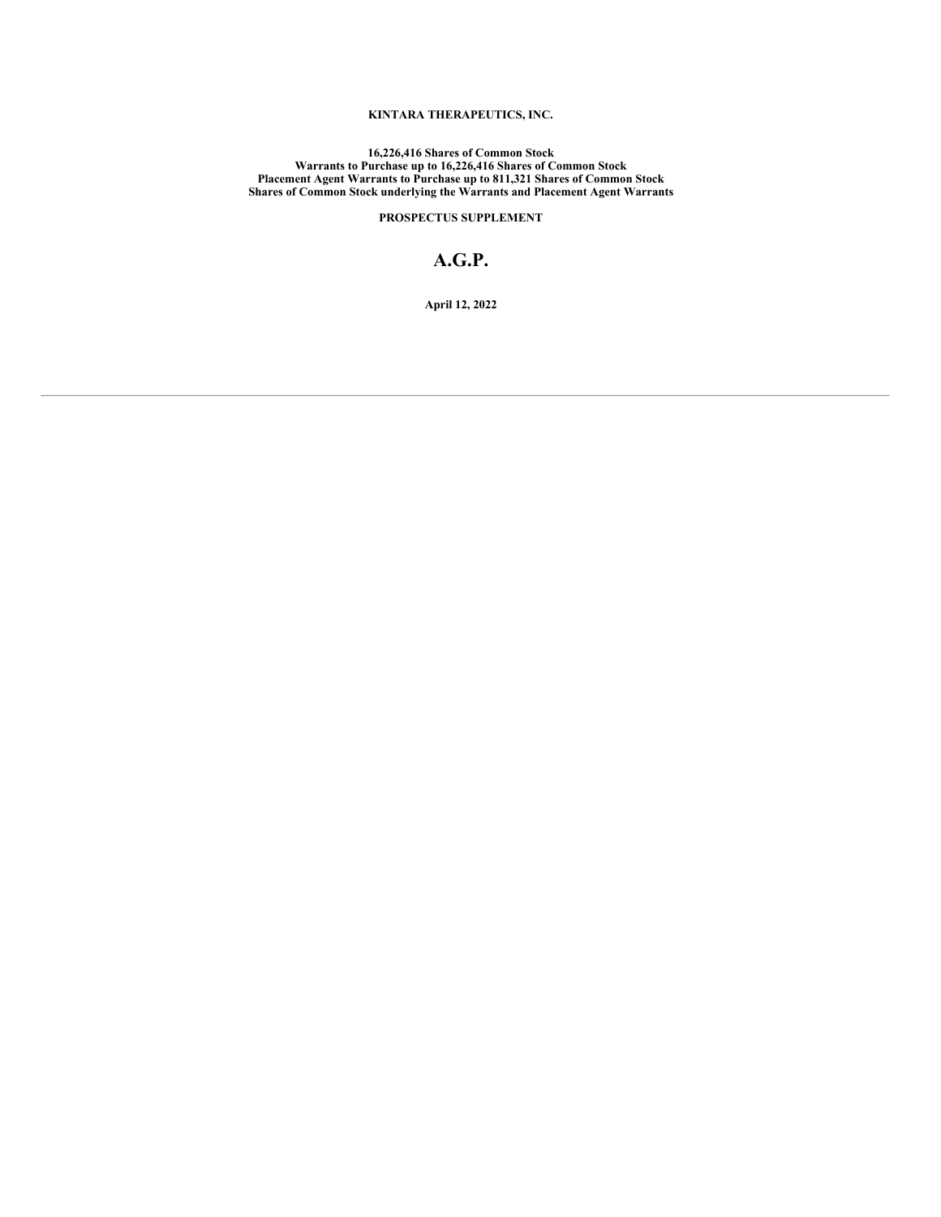**KINTARA THERAPEUTICS, INC.**

**16,226,416 Shares of Common Stock**
**Warrants to Purchase up to 16,226,416 Shares of Common Stock**
**Placement Agent Warrants to Purchase up to 811,321 Shares of Common Stock**
**Shares of Common Stock underlying the Warrants and Placement Agent Warrants**

**PROSPECTUS SUPPLEMENT**

# A.G.P.

**April 12, 2022**